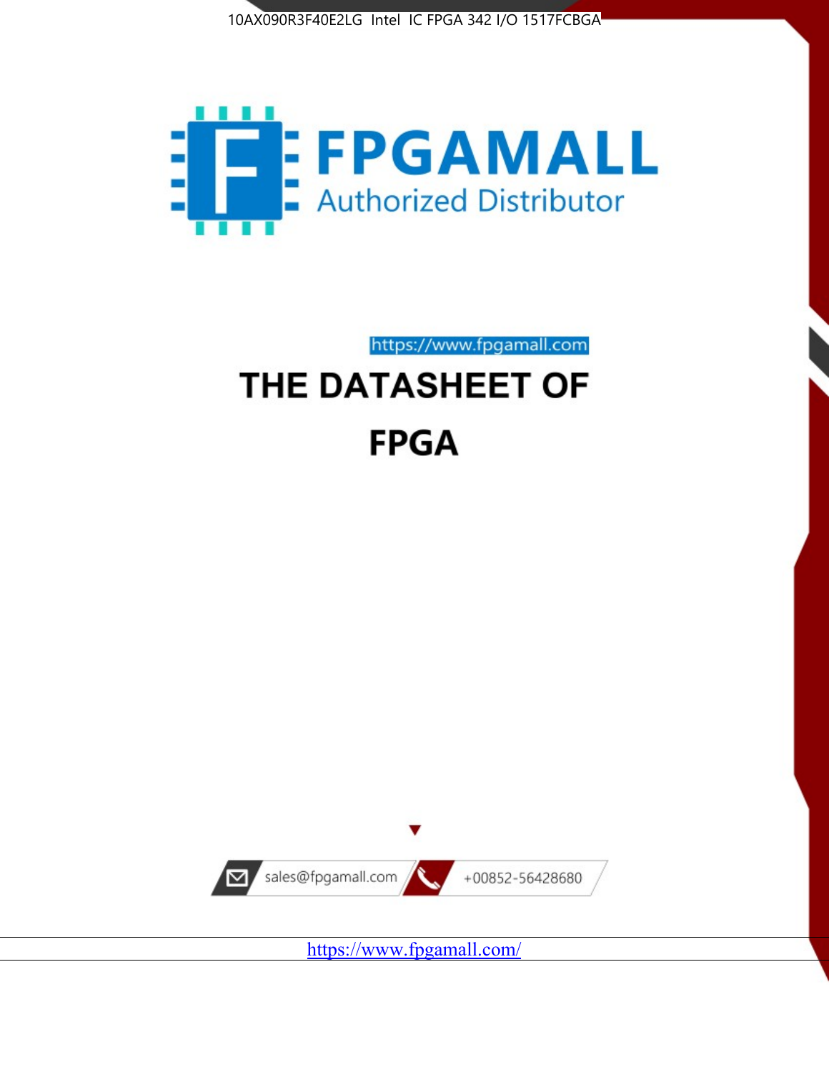10AX090R3F40E2LG Intel IC FPGA 342 I/O 1517FCBGA

FPGAMALL

Authorized Distributor

https://www.fpgamall.com

# THE DATASHEET OF

# FPGA

sales@fpgamall.com

+00852-56428680

https://www.fpgamall.com/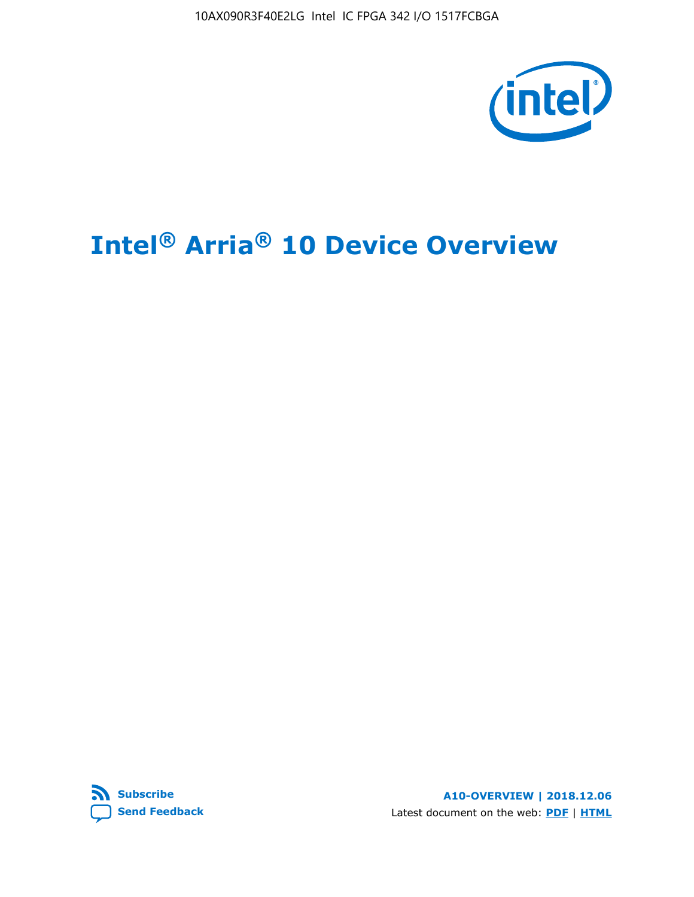10AX090R3F40E2LG Intel IC FPGA 342 I/O 1517FCBGA

# Intel® Arria® 10 Device Overview

Subscribe

Send Feedback

**A10-OVERVIEW | 2018.12.06**

Latest document on the web: **PDF** | **HTML**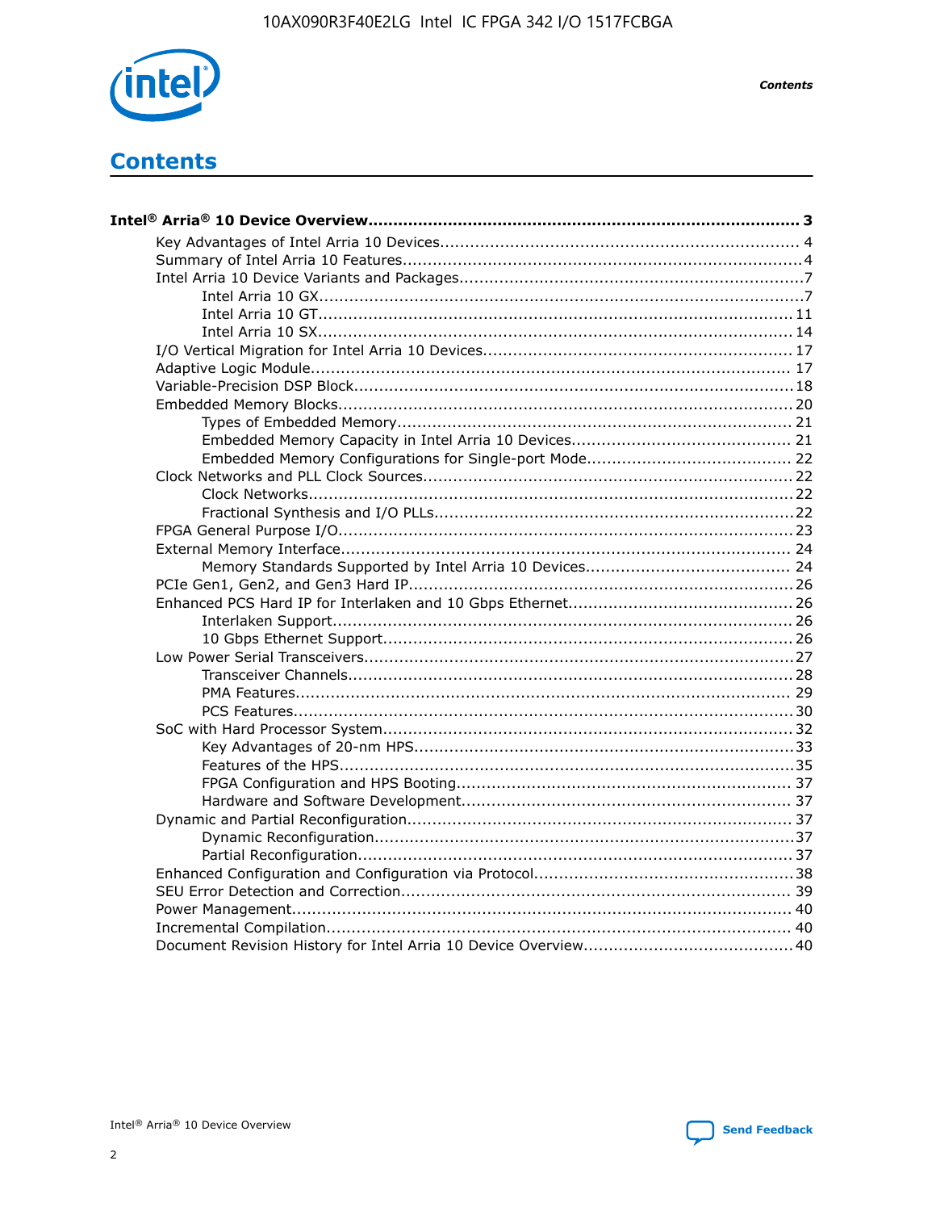# Contents

**Intel® Arria® 10 Device Overview....................................................................................... 3**

- Key Advantages of Intel Arria 10 Devices........................................................................ 4
- Summary of Intel Arria 10 Features................................................................................4
- Intel Arria 10 Device Variants and Packages.....................................................................7
  - Intel Arria 10 GX.................................................................................................7
  - Intel Arria 10 GT............................................................................................... 11
  - Intel Arria 10 SX............................................................................................... 14
- I/O Vertical Migration for Intel Arria 10 Devices.............................................................. 17
- Adaptive Logic Module................................................................................................ 17
- Variable-Precision DSP Block.......................................................................................18
- Embedded Memory Blocks........................................................................................... 20
  - Types of Embedded Memory............................................................................... 21
  - Embedded Memory Capacity in Intel Arria 10 Devices............................................ 21
  - Embedded Memory Configurations for Single-port Mode......................................... 22
- Clock Networks and PLL Clock Sources......................................................................... 22
  - Clock Networks................................................................................................. 22
  - Fractional Synthesis and I/O PLLs........................................................................22
- FPGA General Purpose I/O.......................................................................................... 23
- External Memory Interface.......................................................................................... 24
  - Memory Standards Supported by Intel Arria 10 Devices......................................... 24
- PCIe Gen1, Gen2, and Gen3 Hard IP............................................................................. 26
- Enhanced PCS Hard IP for Interlaken and 10 Gbps Ethernet............................................. 26
  - Interlaken Support............................................................................................ 26
  - 10 Gbps Ethernet Support.................................................................................. 26
- Low Power Serial Transceivers.....................................................................................27
  - Transceiver Channels......................................................................................... 28
  - PMA Features................................................................................................... 29
  - PCS Features................................................................................................... 30
- SoC with Hard Processor System.................................................................................. 32
  - Key Advantages of 20-nm HPS............................................................................33
  - Features of the HPS...........................................................................................35
  - FPGA Configuration and HPS Booting................................................................... 37
  - Hardware and Software Development.................................................................. 37
- Dynamic and Partial Reconfiguration............................................................................. 37
  - Dynamic Reconfiguration....................................................................................37
  - Partial Reconfiguration....................................................................................... 37
- Enhanced Configuration and Configuration via Protocol....................................................38
- SEU Error Detection and Correction.............................................................................. 39
- Power Management.................................................................................................... 40
- Incremental Compilation............................................................................................. 40
- Document Revision History for Intel Arria 10 Device Overview.......................................... 40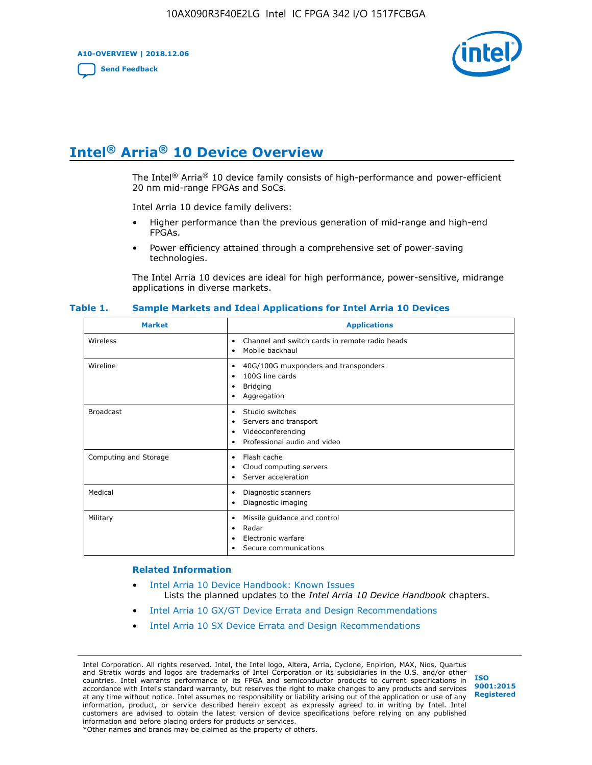# Intel® Arria® 10 Device Overview

The Intel® Arria® 10 device family consists of high-performance and power-efficient 20 nm mid-range FPGAs and SoCs.

Intel Arria 10 device family delivers:

- Higher performance than the previous generation of mid-range and high-end FPGAs.
- Power efficiency attained through a comprehensive set of power-saving technologies.

The Intel Arria 10 devices are ideal for high performance, power-sensitive, midrange applications in diverse markets.

**Table 1. Sample Markets and Ideal Applications for Intel Arria 10 Devices**

| Market | Applications |
|---|---|
| Wireless | • Channel and switch cards in remote radio heads<br>• Mobile backhaul |
| Wireline | • 40G/100G muxponders and transponders<br>• 100G line cards<br>• Bridging<br>• Aggregation |
| Broadcast | • Studio switches<br>• Servers and transport<br>• Videoconferencing<br>• Professional audio and video |
| Computing and Storage | • Flash cache<br>• Cloud computing servers<br>• Server acceleration |
| Medical | • Diagnostic scanners<br>• Diagnostic imaging |
| Military | • Missile guidance and control<br>• Radar<br>• Electronic warfare<br>• Secure communications |

## Related Information

- Intel Arria 10 Device Handbook: Known Issues
  Lists the planned updates to the *Intel Arria 10 Device Handbook* chapters.
- Intel Arria 10 GX/GT Device Errata and Design Recommendations
- Intel Arria 10 SX Device Errata and Design Recommendations

Intel Corporation. All rights reserved. Intel, the Intel logo, Altera, Arria, Cyclone, Enpirion, MAX, Nios, Quartus and Stratix words and logos are trademarks of Intel Corporation or its subsidiaries in the U.S. and/or other countries. Intel warrants performance of its FPGA and semiconductor products to current specifications in accordance with Intel's standard warranty, but reserves the right to make changes to any products and services at any time without notice. Intel assumes no responsibility or liability arising out of the application or use of any information, product, or service described herein except as expressly agreed to in writing by Intel. Intel customers are advised to obtain the latest version of device specifications before relying on any published information and before placing orders for products or services.
*Other names and brands may be claimed as the property of others.

ISO 9001:2015 Registered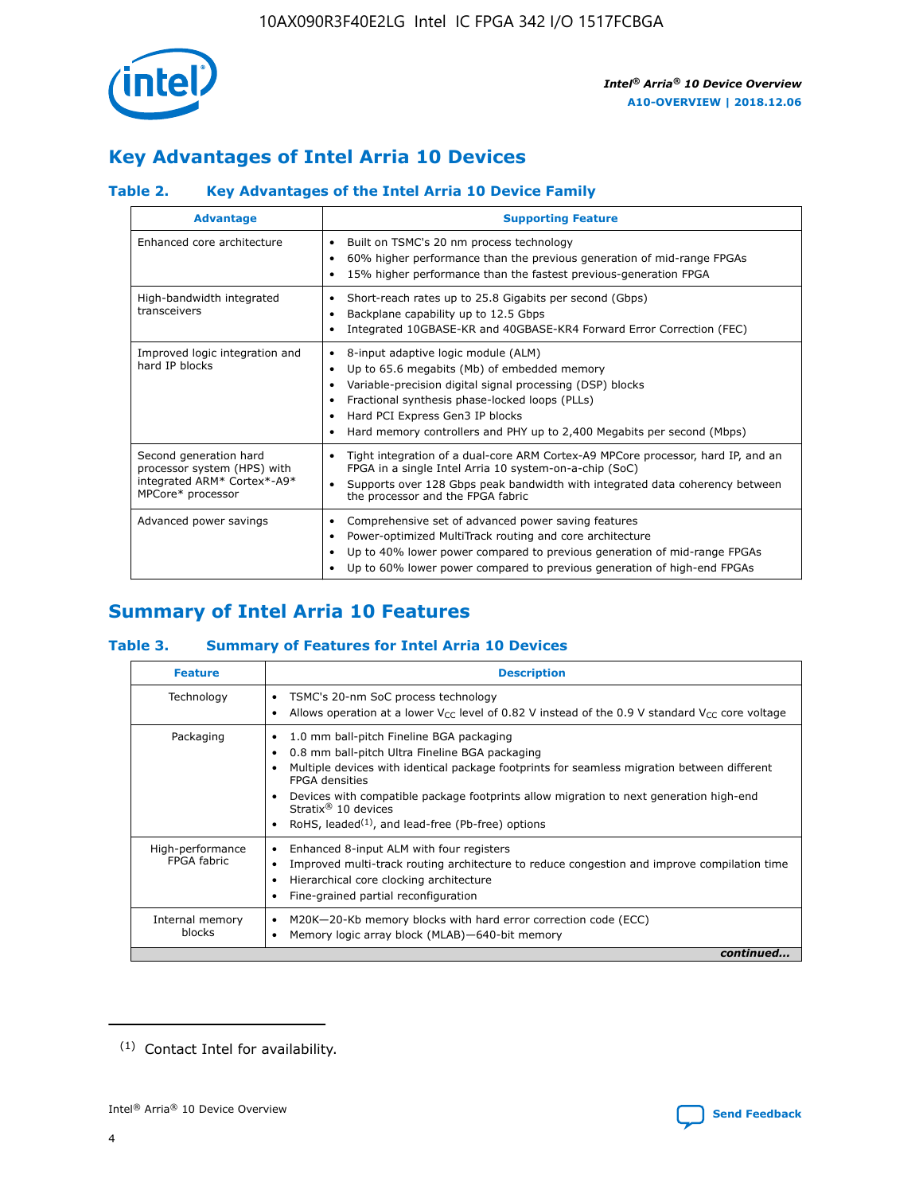# Key Advantages of Intel Arria 10 Devices

## Table 2. Key Advantages of the Intel Arria 10 Device Family

| Advantage | Supporting Feature |
|---|---|
| Enhanced core architecture | • Built on TSMC's 20 nm process technology<br>• 60% higher performance than the previous generation of mid-range FPGAs<br>• 15% higher performance than the fastest previous-generation FPGA |
| High-bandwidth integrated transceivers | • Short-reach rates up to 25.8 Gigabits per second (Gbps)<br>• Backplane capability up to 12.5 Gbps<br>• Integrated 10GBASE-KR and 40GBASE-KR4 Forward Error Correction (FEC) |
| Improved logic integration and hard IP blocks | • 8-input adaptive logic module (ALM)<br>• Up to 65.6 megabits (Mb) of embedded memory<br>• Variable-precision digital signal processing (DSP) blocks<br>• Fractional synthesis phase-locked loops (PLLs)<br>• Hard PCI Express Gen3 IP blocks<br>• Hard memory controllers and PHY up to 2,400 Megabits per second (Mbps) |
| Second generation hard processor system (HPS) with integrated ARM* Cortex*-A9* MPCore* processor | • Tight integration of a dual-core ARM Cortex-A9 MPCore processor, hard IP, and an FPGA in a single Intel Arria 10 system-on-a-chip (SoC)<br>• Supports over 128 Gbps peak bandwidth with integrated data coherency between the processor and the FPGA fabric |
| Advanced power savings | • Comprehensive set of advanced power saving features<br>• Power-optimized MultiTrack routing and core architecture<br>• Up to 40% lower power compared to previous generation of mid-range FPGAs<br>• Up to 60% lower power compared to previous generation of high-end FPGAs |

# Summary of Intel Arria 10 Features

## Table 3. Summary of Features for Intel Arria 10 Devices

| Feature | Description |
|---|---|
| Technology | • TSMC's 20-nm SoC process technology<br>• Allows operation at a lower $V_{CC}$ level of 0.82 V instead of the 0.9 V standard $V_{CC}$ core voltage |
| Packaging | • 1.0 mm ball-pitch Fineline BGA packaging<br>• 0.8 mm ball-pitch Ultra Fineline BGA packaging<br>• Multiple devices with identical package footprints for seamless migration between different FPGA densities<br>• Devices with compatible package footprints allow migration to next generation high-end Stratix® 10 devices<br>• RoHS, leaded[(1)], and lead-free (Pb-free) options |
| High-performance FPGA fabric | • Enhanced 8-input ALM with four registers<br>• Improved multi-track routing architecture to reduce congestion and improve compilation time<br>• Hierarchical core clocking architecture<br>• Fine-grained partial reconfiguration |
| Internal memory blocks | • M20K—20-Kb memory blocks with hard error correction code (ECC)<br>• Memory logic array block (MLAB)—640-bit memory |

*continued...*

(1) Contact Intel for availability.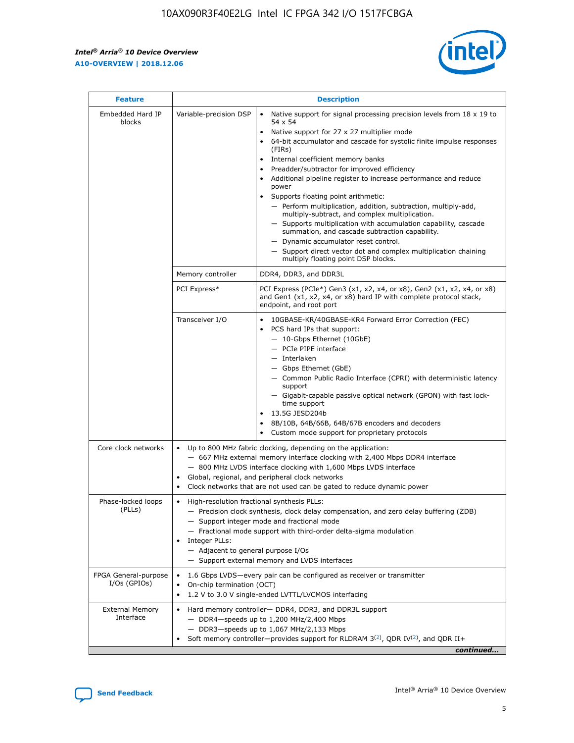| Feature | Description | |
|---|---|---|
| Embedded Hard IP blocks | Variable-precision DSP | • Native support for signal processing precision levels from 18 x 19 to 54 x 54<br>• Native support for 27 x 27 multiplier mode<br>• 64-bit accumulator and cascade for systolic finite impulse responses (FIRs)<br>• Internal coefficient memory banks<br>• Preadder/subtractor for improved efficiency<br>• Additional pipeline register to increase performance and reduce power<br>• Supports floating point arithmetic:<br>— Perform multiplication, addition, subtraction, multiply-add, multiply-subtract, and complex multiplication.<br>— Supports multiplication with accumulation capability, cascade summation, and cascade subtraction capability.<br>— Dynamic accumulator reset control.<br>— Support direct vector dot and complex multiplication chaining multiply floating point DSP blocks. |
| | Memory controller | DDR4, DDR3, and DDR3L |
| | PCI Express* | PCI Express (PCIe*) Gen3 (x1, x2, x4, or x8), Gen2 (x1, x2, x4, or x8) and Gen1 (x1, x2, x4, or x8) hard IP with complete protocol stack, endpoint, and root port |
| | Transceiver I/O | • 10GBASE-KR/40GBASE-KR4 Forward Error Correction (FEC)<br>• PCS hard IPs that support:<br>— 10-Gbps Ethernet (10GbE)<br>— PCIe PIPE interface<br>— Interlaken<br>— Gbps Ethernet (GbE)<br>— Common Public Radio Interface (CPRI) with deterministic latency support<br>— Gigabit-capable passive optical network (GPON) with fast lock-time support<br>• 13.5G JESD204b<br>• 8B/10B, 64B/66B, 64B/67B encoders and decoders<br>• Custom mode support for proprietary protocols |
| Core clock networks | • Up to 800 MHz fabric clocking, depending on the application:<br>— 667 MHz external memory interface clocking with 2,400 Mbps DDR4 interface<br>— 800 MHz LVDS interface clocking with 1,600 Mbps LVDS interface<br>• Global, regional, and peripheral clock networks<br>• Clock networks that are not used can be gated to reduce dynamic power | |
| Phase-locked loops (PLLs) | • High-resolution fractional synthesis PLLs:<br>— Precision clock synthesis, clock delay compensation, and zero delay buffering (ZDB)<br>— Support integer mode and fractional mode<br>— Fractional mode support with third-order delta-sigma modulation<br>• Integer PLLs:<br>— Adjacent to general purpose I/Os<br>— Support external memory and LVDS interfaces | |
| FPGA General-purpose I/Os (GPIOs) | • 1.6 Gbps LVDS—every pair can be configured as receiver or transmitter<br>• On-chip termination (OCT)<br>• 1.2 V to 3.0 V single-ended LVTTL/LVCMOS interfacing | |
| External Memory Interface | • Hard memory controller— DDR4, DDR3, and DDR3L support<br>— DDR4—speeds up to 1,200 MHz/2,400 Mbps<br>— DDR3—speeds up to 1,067 MHz/2,133 Mbps<br>• Soft memory controller—provides support for RLDRAM 3[(2)], QDR IV[(2)], and QDR II+ | |

*continued...*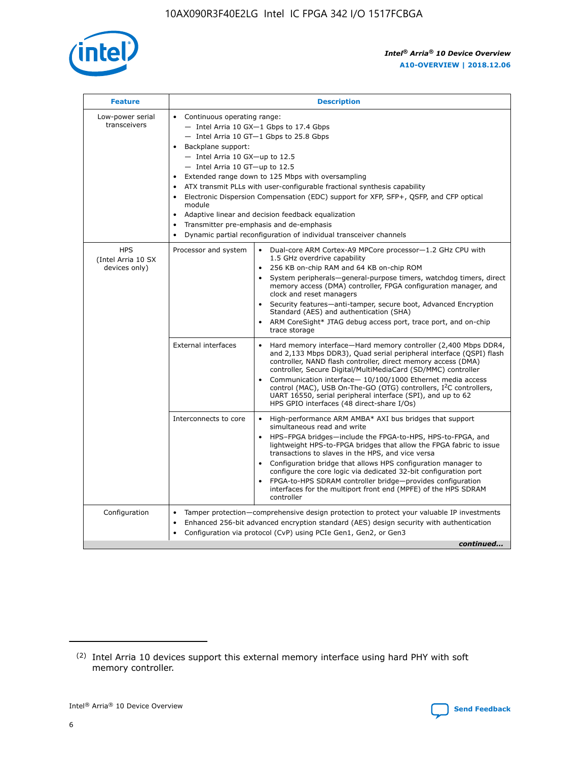| Feature | Description | |
|---|---|---|
| Low-power serial transceivers | • Continuous operating range:<br>— Intel Arria 10 GX—1 Gbps to 17.4 Gbps<br>— Intel Arria 10 GT—1 Gbps to 25.8 Gbps<br>• Backplane support:<br>— Intel Arria 10 GX—up to 12.5<br>— Intel Arria 10 GT—up to 12.5<br>• Extended range down to 125 Mbps with oversampling<br>• ATX transmit PLLs with user-configurable fractional synthesis capability<br>• Electronic Dispersion Compensation (EDC) support for XFP, SFP+, QSFP, and CFP optical module<br>• Adaptive linear and decision feedback equalization<br>• Transmitter pre-emphasis and de-emphasis<br>• Dynamic partial reconfiguration of individual transceiver channels | |
| HPS (Intel Arria 10 SX devices only) | Processor and system | • Dual-core ARM Cortex-A9 MPCore processor—1.2 GHz CPU with 1.5 GHz overdrive capability<br>• 256 KB on-chip RAM and 64 KB on-chip ROM<br>• System peripherals—general-purpose timers, watchdog timers, direct memory access (DMA) controller, FPGA configuration manager, and clock and reset managers<br>• Security features—anti-tamper, secure boot, Advanced Encryption Standard (AES) and authentication (SHA)<br>• ARM CoreSight* JTAG debug access port, trace port, and on-chip trace storage |
| | External interfaces | • Hard memory interface—Hard memory controller (2,400 Mbps DDR4, and 2,133 Mbps DDR3), Quad serial peripheral interface (QSPI) flash controller, NAND flash controller, direct memory access (DMA) controller, Secure Digital/MultiMediaCard (SD/MMC) controller<br>• Communication interface— 10/100/1000 Ethernet media access control (MAC), USB On-The-GO (OTG) controllers, I²C controllers, UART 16550, serial peripheral interface (SPI), and up to 62 HPS GPIO interfaces (48 direct-share I/Os) |
| | Interconnects to core | • High-performance ARM AMBA* AXI bus bridges that support simultaneous read and write<br>• HPS–FPGA bridges—include the FPGA-to-HPS, HPS-to-FPGA, and lightweight HPS-to-FPGA bridges that allow the FPGA fabric to issue transactions to slaves in the HPS, and vice versa<br>• Configuration bridge that allows HPS configuration manager to configure the core logic via dedicated 32-bit configuration port<br>• FPGA-to-HPS SDRAM controller bridge—provides configuration interfaces for the multiport front end (MPFE) of the HPS SDRAM controller |
| Configuration | • Tamper protection—comprehensive design protection to protect your valuable IP investments<br>• Enhanced 256-bit advanced encryption standard (AES) design security with authentication<br>• Configuration via protocol (CvP) using PCIe Gen1, Gen2, or Gen3 | |

*continued...*

(2) Intel Arria 10 devices support this external memory interface using hard PHY with soft memory controller.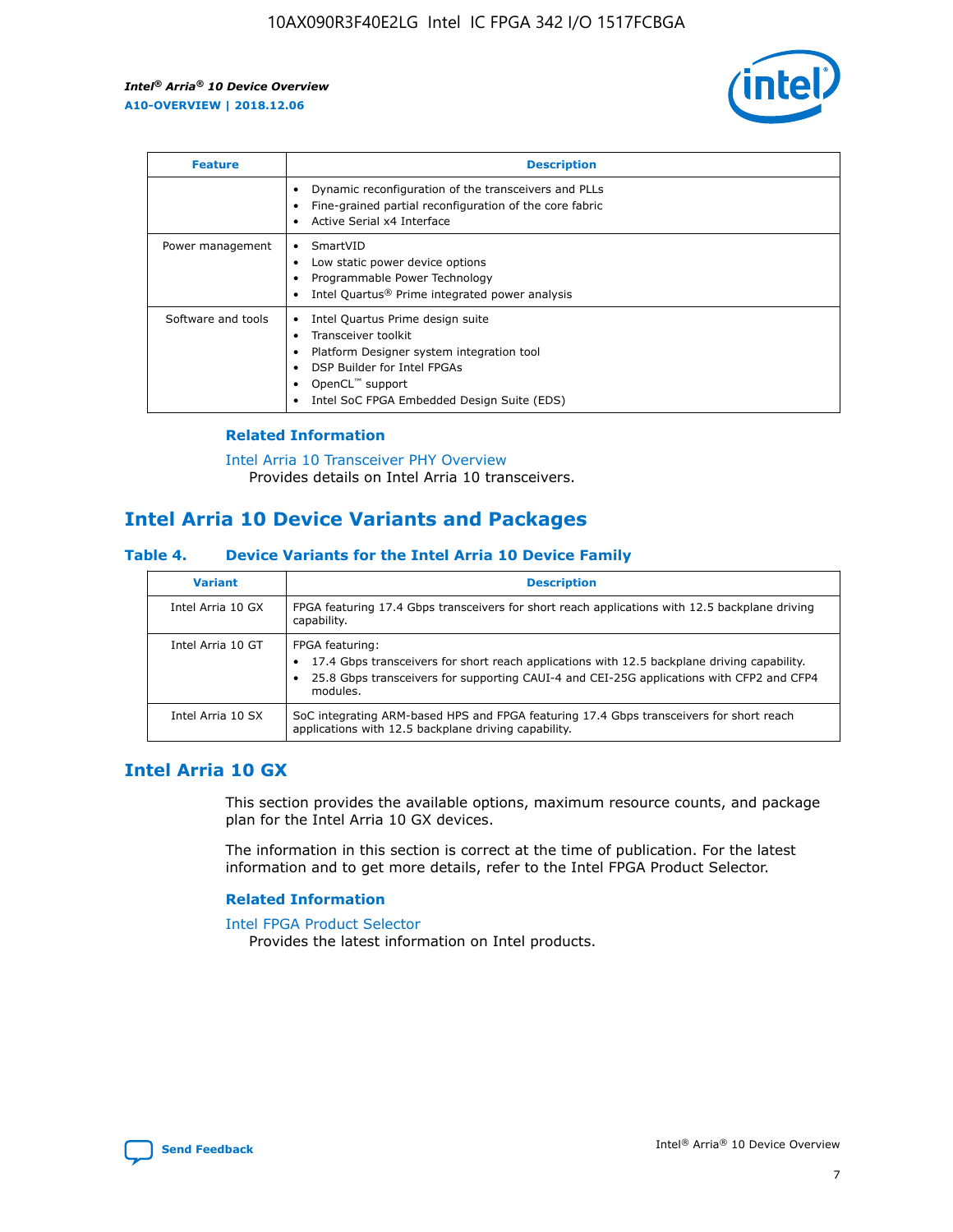| Feature | Description |
| --- | --- |
| | • Dynamic reconfiguration of the transceivers and PLLs<br>• Fine-grained partial reconfiguration of the core fabric<br>• Active Serial x4 Interface |
| Power management | • SmartVID<br>• Low static power device options<br>• Programmable Power Technology<br>• Intel Quartus® Prime integrated power analysis |
| Software and tools | • Intel Quartus Prime design suite<br>• Transceiver toolkit<br>• Platform Designer system integration tool<br>• DSP Builder for Intel FPGAs<br>• OpenCL™ support<br>• Intel SoC FPGA Embedded Design Suite (EDS) |

### Related Information

Intel Arria 10 Transceiver PHY Overview
Provides details on Intel Arria 10 transceivers.

## Intel Arria 10 Device Variants and Packages

### Table 4. Device Variants for the Intel Arria 10 Device Family

| Variant | Description |
| --- | --- |
| Intel Arria 10 GX | FPGA featuring 17.4 Gbps transceivers for short reach applications with 12.5 backplane driving capability. |
| Intel Arria 10 GT | FPGA featuring:<br>• 17.4 Gbps transceivers for short reach applications with 12.5 backplane driving capability.<br>• 25.8 Gbps transceivers for supporting CAUI-4 and CEI-25G applications with CFP2 and CFP4 modules. |
| Intel Arria 10 SX | SoC integrating ARM-based HPS and FPGA featuring 17.4 Gbps transceivers for short reach applications with 12.5 backplane driving capability. |

## Intel Arria 10 GX

This section provides the available options, maximum resource counts, and package plan for the Intel Arria 10 GX devices.

The information in this section is correct at the time of publication. For the latest information and to get more details, refer to the Intel FPGA Product Selector.

### Related Information

Intel FPGA Product Selector
Provides the latest information on Intel products.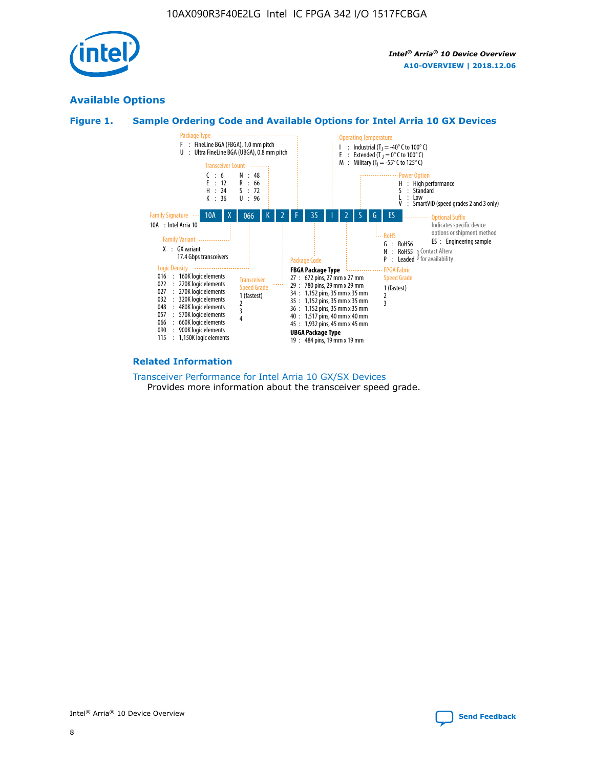## Available Options

### Figure 1. Sample Ordering Code and Available Options for Intel Arria 10 GX Devices

Package Type
F : FineLine BGA (FBGA), 1.0 mm pitch
U : Ultra FineLine BGA (UBGA), 0.8 mm pitch

Transceiver Count
C : 6
E : 12
H : 24
K : 36
N : 48
R : 66
S : 72
U : 96

Operating Temperature
I : Industrial ($T_J$ = -40° C to 100° C)
E : Extended ($T_J$ = 0° C to 100° C)
M : Military ($T_J$ = -55° C to 125° C)

Power Option
H : High performance
S : Standard
L : Low
V : SmartVID (speed grades 2 and 3 only)

Family Signature
10A : Intel Arria 10

10A X 066 K 2 F 35 I 2 S G ES

Optional Suffix
Indicates specific device options or shipment method
ES : Engineering sample

Family Variant
X : GX variant
17.4 Gbps transceivers

RoHS
G : RoHS6
N : RoHS5
P : Leaded
Contact Altera for availability

Logic Density
016 : 160K logic elements
022 : 220K logic elements
027 : 270K logic elements
032 : 320K logic elements
048 : 480K logic elements
057 : 570K logic elements
066 : 660K logic elements
090 : 900K logic elements
115 : 1,150K logic elements

Transceiver Speed Grade
1 (fastest)
2
3
4

Package Code
**FBGA Package Type**
27 : 672 pins, 27 mm x 27 mm
29 : 780 pins, 29 mm x 29 mm
34 : 1,152 pins, 35 mm x 35 mm
35 : 1,152 pins, 35 mm x 35 mm
36 : 1,152 pins, 35 mm x 35 mm
40 : 1,517 pins, 40 mm x 40 mm
45 : 1,932 pins, 45 mm x 45 mm
**UBGA Package Type**
19 : 484 pins, 19 mm x 19 mm

FPGA Fabric Speed Grade
1 (fastest)
2
3

### Related Information

Transceiver Performance for Intel Arria 10 GX/SX Devices
Provides more information about the transceiver speed grade.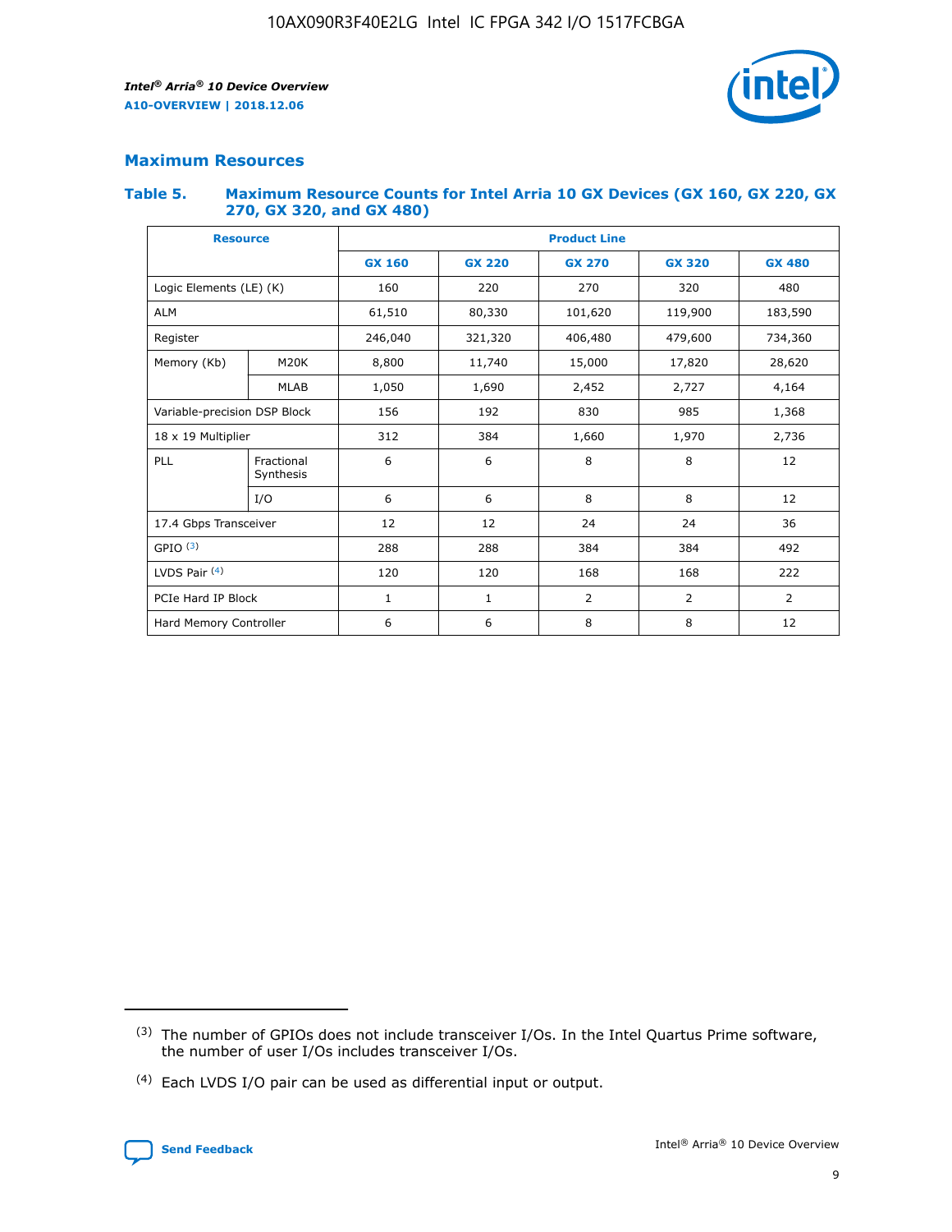## Maximum Resources

### Table 5. Maximum Resource Counts for Intel Arria 10 GX Devices (GX 160, GX 220, GX 270, GX 320, and GX 480)

| Resource | | Product Line | | | | |
|---|---|---|---|---|---|---|
| | | GX 160 | GX 220 | GX 270 | GX 320 | GX 480 |
| Logic Elements (LE) (K) | | 160 | 220 | 270 | 320 | 480 |
| ALM | | 61,510 | 80,330 | 101,620 | 119,900 | 183,590 |
| Register | | 246,040 | 321,320 | 406,480 | 479,600 | 734,360 |
| Memory (Kb) | M20K | 8,800 | 11,740 | 15,000 | 17,820 | 28,620 |
| | MLAB | 1,050 | 1,690 | 2,452 | 2,727 | 4,164 |
| Variable-precision DSP Block | | 156 | 192 | 830 | 985 | 1,368 |
| 18 x 19 Multiplier | | 312 | 384 | 1,660 | 1,970 | 2,736 |
| PLL | Fractional Synthesis | 6 | 6 | 8 | 8 | 12 |
| | I/O | 6 | 6 | 8 | 8 | 12 |
| 17.4 Gbps Transceiver | | 12 | 12 | 24 | 24 | 36 |
| GPIO (3) | | 288 | 288 | 384 | 384 | 492 |
| LVDS Pair (4) | | 120 | 120 | 168 | 168 | 222 |
| PCIe Hard IP Block | | 1 | 1 | 2 | 2 | 2 |
| Hard Memory Controller | | 6 | 6 | 8 | 8 | 12 |

(3) The number of GPIOs does not include transceiver I/Os. In the Intel Quartus Prime software, the number of user I/Os includes transceiver I/Os.

(4) Each LVDS I/O pair can be used as differential input or output.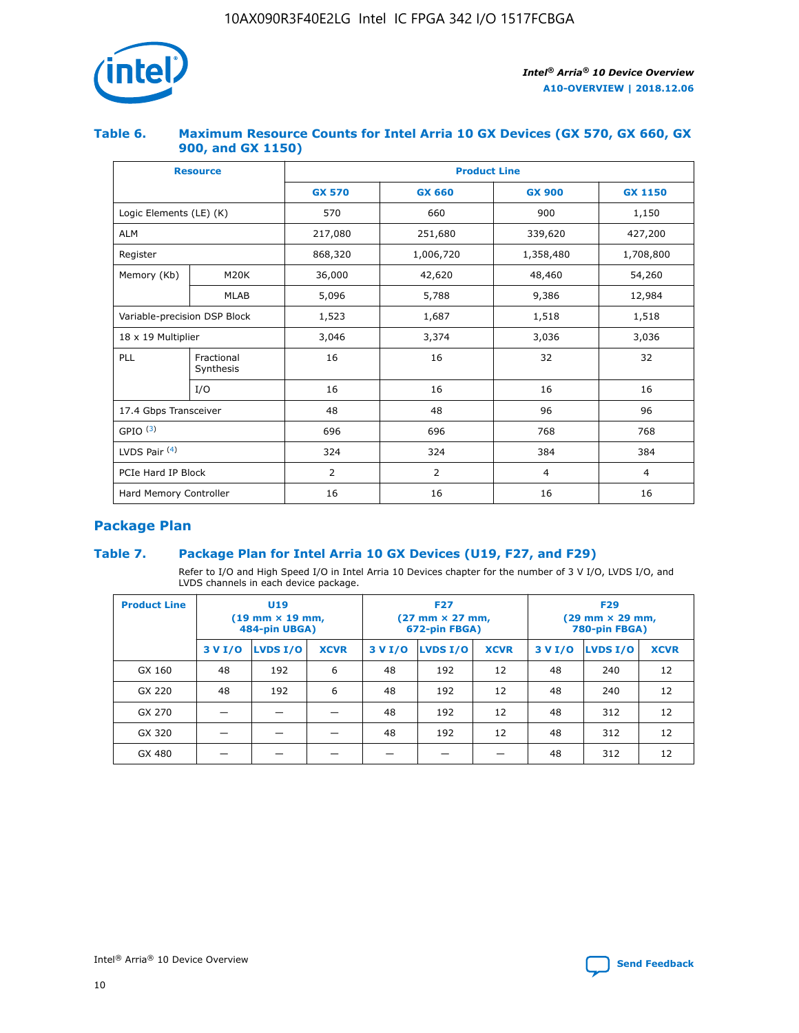## Table 6. Maximum Resource Counts for Intel Arria 10 GX Devices (GX 570, GX 660, GX 900, and GX 1150)

| Resource | | Product Line | | | |
|---|---|---|---|---|---|
| | | GX 570 | GX 660 | GX 900 | GX 1150 |
| Logic Elements (LE) (K) | | 570 | 660 | 900 | 1,150 |
| ALM | | 217,080 | 251,680 | 339,620 | 427,200 |
| Register | | 868,320 | 1,006,720 | 1,358,480 | 1,708,800 |
| Memory (Kb) | M20K | 36,000 | 42,620 | 48,460 | 54,260 |
| | MLAB | 5,096 | 5,788 | 9,386 | 12,984 |
| Variable-precision DSP Block | | 1,523 | 1,687 | 1,518 | 1,518 |
| 18 x 19 Multiplier | | 3,046 | 3,374 | 3,036 | 3,036 |
| PLL | Fractional Synthesis | 16 | 16 | 32 | 32 |
| | I/O | 16 | 16 | 16 | 16 |
| 17.4 Gbps Transceiver | | 48 | 48 | 96 | 96 |
| GPIO [(3)] | | 696 | 696 | 768 | 768 |
| LVDS Pair [(4)] | | 324 | 324 | 384 | 384 |
| PCIe Hard IP Block | | 2 | 2 | 4 | 4 |
| Hard Memory Controller | | 16 | 16 | 16 | 16 |

## Package Plan

## Table 7. Package Plan for Intel Arria 10 GX Devices (U19, F27, and F29)

Refer to I/O and High Speed I/O in Intel Arria 10 Devices chapter for the number of 3 V I/O, LVDS I/O, and LVDS channels in each device package.

| Product Line | U19 (19 mm × 19 mm, 484-pin UBGA) | | | F27 (27 mm × 27 mm, 672-pin FBGA) | | | F29 (29 mm × 29 mm, 780-pin FBGA) | | |
|---|---|---|---|---|---|---|---|---|---|
| | 3 V I/O | LVDS I/O | XCVR | 3 V I/O | LVDS I/O | XCVR | 3 V I/O | LVDS I/O | XCVR |
| GX 160 | 48 | 192 | 6 | 48 | 192 | 12 | 48 | 240 | 12 |
| GX 220 | 48 | 192 | 6 | 48 | 192 | 12 | 48 | 240 | 12 |
| GX 270 | — | — | — | 48 | 192 | 12 | 48 | 312 | 12 |
| GX 320 | — | — | — | 48 | 192 | 12 | 48 | 312 | 12 |
| GX 480 | — | — | — | — | — | — | 48 | 312 | 12 |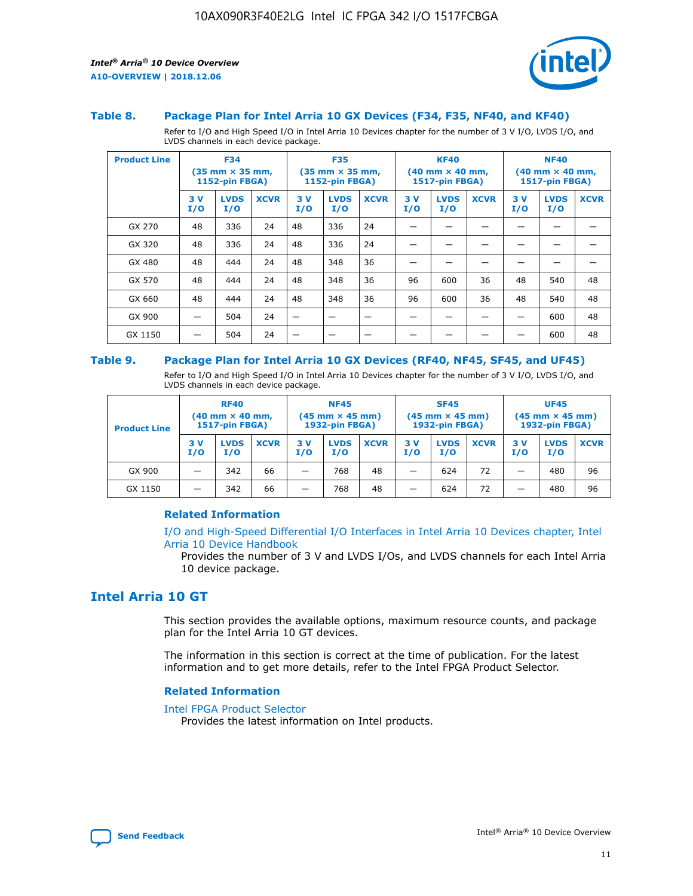### Table 8. Package Plan for Intel Arria 10 GX Devices (F34, F35, NF40, and KF40)

Refer to I/O and High Speed I/O in Intel Arria 10 Devices chapter for the number of 3 V I/O, LVDS I/O, and LVDS channels in each device package.

| Product Line | F34 (35 mm × 35 mm, 1152-pin FBGA) | | | F35 (35 mm × 35 mm, 1152-pin FBGA) | | | KF40 (40 mm × 40 mm, 1517-pin FBGA) | | | NF40 (40 mm × 40 mm, 1517-pin FBGA) | | |
|---|---|---|---|---|---|---|---|---|---|---|---|---|
| | 3 V I/O | LVDS I/O | XCVR | 3 V I/O | LVDS I/O | XCVR | 3 V I/O | LVDS I/O | XCVR | 3 V I/O | LVDS I/O | XCVR |
| GX 270 | 48 | 336 | 24 | 48 | 336 | 24 | — | — | — | — | — | — |
| GX 320 | 48 | 336 | 24 | 48 | 336 | 24 | — | — | — | — | — | — |
| GX 480 | 48 | 444 | 24 | 48 | 348 | 36 | — | — | — | — | — | — |
| GX 570 | 48 | 444 | 24 | 48 | 348 | 36 | 96 | 600 | 36 | 48 | 540 | 48 |
| GX 660 | 48 | 444 | 24 | 48 | 348 | 36 | 96 | 600 | 36 | 48 | 540 | 48 |
| GX 900 | — | 504 | 24 | — | — | — | — | — | — | — | 600 | 48 |
| GX 1150 | — | 504 | 24 | — | — | — | — | — | — | — | 600 | 48 |

### Table 9. Package Plan for Intel Arria 10 GX Devices (RF40, NF45, SF45, and UF45)

Refer to I/O and High Speed I/O in Intel Arria 10 Devices chapter for the number of 3 V I/O, LVDS I/O, and LVDS channels in each device package.

| Product Line | RF40 (40 mm × 40 mm, 1517-pin FBGA) | | | NF45 (45 mm × 45 mm) 1932-pin FBGA) | | | SF45 (45 mm × 45 mm) 1932-pin FBGA) | | | UF45 (45 mm × 45 mm) 1932-pin FBGA) | | |
|---|---|---|---|---|---|---|---|---|---|---|---|---|
| | 3 V I/O | LVDS I/O | XCVR | 3 V I/O | LVDS I/O | XCVR | 3 V I/O | LVDS I/O | XCVR | 3 V I/O | LVDS I/O | XCVR |
| GX 900 | — | 342 | 66 | — | 768 | 48 | — | 624 | 72 | — | 480 | 96 |
| GX 1150 | — | 342 | 66 | — | 768 | 48 | — | 624 | 72 | — | 480 | 96 |

#### Related Information

I/O and High-Speed Differential I/O Interfaces in Intel Arria 10 Devices chapter, Intel Arria 10 Device Handbook

Provides the number of 3 V and LVDS I/Os, and LVDS channels for each Intel Arria 10 device package.

## Intel Arria 10 GT

This section provides the available options, maximum resource counts, and package plan for the Intel Arria 10 GT devices.

The information in this section is correct at the time of publication. For the latest information and to get more details, refer to the Intel FPGA Product Selector.

#### Related Information

Intel FPGA Product Selector

Provides the latest information on Intel products.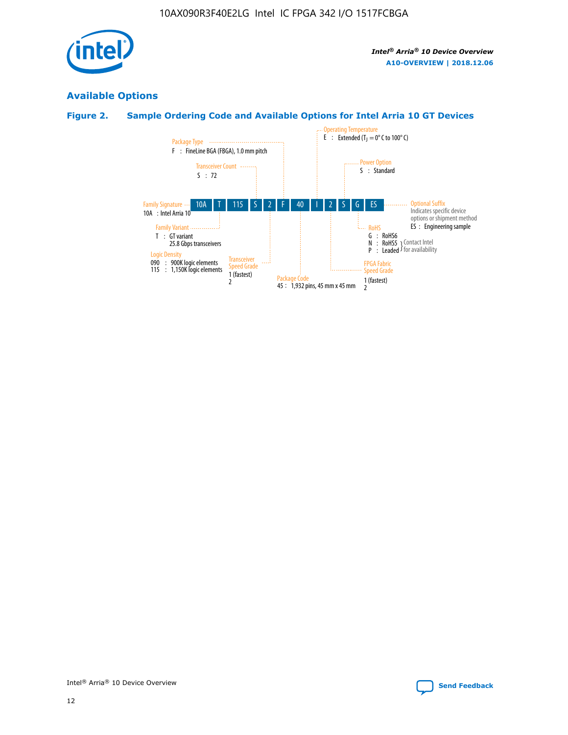## Available Options

### Figure 2. Sample Ordering Code and Available Options for Intel Arria 10 GT Devices

10A T 115 S 2 F 40 I 2 S G ES

Family Signature
10A : Intel Arria 10

Family Variant
T : GT variant
25.8 Gbps transceivers

Logic Density
090 : 900K logic elements
115 : 1,150K logic elements

Transceiver Count
S : 72

Transceiver Speed Grade
1 (fastest)
2

Package Type
F : FineLine BGA (FBGA), 1.0 mm pitch

Package Code
45 : 1,932 pins, 45 mm x 45 mm

Operating Temperature
E : Extended ($T_J$ = 0° C to 100° C)

FPGA Fabric Speed Grade
1 (fastest)
2

Power Option
S : Standard

RoHS
G : RoHS6
N : RoHS5
P : Leaded
Contact Intel for availability

Optional Suffix
Indicates specific device options or shipment method
ES : Engineering sample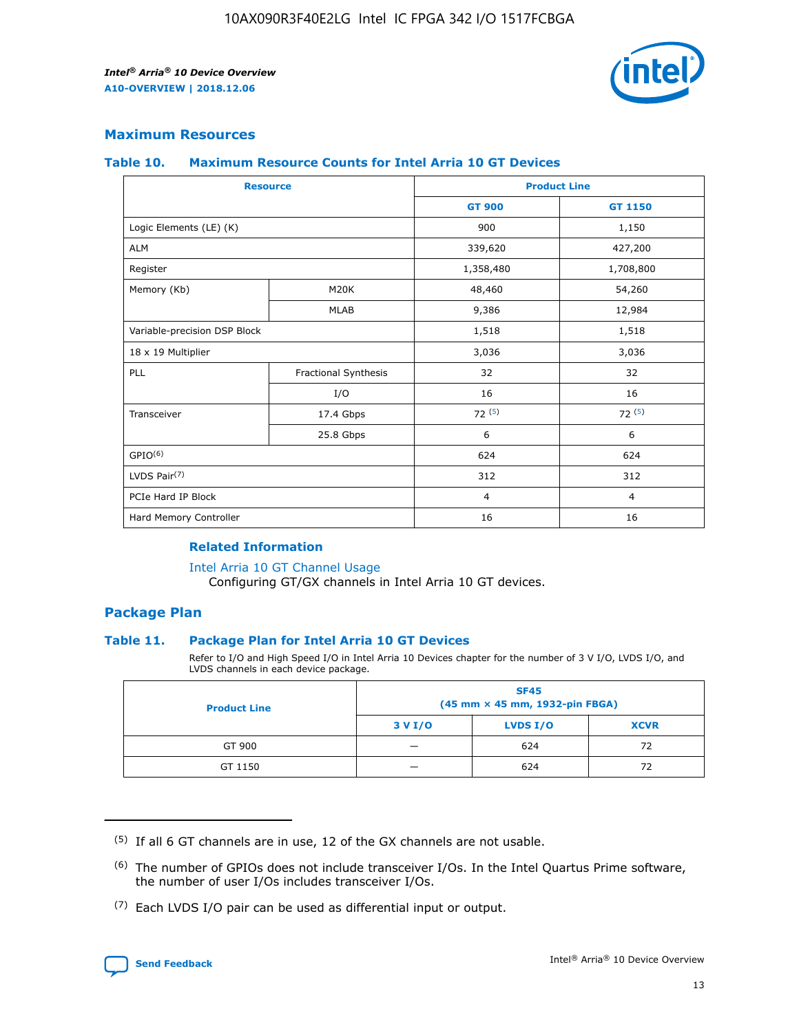## Maximum Resources

### Table 10. Maximum Resource Counts for Intel Arria 10 GT Devices

| Resource | | Product Line | |
|---|---|---|---|
| | | GT 900 | GT 1150 |
| Logic Elements (LE) (K) | | 900 | 1,150 |
| ALM | | 339,620 | 427,200 |
| Register | | 1,358,480 | 1,708,800 |
| Memory (Kb) | M20K | 48,460 | 54,260 |
| | MLAB | 9,386 | 12,984 |
| Variable-precision DSP Block | | 1,518 | 1,518 |
| 18 x 19 Multiplier | | 3,036 | 3,036 |
| PLL | Fractional Synthesis | 32 | 32 |
| | I/O | 16 | 16 |
| Transceiver | 17.4 Gbps | 72 (5) | 72 (5) |
| | 25.8 Gbps | 6 | 6 |
| GPIO(6) | | 624 | 624 |
| LVDS Pair(7) | | 312 | 312 |
| PCIe Hard IP Block | | 4 | 4 |
| Hard Memory Controller | | 16 | 16 |

#### Related Information

Intel Arria 10 GT Channel Usage
Configuring GT/GX channels in Intel Arria 10 GT devices.

## Package Plan

### Table 11. Package Plan for Intel Arria 10 GT Devices

Refer to I/O and High Speed I/O in Intel Arria 10 Devices chapter for the number of 3 V I/O, LVDS I/O, and LVDS channels in each device package.

| Product Line | SF45 (45 mm × 45 mm, 1932-pin FBGA) | | |
|---|---|---|---|
| | 3 V I/O | LVDS I/O | XCVR |
| GT 900 | — | 624 | 72 |
| GT 1150 | — | 624 | 72 |

(5) If all 6 GT channels are in use, 12 of the GX channels are not usable.

(6) The number of GPIOs does not include transceiver I/Os. In the Intel Quartus Prime software, the number of user I/Os includes transceiver I/Os.

(7) Each LVDS I/O pair can be used as differential input or output.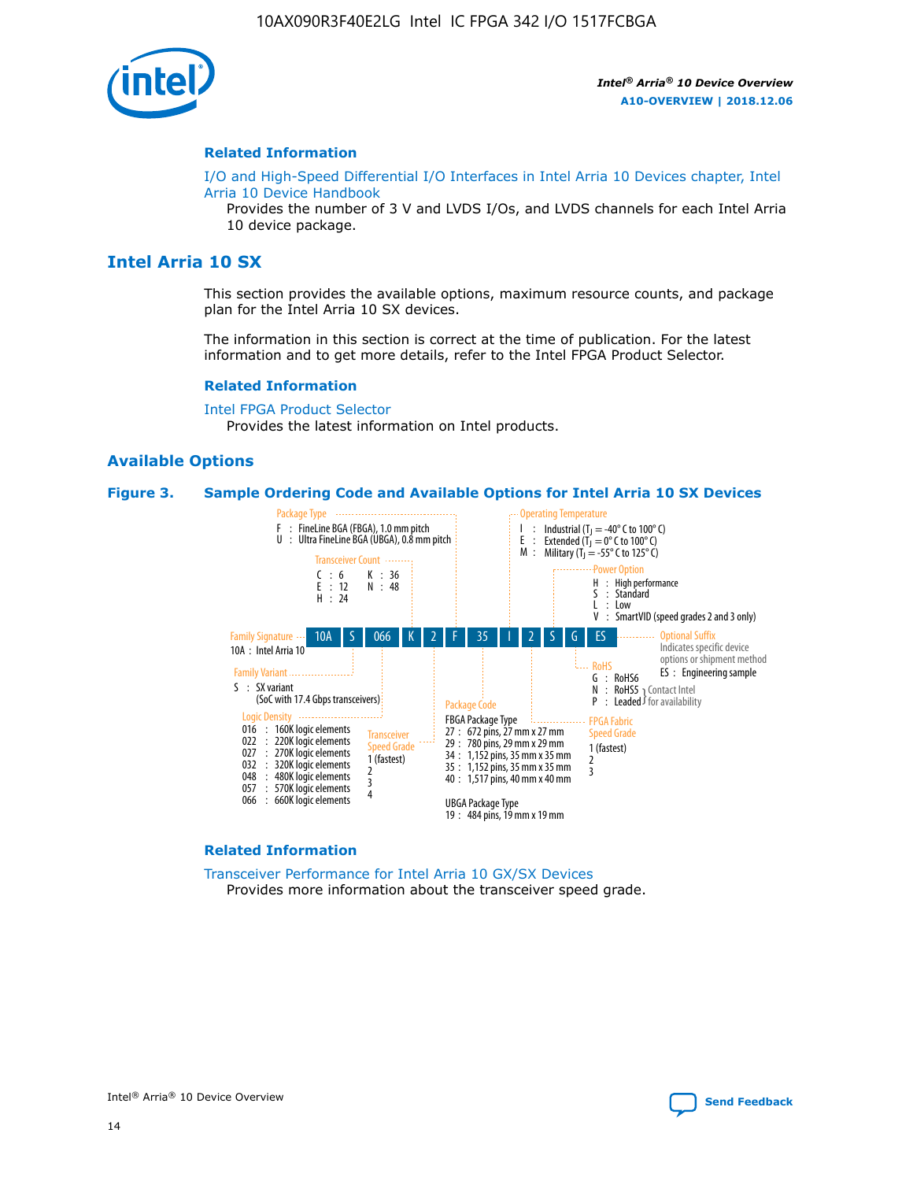#### Related Information

I/O and High-Speed Differential I/O Interfaces in Intel Arria 10 Devices chapter, Intel Arria 10 Device Handbook

Provides the number of 3 V and LVDS I/Os, and LVDS channels for each Intel Arria 10 device package.

## Intel Arria 10 SX

This section provides the available options, maximum resource counts, and package plan for the Intel Arria 10 SX devices.

The information in this section is correct at the time of publication. For the latest information and to get more details, refer to the Intel FPGA Product Selector.

#### Related Information

Intel FPGA Product Selector

Provides the latest information on Intel products.

### Available Options

**Figure 3. Sample Ordering Code and Available Options for Intel Arria 10 SX Devices**

10A S 066 K 2 F 35 I 2 S G ES

Family Signature
10A : Intel Arria 10

Family Variant
S : SX variant
(SoC with 17.4 Gbps transceivers)

Logic Density
016 : 160K logic elements
022 : 220K logic elements
027 : 270K logic elements
032 : 320K logic elements
048 : 480K logic elements
057 : 570K logic elements
066 : 660K logic elements

Transceiver Count
C : 6
E : 12
H : 24
K : 36
N : 48

Transceiver Speed Grade
1 (fastest)
2
3
4

Package Type
F : FineLine BGA (FBGA), 1.0 mm pitch
U : Ultra FineLine BGA (UBGA), 0.8 mm pitch

Package Code
FBGA Package Type
27 : 672 pins, 27 mm x 27 mm
29 : 780 pins, 29 mm x 29 mm
34 : 1,152 pins, 35 mm x 35 mm
35 : 1,152 pins, 35 mm x 35 mm
40 : 1,517 pins, 40 mm x 40 mm

UBGA Package Type
19 : 484 pins, 19 mm x 19 mm

Operating Temperature
I : Industrial ($T_J$ = -40° C to 100° C)
E : Extended ($T_J$ = 0° C to 100° C)
M : Military ($T_J$ = -55° C to 125° C)

FPGA Fabric Speed Grade
1 (fastest)
2
3

Power Option
H : High performance
S : Standard
L : Low
V : SmartVID (speed grades 2 and 3 only)

RoHS
G : RoHS6
N : RoHS5
P : Leaded
Contact Intel for availability

Optional Suffix
Indicates specific device options or shipment method
ES : Engineering sample

#### Related Information

Transceiver Performance for Intel Arria 10 GX/SX Devices

Provides more information about the transceiver speed grade.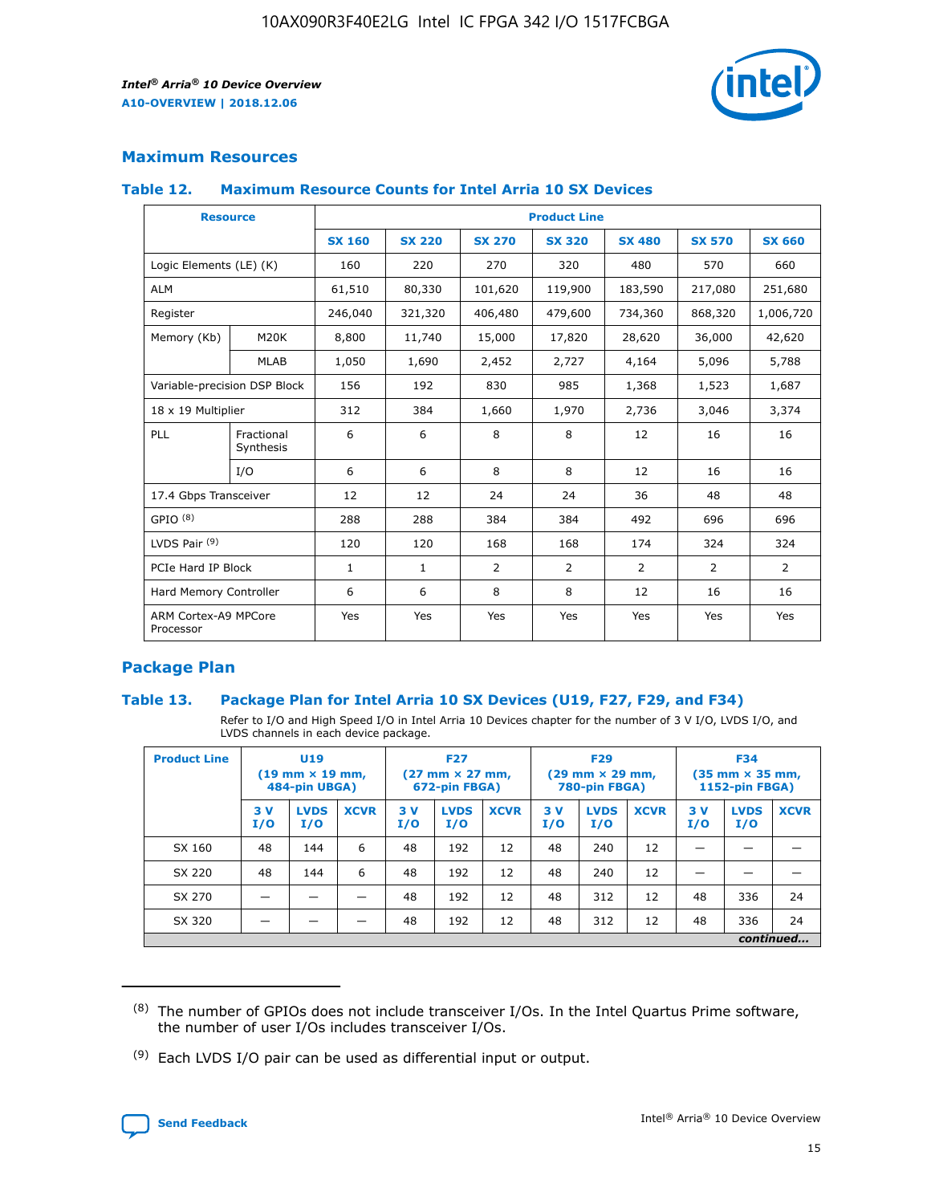## Maximum Resources

### Table 12. Maximum Resource Counts for Intel Arria 10 SX Devices

| Resource | | Product Line | | | | | | |
|---|---|---|---|---|---|---|---|---|
| | | SX 160 | SX 220 | SX 270 | SX 320 | SX 480 | SX 570 | SX 660 |
| Logic Elements (LE) (K) | | 160 | 220 | 270 | 320 | 480 | 570 | 660 |
| ALM | | 61,510 | 80,330 | 101,620 | 119,900 | 183,590 | 217,080 | 251,680 |
| Register | | 246,040 | 321,320 | 406,480 | 479,600 | 734,360 | 868,320 | 1,006,720 |
| Memory (Kb) | M20K | 8,800 | 11,740 | 15,000 | 17,820 | 28,620 | 36,000 | 42,620 |
| | MLAB | 1,050 | 1,690 | 2,452 | 2,727 | 4,164 | 5,096 | 5,788 |
| Variable-precision DSP Block | | 156 | 192 | 830 | 985 | 1,368 | 1,523 | 1,687 |
| 18 x 19 Multiplier | | 312 | 384 | 1,660 | 1,970 | 2,736 | 3,046 | 3,374 |
| PLL | Fractional Synthesis | 6 | 6 | 8 | 8 | 12 | 16 | 16 |
| | I/O | 6 | 6 | 8 | 8 | 12 | 16 | 16 |
| 17.4 Gbps Transceiver | | 12 | 12 | 24 | 24 | 36 | 48 | 48 |
| GPIO [8] | | 288 | 288 | 384 | 384 | 492 | 696 | 696 |
| LVDS Pair [9] | | 120 | 120 | 168 | 168 | 174 | 324 | 324 |
| PCIe Hard IP Block | | 1 | 1 | 2 | 2 | 2 | 2 | 2 |
| Hard Memory Controller | | 6 | 6 | 8 | 8 | 12 | 16 | 16 |
| ARM Cortex-A9 MPCore Processor | | Yes | Yes | Yes | Yes | Yes | Yes | Yes |

## Package Plan

### Table 13. Package Plan for Intel Arria 10 SX Devices (U19, F27, F29, and F34)

Refer to I/O and High Speed I/O in Intel Arria 10 Devices chapter for the number of 3 V I/O, LVDS I/O, and LVDS channels in each device package.

| Product Line | U19 (19 mm × 19 mm, 484-pin UBGA) | | | F27 (27 mm × 27 mm, 672-pin FBGA) | | | F29 (29 mm × 29 mm, 780-pin FBGA) | | | F34 (35 mm × 35 mm, 1152-pin FBGA) | | |
|---|---|---|---|---|---|---|---|---|---|---|---|---|
| | 3 V I/O | LVDS I/O | XCVR | 3 V I/O | LVDS I/O | XCVR | 3 V I/O | LVDS I/O | XCVR | 3 V I/O | LVDS I/O | XCVR |
| SX 160 | 48 | 144 | 6 | 48 | 192 | 12 | 48 | 240 | 12 | — | — | — |
| SX 220 | 48 | 144 | 6 | 48 | 192 | 12 | 48 | 240 | 12 | — | — | — |
| SX 270 | — | — | — | 48 | 192 | 12 | 48 | 312 | 12 | 48 | 336 | 24 |
| SX 320 | — | — | — | 48 | 192 | 12 | 48 | 312 | 12 | 48 | 336 | 24 |

*continued...*

(8) The number of GPIOs does not include transceiver I/Os. In the Intel Quartus Prime software, the number of user I/Os includes transceiver I/Os.

(9) Each LVDS I/O pair can be used as differential input or output.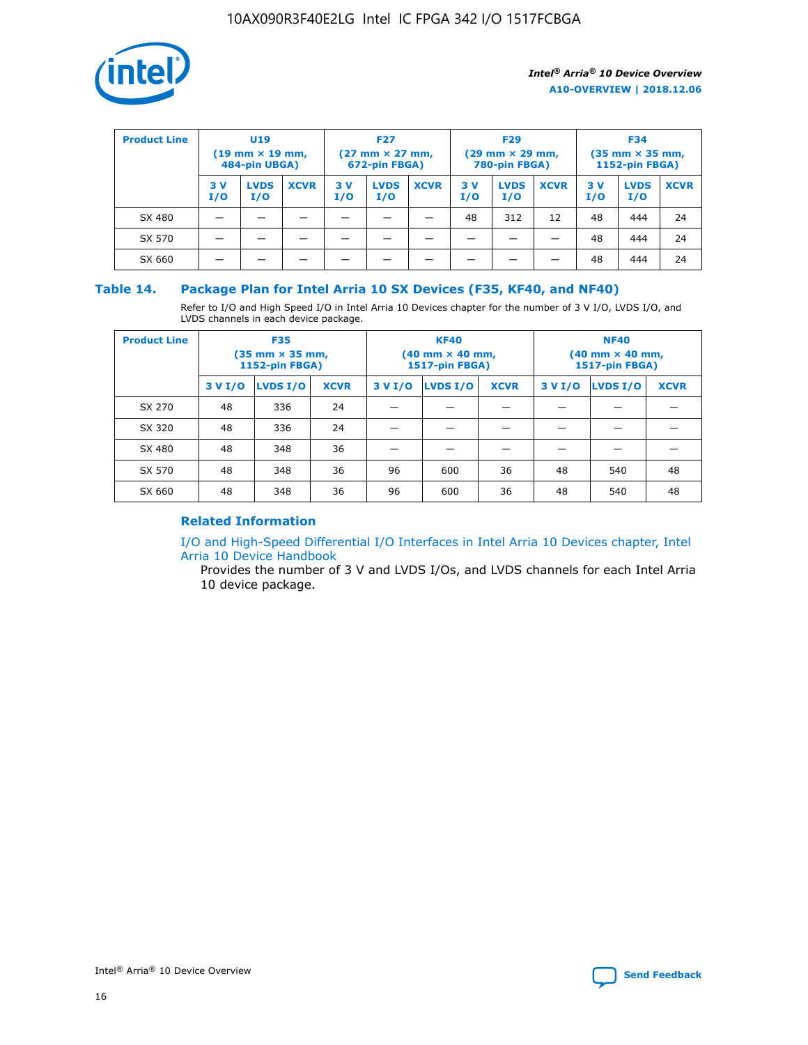| Product Line | U19 (19 mm × 19 mm, 484-pin UBGA) | | | F27 (27 mm × 27 mm, 672-pin FBGA) | | | F29 (29 mm × 29 mm, 780-pin FBGA) | | | F34 (35 mm × 35 mm, 1152-pin FBGA) | | |
|---|---|---|---|---|---|---|---|---|---|---|---|---|
| | 3 V I/O | LVDS I/O | XCVR | 3 V I/O | LVDS I/O | XCVR | 3 V I/O | LVDS I/O | XCVR | 3 V I/O | LVDS I/O | XCVR |
| SX 480 | — | — | — | — | — | — | 48 | 312 | 12 | 48 | 444 | 24 |
| SX 570 | — | — | — | — | — | — | — | — | — | 48 | 444 | 24 |
| SX 660 | — | — | — | — | — | — | — | — | — | 48 | 444 | 24 |

## Table 14. Package Plan for Intel Arria 10 SX Devices (F35, KF40, and NF40)

Refer to I/O and High Speed I/O in Intel Arria 10 Devices chapter for the number of 3 V I/O, LVDS I/O, and LVDS channels in each device package.

| Product Line | F35 (35 mm × 35 mm, 1152-pin FBGA) | | | KF40 (40 mm × 40 mm, 1517-pin FBGA) | | | NF40 (40 mm × 40 mm, 1517-pin FBGA) | | |
|---|---|---|---|---|---|---|---|---|---|
| | 3 V I/O | LVDS I/O | XCVR | 3 V I/O | LVDS I/O | XCVR | 3 V I/O | LVDS I/O | XCVR |
| SX 270 | 48 | 336 | 24 | — | — | — | — | — | — |
| SX 320 | 48 | 336 | 24 | — | — | — | — | — | — |
| SX 480 | 48 | 348 | 36 | — | — | — | — | — | — |
| SX 570 | 48 | 348 | 36 | 96 | 600 | 36 | 48 | 540 | 48 |
| SX 660 | 48 | 348 | 36 | 96 | 600 | 36 | 48 | 540 | 48 |

### Related Information

I/O and High-Speed Differential I/O Interfaces in Intel Arria 10 Devices chapter, Intel Arria 10 Device Handbook

Provides the number of 3 V and LVDS I/Os, and LVDS channels for each Intel Arria 10 device package.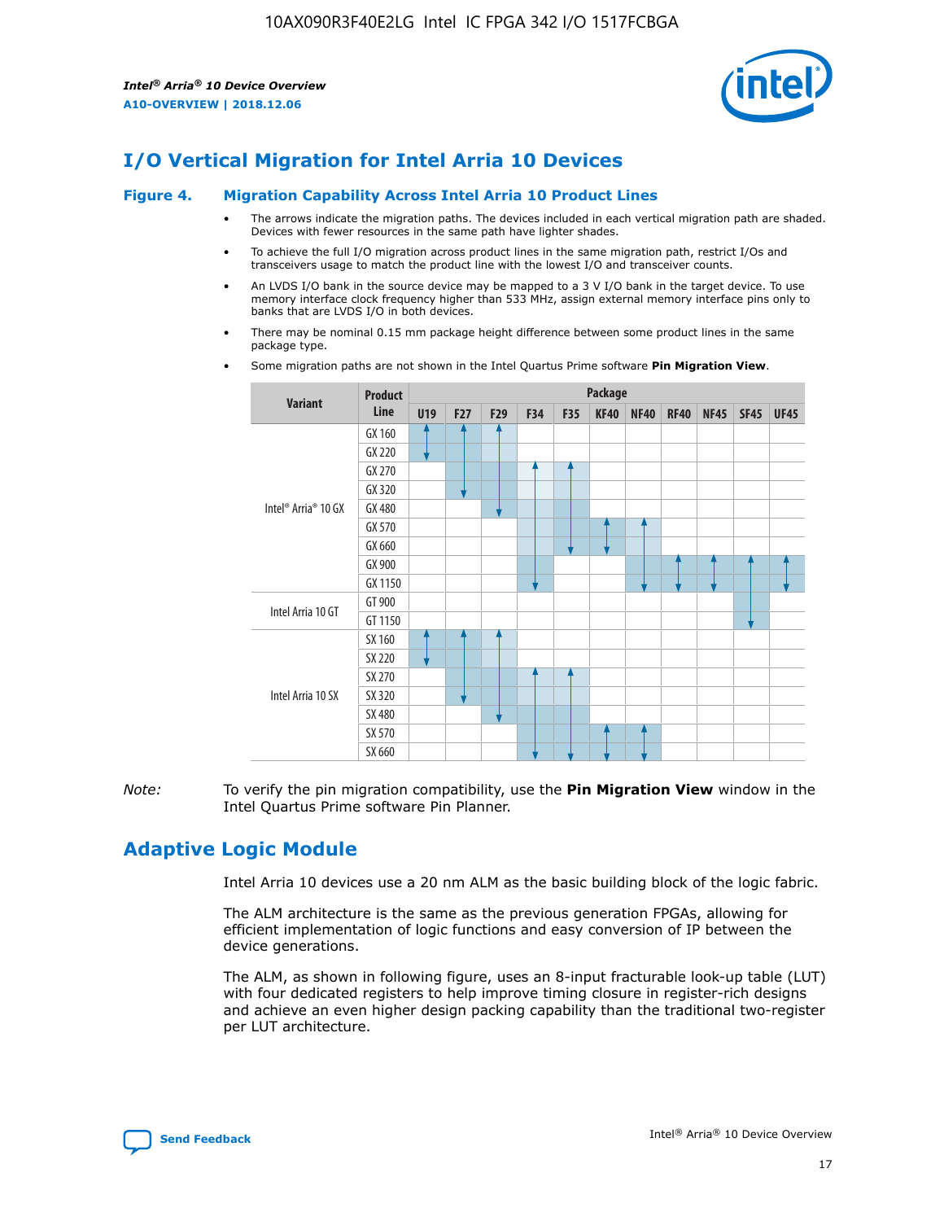## I/O Vertical Migration for Intel Arria 10 Devices

**Figure 4. Migration Capability Across Intel Arria 10 Product Lines**

- The arrows indicate the migration paths. The devices included in each vertical migration path are shaded. Devices with fewer resources in the same path have lighter shades.
- To achieve the full I/O migration across product lines in the same migration path, restrict I/Os and transceivers usage to match the product line with the lowest I/O and transceiver counts.
- An LVDS I/O bank in the source device may be mapped to a 3 V I/O bank in the target device. To use memory interface clock frequency higher than 533 MHz, assign external memory interface pins only to banks that are LVDS I/O in both devices.
- There may be nominal 0.15 mm package height difference between some product lines in the same package type.
- Some migration paths are not shown in the Intel Quartus Prime software **Pin Migration View**.

| Variant | Product Line | Package | | | | | | | | | | |
|---|---|---|---|---|---|---|---|---|---|---|---|---|
| | | U19 | F27 | F29 | F34 | F35 | KF40 | NF40 | RF40 | NF45 | SF45 | UF45 |
| Intel® Arria® 10 GX | GX 160 | | | | | | | | | | | |
| | GX 220 | | | | | | | | | | | |
| | GX 270 | | | | | | | | | | | |
| | GX 320 | | | | | | | | | | | |
| | GX 480 | | | | | | | | | | | |
| | GX 570 | | | | | | | | | | | |
| | GX 660 | | | | | | | | | | | |
| | GX 900 | | | | | | | | | | | |
| | GX 1150 | | | | | | | | | | | |
| Intel Arria 10 GT | GT 900 | | | | | | | | | | | |
| | GT 1150 | | | | | | | | | | | |
| Intel Arria 10 SX | SX 160 | | | | | | | | | | | |
| | SX 220 | | | | | | | | | | | |
| | SX 270 | | | | | | | | | | | |
| | SX 320 | | | | | | | | | | | |
| | SX 480 | | | | | | | | | | | |
| | SX 570 | | | | | | | | | | | |
| | SX 660 | | | | | | | | | | | |

*Note:* To verify the pin migration compatibility, use the **Pin Migration View** window in the Intel Quartus Prime software Pin Planner.

## Adaptive Logic Module

Intel Arria 10 devices use a 20 nm ALM as the basic building block of the logic fabric.

The ALM architecture is the same as the previous generation FPGAs, allowing for efficient implementation of logic functions and easy conversion of IP between the device generations.

The ALM, as shown in following figure, uses an 8-input fracturable look-up table (LUT) with four dedicated registers to help improve timing closure in register-rich designs and achieve an even higher design packing capability than the traditional two-register per LUT architecture.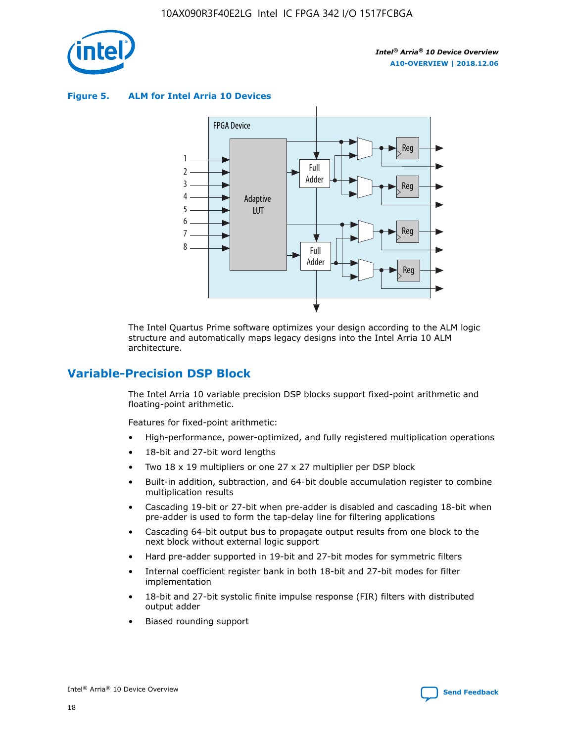**Figure 5. ALM for Intel Arria 10 Devices**

FPGA Device

1
2
3
4
5
6
7
8

Adaptive LUT

Full Adder

Full Adder

Reg

Reg

Reg

Reg

The Intel Quartus Prime software optimizes your design according to the ALM logic structure and automatically maps legacy designs into the Intel Arria 10 ALM architecture.

## Variable-Precision DSP Block

The Intel Arria 10 variable precision DSP blocks support fixed-point arithmetic and floating-point arithmetic.

Features for fixed-point arithmetic:

- High-performance, power-optimized, and fully registered multiplication operations
- 18-bit and 27-bit word lengths
- Two 18 x 19 multipliers or one 27 x 27 multiplier per DSP block
- Built-in addition, subtraction, and 64-bit double accumulation register to combine multiplication results
- Cascading 19-bit or 27-bit when pre-adder is disabled and cascading 18-bit when pre-adder is used to form the tap-delay line for filtering applications
- Cascading 64-bit output bus to propagate output results from one block to the next block without external logic support
- Hard pre-adder supported in 19-bit and 27-bit modes for symmetric filters
- Internal coefficient register bank in both 18-bit and 27-bit modes for filter implementation
- 18-bit and 27-bit systolic finite impulse response (FIR) filters with distributed output adder
- Biased rounding support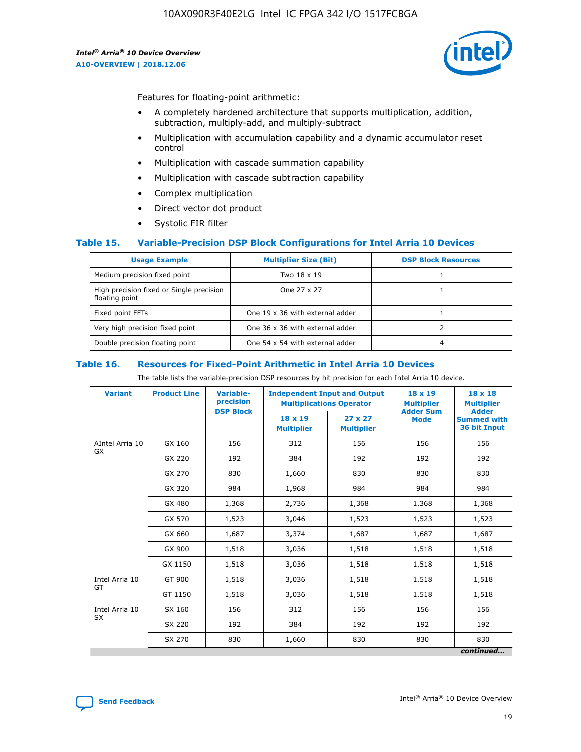Features for floating-point arithmetic:

- A completely hardened architecture that supports multiplication, addition, subtraction, multiply-add, and multiply-subtract
- Multiplication with accumulation capability and a dynamic accumulator reset control
- Multiplication with cascade summation capability
- Multiplication with cascade subtraction capability
- Complex multiplication
- Direct vector dot product
- Systolic FIR filter

## Table 15. Variable-Precision DSP Block Configurations for Intel Arria 10 Devices

| Usage Example | Multiplier Size (Bit) | DSP Block Resources |
|---|---|---|
| Medium precision fixed point | Two 18 x 19 | 1 |
| High precision fixed or Single precision floating point | One 27 x 27 | 1 |
| Fixed point FFTs | One 19 x 36 with external adder | 1 |
| Very high precision fixed point | One 36 x 36 with external adder | 2 |
| Double precision floating point | One 54 x 54 with external adder | 4 |

## Table 16. Resources for Fixed-Point Arithmetic in Intel Arria 10 Devices

The table lists the variable-precision DSP resources by bit precision for each Intel Arria 10 device.

| Variant | Product Line | Variable-precision DSP Block | Independent Input and Output Multiplications Operator | | 18 x 19 Multiplier Adder Sum Mode | 18 x 18 Multiplier Adder Summed with 36 bit Input |
|---|---|---|---|---|---|---|
| | | | 18 x 19 Multiplier | 27 x 27 Multiplier | | |
| AIntel Arria 10 GX | GX 160 | 156 | 312 | 156 | 156 | 156 |
| | GX 220 | 192 | 384 | 192 | 192 | 192 |
| | GX 270 | 830 | 1,660 | 830 | 830 | 830 |
| | GX 320 | 984 | 1,968 | 984 | 984 | 984 |
| | GX 480 | 1,368 | 2,736 | 1,368 | 1,368 | 1,368 |
| | GX 570 | 1,523 | 3,046 | 1,523 | 1,523 | 1,523 |
| | GX 660 | 1,687 | 3,374 | 1,687 | 1,687 | 1,687 |
| | GX 900 | 1,518 | 3,036 | 1,518 | 1,518 | 1,518 |
| | GX 1150 | 1,518 | 3,036 | 1,518 | 1,518 | 1,518 |
| Intel Arria 10 GT | GT 900 | 1,518 | 3,036 | 1,518 | 1,518 | 1,518 |
| | GT 1150 | 1,518 | 3,036 | 1,518 | 1,518 | 1,518 |
| Intel Arria 10 SX | SX 160 | 156 | 312 | 156 | 156 | 156 |
| | SX 220 | 192 | 384 | 192 | 192 | 192 |
| | SX 270 | 830 | 1,660 | 830 | 830 | 830 |

*continued...*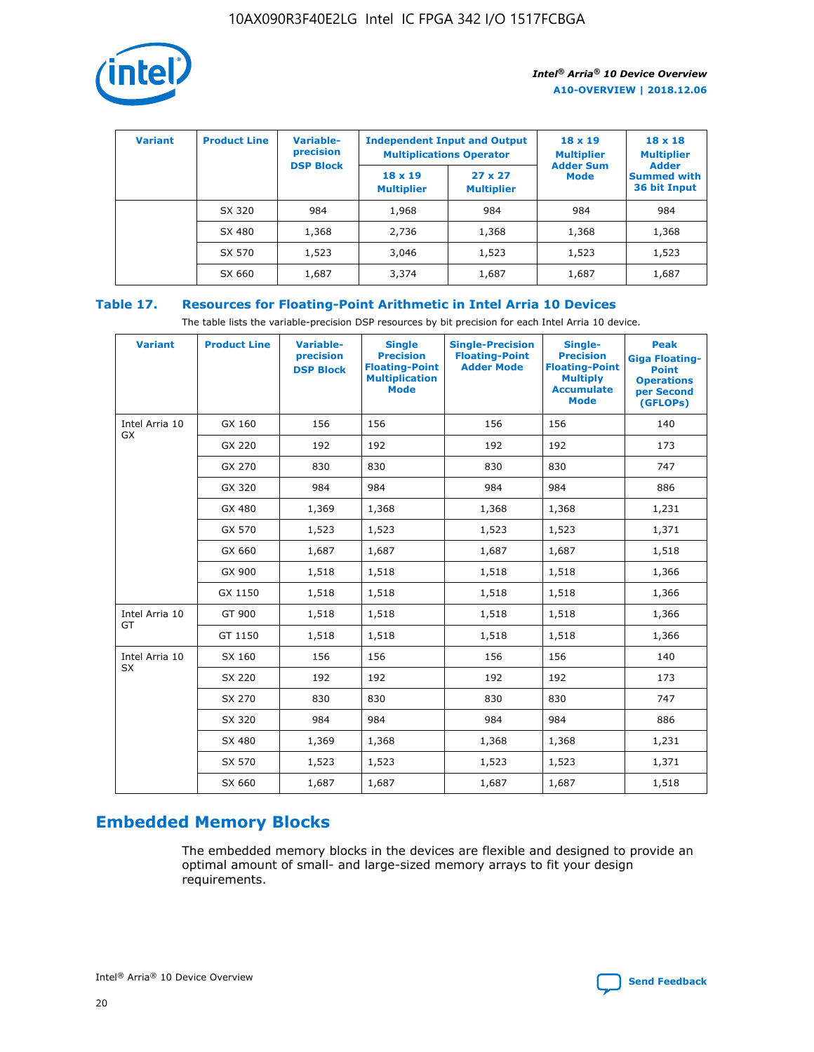| Variant | Product Line | Variable-precision DSP Block | Independent Input and Output Multiplications Operator | | 18 x 19 Multiplier Adder Sum Mode | 18 x 18 Multiplier Adder Summed with 36 bit Input |
|---|---|---|---|---|---|---|
| | | | 18 x 19 Multiplier | 27 x 27 Multiplier | | |
| | SX 320 | 984 | 1,968 | 984 | 984 | 984 |
| | SX 480 | 1,368 | 2,736 | 1,368 | 1,368 | 1,368 |
| | SX 570 | 1,523 | 3,046 | 1,523 | 1,523 | 1,523 |
| | SX 660 | 1,687 | 3,374 | 1,687 | 1,687 | 1,687 |

**Table 17. Resources for Floating-Point Arithmetic in Intel Arria 10 Devices**

The table lists the variable-precision DSP resources by bit precision for each Intel Arria 10 device.

| Variant | Product Line | Variable-precision DSP Block | Single Precision Floating-Point Multiplication Mode | Single-Precision Floating-Point Adder Mode | Single-Precision Floating-Point Multiply Accumulate Mode | Peak Giga Floating-Point Operations per Second (GFLOPs) |
|---|---|---|---|---|---|---|
| Intel Arria 10 GX | GX 160 | 156 | 156 | 156 | 156 | 140 |
| | GX 220 | 192 | 192 | 192 | 192 | 173 |
| | GX 270 | 830 | 830 | 830 | 830 | 747 |
| | GX 320 | 984 | 984 | 984 | 984 | 886 |
| | GX 480 | 1,369 | 1,368 | 1,368 | 1,368 | 1,231 |
| | GX 570 | 1,523 | 1,523 | 1,523 | 1,523 | 1,371 |
| | GX 660 | 1,687 | 1,687 | 1,687 | 1,687 | 1,518 |
| | GX 900 | 1,518 | 1,518 | 1,518 | 1,518 | 1,366 |
| | GX 1150 | 1,518 | 1,518 | 1,518 | 1,518 | 1,366 |
| Intel Arria 10 GT | GT 900 | 1,518 | 1,518 | 1,518 | 1,518 | 1,366 |
| | GT 1150 | 1,518 | 1,518 | 1,518 | 1,518 | 1,366 |
| Intel Arria 10 SX | SX 160 | 156 | 156 | 156 | 156 | 140 |
| | SX 220 | 192 | 192 | 192 | 192 | 173 |
| | SX 270 | 830 | 830 | 830 | 830 | 747 |
| | SX 320 | 984 | 984 | 984 | 984 | 886 |
| | SX 480 | 1,369 | 1,368 | 1,368 | 1,368 | 1,231 |
| | SX 570 | 1,523 | 1,523 | 1,523 | 1,523 | 1,371 |
| | SX 660 | 1,687 | 1,687 | 1,687 | 1,687 | 1,518 |

## Embedded Memory Blocks

The embedded memory blocks in the devices are flexible and designed to provide an optimal amount of small- and large-sized memory arrays to fit your design requirements.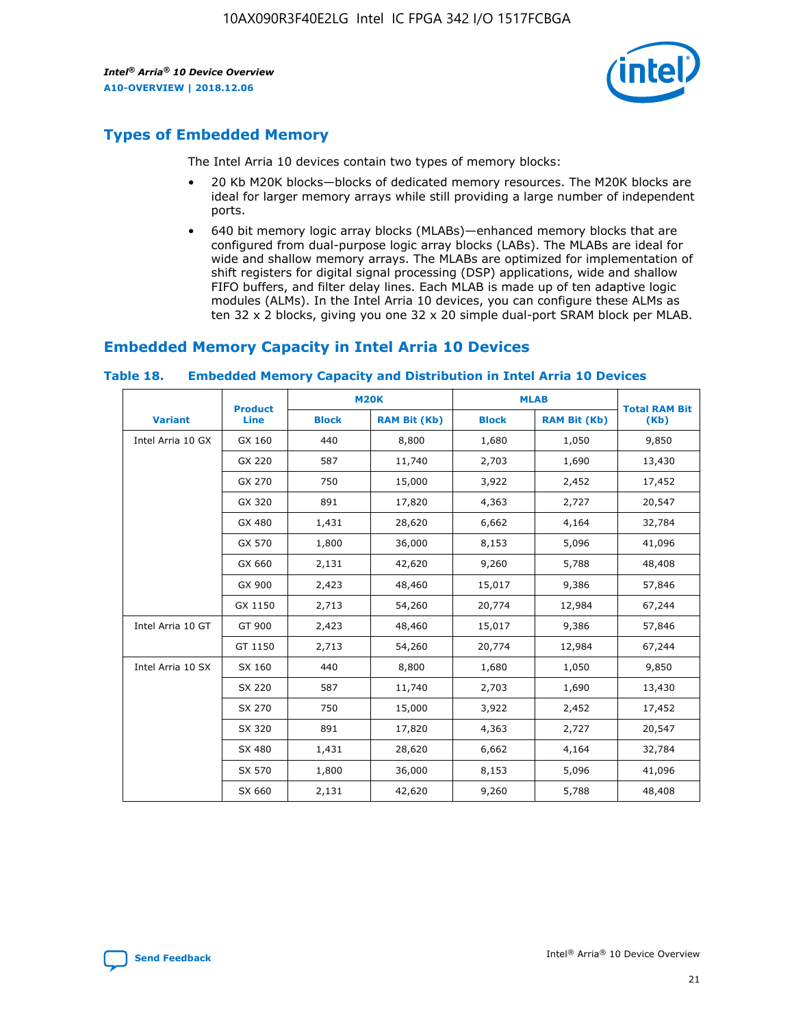## Types of Embedded Memory

The Intel Arria 10 devices contain two types of memory blocks:

- 20 Kb M20K blocks—blocks of dedicated memory resources. The M20K blocks are ideal for larger memory arrays while still providing a large number of independent ports.
- 640 bit memory logic array blocks (MLABs)—enhanced memory blocks that are configured from dual-purpose logic array blocks (LABs). The MLABs are ideal for wide and shallow memory arrays. The MLABs are optimized for implementation of shift registers for digital signal processing (DSP) applications, wide and shallow FIFO buffers, and filter delay lines. Each MLAB is made up of ten adaptive logic modules (ALMs). In the Intel Arria 10 devices, you can configure these ALMs as ten 32 x 2 blocks, giving you one 32 x 20 simple dual-port SRAM block per MLAB.

## Embedded Memory Capacity in Intel Arria 10 Devices

**Table 18. Embedded Memory Capacity and Distribution in Intel Arria 10 Devices**

| Variant | Product Line | M20K | | MLAB | | Total RAM Bit (Kb) |
|---|---|---|---|---|---|---|
| | | Block | RAM Bit (Kb) | Block | RAM Bit (Kb) | |
| Intel Arria 10 GX | GX 160 | 440 | 8,800 | 1,680 | 1,050 | 9,850 |
| | GX 220 | 587 | 11,740 | 2,703 | 1,690 | 13,430 |
| | GX 270 | 750 | 15,000 | 3,922 | 2,452 | 17,452 |
| | GX 320 | 891 | 17,820 | 4,363 | 2,727 | 20,547 |
| | GX 480 | 1,431 | 28,620 | 6,662 | 4,164 | 32,784 |
| | GX 570 | 1,800 | 36,000 | 8,153 | 5,096 | 41,096 |
| | GX 660 | 2,131 | 42,620 | 9,260 | 5,788 | 48,408 |
| | GX 900 | 2,423 | 48,460 | 15,017 | 9,386 | 57,846 |
| | GX 1150 | 2,713 | 54,260 | 20,774 | 12,984 | 67,244 |
| Intel Arria 10 GT | GT 900 | 2,423 | 48,460 | 15,017 | 9,386 | 57,846 |
| | GT 1150 | 2,713 | 54,260 | 20,774 | 12,984 | 67,244 |
| Intel Arria 10 SX | SX 160 | 440 | 8,800 | 1,680 | 1,050 | 9,850 |
| | SX 220 | 587 | 11,740 | 2,703 | 1,690 | 13,430 |
| | SX 270 | 750 | 15,000 | 3,922 | 2,452 | 17,452 |
| | SX 320 | 891 | 17,820 | 4,363 | 2,727 | 20,547 |
| | SX 480 | 1,431 | 28,620 | 6,662 | 4,164 | 32,784 |
| | SX 570 | 1,800 | 36,000 | 8,153 | 5,096 | 41,096 |
| | SX 660 | 2,131 | 42,620 | 9,260 | 5,788 | 48,408 |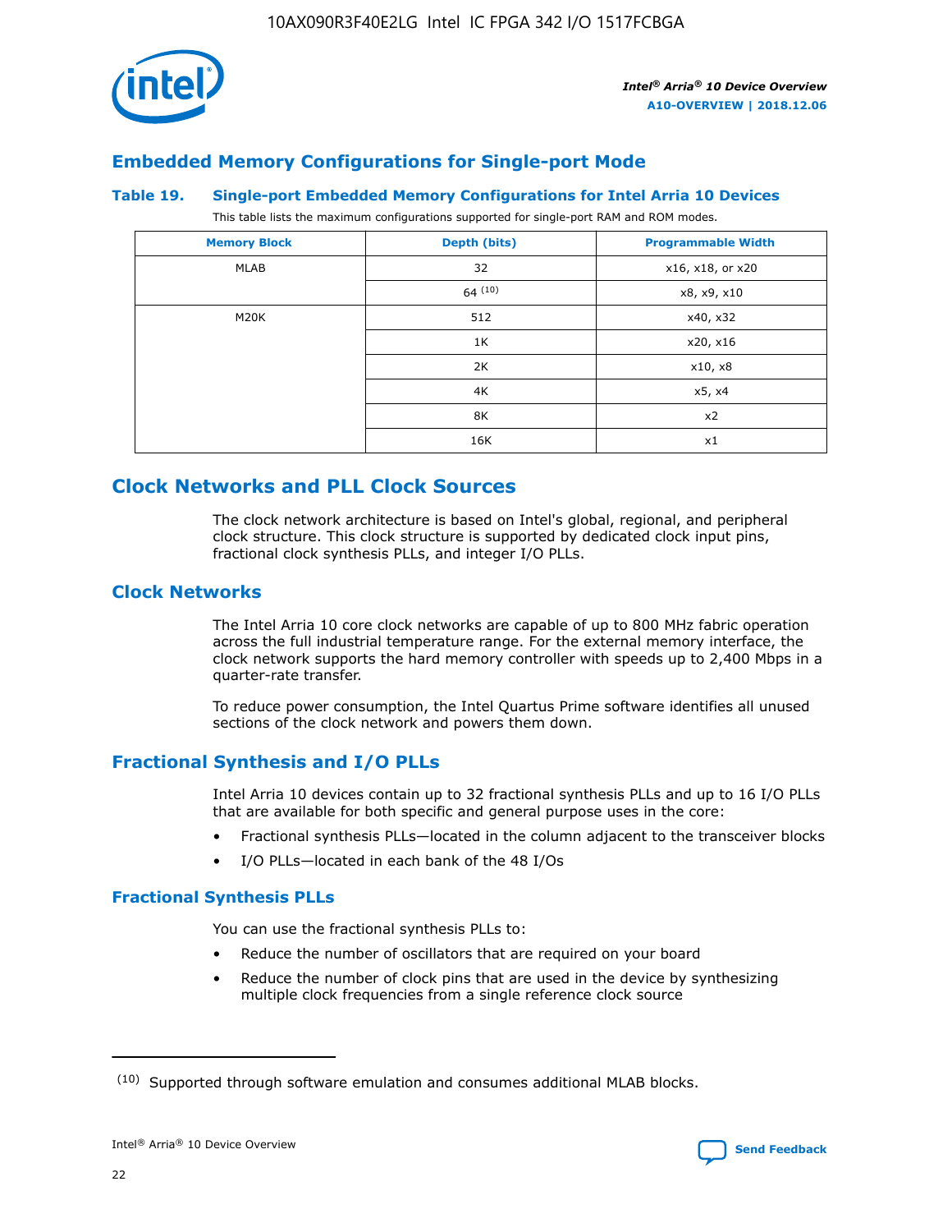## Embedded Memory Configurations for Single-port Mode

### Table 19. Single-port Embedded Memory Configurations for Intel Arria 10 Devices

This table lists the maximum configurations supported for single-port RAM and ROM modes.

| Memory Block | Depth (bits) | Programmable Width |
|---|---|---|
| MLAB | 32 | x16, x18, or x20 |
| | 64 (10) | x8, x9, x10 |
| M20K | 512 | x40, x32 |
| | 1K | x20, x16 |
| | 2K | x10, x8 |
| | 4K | x5, x4 |
| | 8K | x2 |
| | 16K | x1 |

# Clock Networks and PLL Clock Sources

The clock network architecture is based on Intel's global, regional, and peripheral clock structure. This clock structure is supported by dedicated clock input pins, fractional clock synthesis PLLs, and integer I/O PLLs.

## Clock Networks

The Intel Arria 10 core clock networks are capable of up to 800 MHz fabric operation across the full industrial temperature range. For the external memory interface, the clock network supports the hard memory controller with speeds up to 2,400 Mbps in a quarter-rate transfer.

To reduce power consumption, the Intel Quartus Prime software identifies all unused sections of the clock network and powers them down.

## Fractional Synthesis and I/O PLLs

Intel Arria 10 devices contain up to 32 fractional synthesis PLLs and up to 16 I/O PLLs that are available for both specific and general purpose uses in the core:

- Fractional synthesis PLLs—located in the column adjacent to the transceiver blocks
- I/O PLLs—located in each bank of the 48 I/Os

### Fractional Synthesis PLLs

You can use the fractional synthesis PLLs to:

- Reduce the number of oscillators that are required on your board
- Reduce the number of clock pins that are used in the device by synthesizing multiple clock frequencies from a single reference clock source

(10) Supported through software emulation and consumes additional MLAB blocks.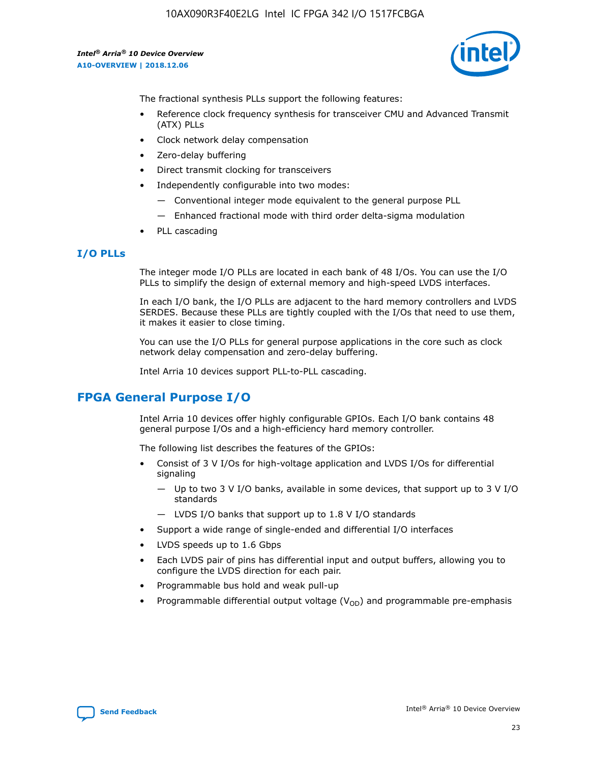The fractional synthesis PLLs support the following features:

- Reference clock frequency synthesis for transceiver CMU and Advanced Transmit (ATX) PLLs
- Clock network delay compensation
- Zero-delay buffering
- Direct transmit clocking for transceivers
- Independently configurable into two modes:
  - — Conventional integer mode equivalent to the general purpose PLL
  - — Enhanced fractional mode with third order delta-sigma modulation
- PLL cascading

### I/O PLLs

The integer mode I/O PLLs are located in each bank of 48 I/Os. You can use the I/O PLLs to simplify the design of external memory and high-speed LVDS interfaces.

In each I/O bank, the I/O PLLs are adjacent to the hard memory controllers and LVDS SERDES. Because these PLLs are tightly coupled with the I/Os that need to use them, it makes it easier to close timing.

You can use the I/O PLLs for general purpose applications in the core such as clock network delay compensation and zero-delay buffering.

Intel Arria 10 devices support PLL-to-PLL cascading.

## FPGA General Purpose I/O

Intel Arria 10 devices offer highly configurable GPIOs. Each I/O bank contains 48 general purpose I/Os and a high-efficiency hard memory controller.

The following list describes the features of the GPIOs:

- Consist of 3 V I/Os for high-voltage application and LVDS I/Os for differential signaling
  - — Up to two 3 V I/O banks, available in some devices, that support up to 3 V I/O standards
  - — LVDS I/O banks that support up to 1.8 V I/O standards
- Support a wide range of single-ended and differential I/O interfaces
- LVDS speeds up to 1.6 Gbps
- Each LVDS pair of pins has differential input and output buffers, allowing you to configure the LVDS direction for each pair.
- Programmable bus hold and weak pull-up
- Programmable differential output voltage ($V_{OD}$) and programmable pre-emphasis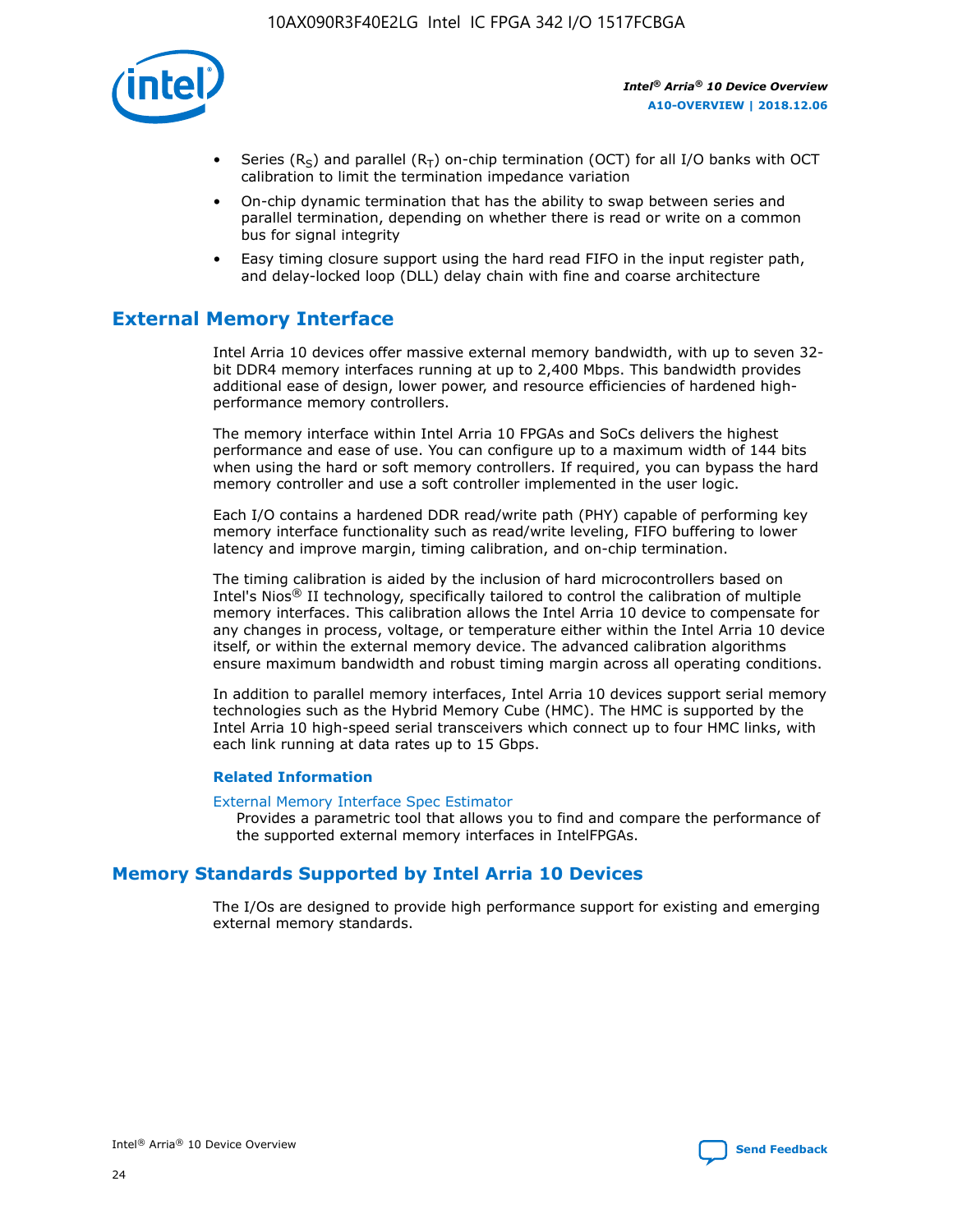- Series ($R_S$) and parallel ($R_T$) on-chip termination (OCT) for all I/O banks with OCT calibration to limit the termination impedance variation
- On-chip dynamic termination that has the ability to swap between series and parallel termination, depending on whether there is read or write on a common bus for signal integrity
- Easy timing closure support using the hard read FIFO in the input register path, and delay-locked loop (DLL) delay chain with fine and coarse architecture

## External Memory Interface

Intel Arria 10 devices offer massive external memory bandwidth, with up to seven 32-bit DDR4 memory interfaces running at up to 2,400 Mbps. This bandwidth provides additional ease of design, lower power, and resource efficiencies of hardened high-performance memory controllers.

The memory interface within Intel Arria 10 FPGAs and SoCs delivers the highest performance and ease of use. You can configure up to a maximum width of 144 bits when using the hard or soft memory controllers. If required, you can bypass the hard memory controller and use a soft controller implemented in the user logic.

Each I/O contains a hardened DDR read/write path (PHY) capable of performing key memory interface functionality such as read/write leveling, FIFO buffering to lower latency and improve margin, timing calibration, and on-chip termination.

The timing calibration is aided by the inclusion of hard microcontrollers based on Intel's Nios® II technology, specifically tailored to control the calibration of multiple memory interfaces. This calibration allows the Intel Arria 10 device to compensate for any changes in process, voltage, or temperature either within the Intel Arria 10 device itself, or within the external memory device. The advanced calibration algorithms ensure maximum bandwidth and robust timing margin across all operating conditions.

In addition to parallel memory interfaces, Intel Arria 10 devices support serial memory technologies such as the Hybrid Memory Cube (HMC). The HMC is supported by the Intel Arria 10 high-speed serial transceivers which connect up to four HMC links, with each link running at data rates up to 15 Gbps.

### Related Information

External Memory Interface Spec Estimator
Provides a parametric tool that allows you to find and compare the performance of the supported external memory interfaces in IntelFPGAs.

## Memory Standards Supported by Intel Arria 10 Devices

The I/Os are designed to provide high performance support for existing and emerging external memory standards.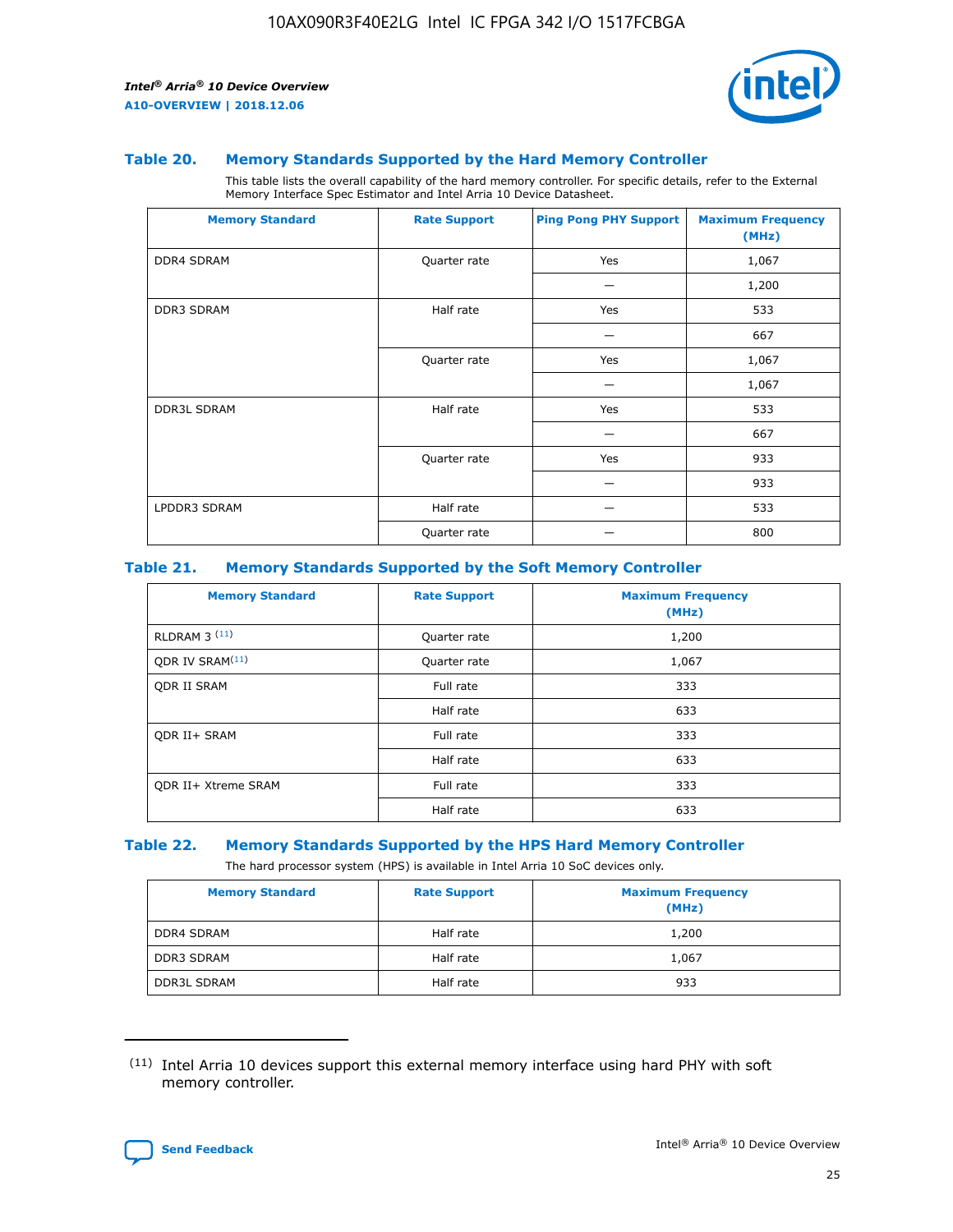### Table 20. Memory Standards Supported by the Hard Memory Controller

This table lists the overall capability of the hard memory controller. For specific details, refer to the External Memory Interface Spec Estimator and Intel Arria 10 Device Datasheet.

| Memory Standard | Rate Support | Ping Pong PHY Support | Maximum Frequency (MHz) |
|---|---|---|---|
| DDR4 SDRAM | Quarter rate | Yes | 1,067 |
| | | — | 1,200 |
| DDR3 SDRAM | Half rate | Yes | 533 |
| | | — | 667 |
| | Quarter rate | Yes | 1,067 |
| | | — | 1,067 |
| DDR3L SDRAM | Half rate | Yes | 533 |
| | | — | 667 |
| | Quarter rate | Yes | 933 |
| | | — | 933 |
| LPDDR3 SDRAM | Half rate | — | 533 |
| | Quarter rate | — | 800 |

### Table 21. Memory Standards Supported by the Soft Memory Controller

| Memory Standard | Rate Support | Maximum Frequency (MHz) |
|---|---|---|
| RLDRAM 3 [(11)] | Quarter rate | 1,200 |
| QDR IV SRAM[(11)] | Quarter rate | 1,067 |
| QDR II SRAM | Full rate | 333 |
| | Half rate | 633 |
| QDR II+ SRAM | Full rate | 333 |
| | Half rate | 633 |
| QDR II+ Xtreme SRAM | Full rate | 333 |
| | Half rate | 633 |

### Table 22. Memory Standards Supported by the HPS Hard Memory Controller

The hard processor system (HPS) is available in Intel Arria 10 SoC devices only.

| Memory Standard | Rate Support | Maximum Frequency (MHz) |
|---|---|---|
| DDR4 SDRAM | Half rate | 1,200 |
| DDR3 SDRAM | Half rate | 1,067 |
| DDR3L SDRAM | Half rate | 933 |

(11) Intel Arria 10 devices support this external memory interface using hard PHY with soft memory controller.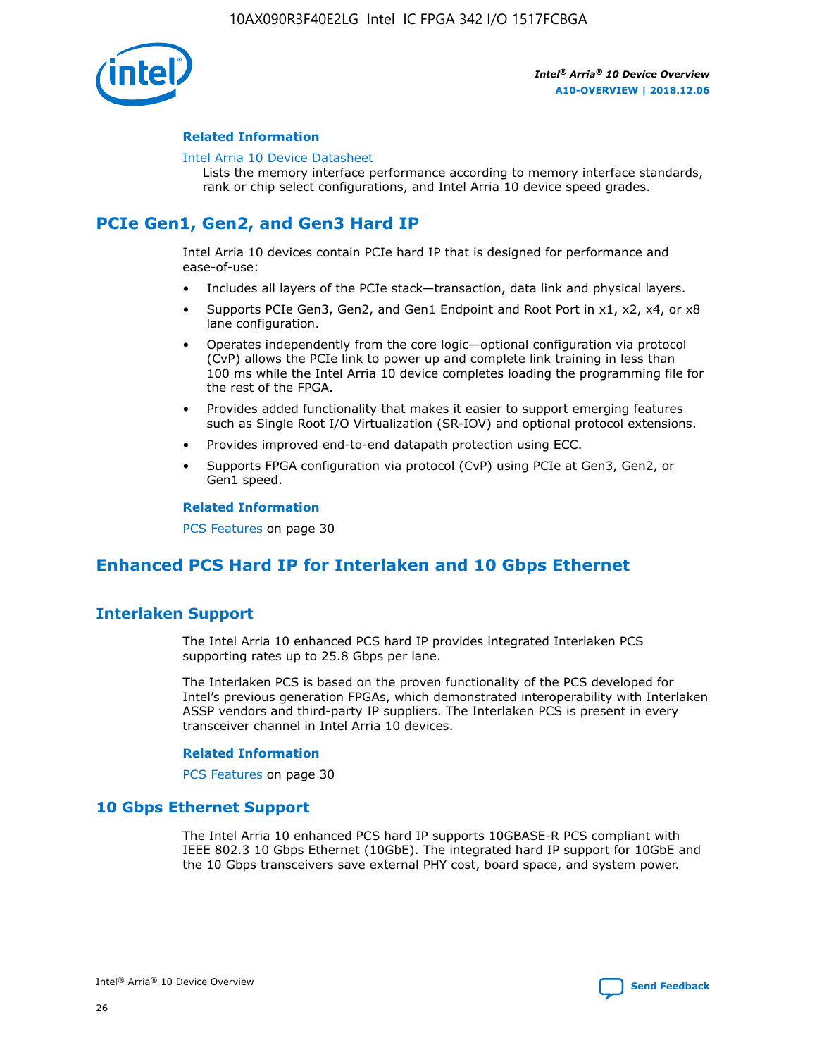#### Related Information

Intel Arria 10 Device Datasheet

Lists the memory interface performance according to memory interface standards, rank or chip select configurations, and Intel Arria 10 device speed grades.

## PCIe Gen1, Gen2, and Gen3 Hard IP

Intel Arria 10 devices contain PCIe hard IP that is designed for performance and ease-of-use:

- Includes all layers of the PCIe stack—transaction, data link and physical layers.
- Supports PCIe Gen3, Gen2, and Gen1 Endpoint and Root Port in x1, x2, x4, or x8 lane configuration.
- Operates independently from the core logic—optional configuration via protocol (CvP) allows the PCIe link to power up and complete link training in less than 100 ms while the Intel Arria 10 device completes loading the programming file for the rest of the FPGA.
- Provides added functionality that makes it easier to support emerging features such as Single Root I/O Virtualization (SR-IOV) and optional protocol extensions.
- Provides improved end-to-end datapath protection using ECC.
- Supports FPGA configuration via protocol (CvP) using PCIe at Gen3, Gen2, or Gen1 speed.

#### Related Information

PCS Features on page 30

## Enhanced PCS Hard IP for Interlaken and 10 Gbps Ethernet

### Interlaken Support

The Intel Arria 10 enhanced PCS hard IP provides integrated Interlaken PCS supporting rates up to 25.8 Gbps per lane.

The Interlaken PCS is based on the proven functionality of the PCS developed for Intel's previous generation FPGAs, which demonstrated interoperability with Interlaken ASSP vendors and third-party IP suppliers. The Interlaken PCS is present in every transceiver channel in Intel Arria 10 devices.

#### Related Information

PCS Features on page 30

### 10 Gbps Ethernet Support

The Intel Arria 10 enhanced PCS hard IP supports 10GBASE-R PCS compliant with IEEE 802.3 10 Gbps Ethernet (10GbE). The integrated hard IP support for 10GbE and the 10 Gbps transceivers save external PHY cost, board space, and system power.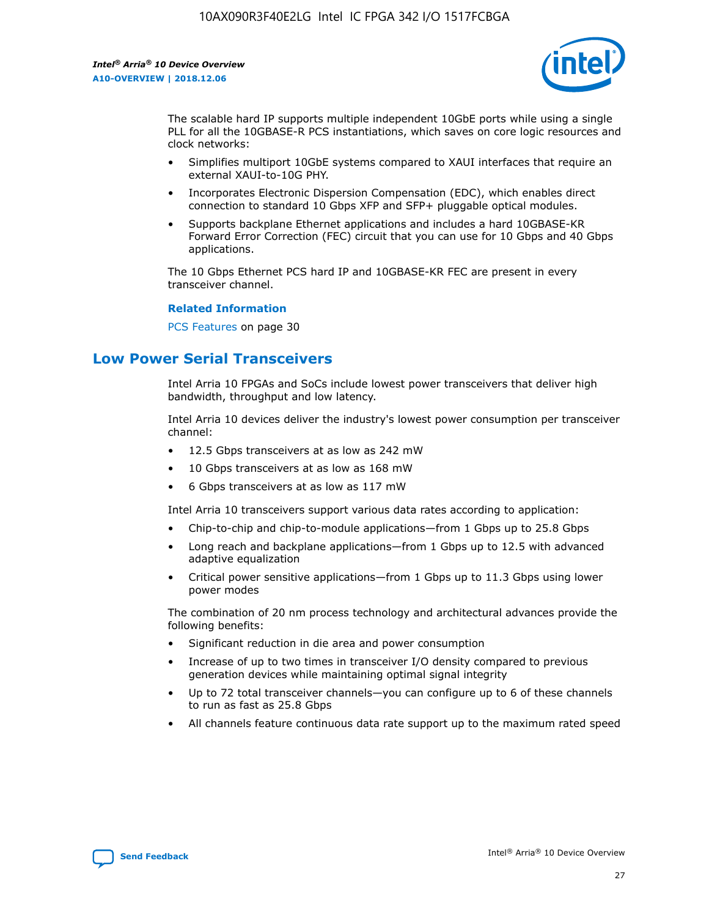The scalable hard IP supports multiple independent 10GbE ports while using a single PLL for all the 10GBASE-R PCS instantiations, which saves on core logic resources and clock networks:

- Simplifies multiport 10GbE systems compared to XAUI interfaces that require an external XAUI-to-10G PHY.
- Incorporates Electronic Dispersion Compensation (EDC), which enables direct connection to standard 10 Gbps XFP and SFP+ pluggable optical modules.
- Supports backplane Ethernet applications and includes a hard 10GBASE-KR Forward Error Correction (FEC) circuit that you can use for 10 Gbps and 40 Gbps applications.

The 10 Gbps Ethernet PCS hard IP and 10GBASE-KR FEC are present in every transceiver channel.

**Related Information**

PCS Features on page 30

## Low Power Serial Transceivers

Intel Arria 10 FPGAs and SoCs include lowest power transceivers that deliver high bandwidth, throughput and low latency.

Intel Arria 10 devices deliver the industry's lowest power consumption per transceiver channel:

- 12.5 Gbps transceivers at as low as 242 mW
- 10 Gbps transceivers at as low as 168 mW
- 6 Gbps transceivers at as low as 117 mW

Intel Arria 10 transceivers support various data rates according to application:

- Chip-to-chip and chip-to-module applications—from 1 Gbps up to 25.8 Gbps
- Long reach and backplane applications—from 1 Gbps up to 12.5 with advanced adaptive equalization
- Critical power sensitive applications—from 1 Gbps up to 11.3 Gbps using lower power modes

The combination of 20 nm process technology and architectural advances provide the following benefits:

- Significant reduction in die area and power consumption
- Increase of up to two times in transceiver I/O density compared to previous generation devices while maintaining optimal signal integrity
- Up to 72 total transceiver channels—you can configure up to 6 of these channels to run as fast as 25.8 Gbps
- All channels feature continuous data rate support up to the maximum rated speed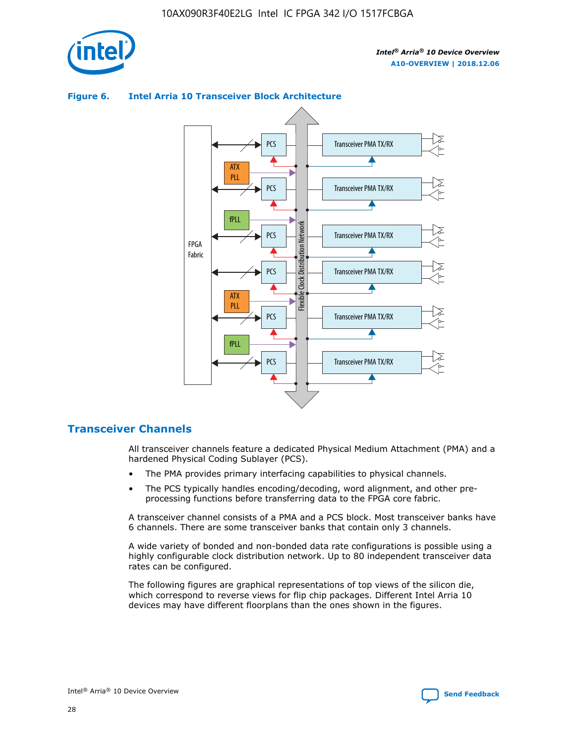**Figure 6. Intel Arria 10 Transceiver Block Architecture**

FPGA Fabric

PCS

ATX PLL

fPLL

Flexible Clock Distribution Network

Transceiver PMA TX/RX

## Transceiver Channels

All transceiver channels feature a dedicated Physical Medium Attachment (PMA) and a hardened Physical Coding Sublayer (PCS).

- The PMA provides primary interfacing capabilities to physical channels.
- The PCS typically handles encoding/decoding, word alignment, and other pre-processing functions before transferring data to the FPGA core fabric.

A transceiver channel consists of a PMA and a PCS block. Most transceiver banks have 6 channels. There are some transceiver banks that contain only 3 channels.

A wide variety of bonded and non-bonded data rate configurations is possible using a highly configurable clock distribution network. Up to 80 independent transceiver data rates can be configured.

The following figures are graphical representations of top views of the silicon die, which correspond to reverse views for flip chip packages. Different Intel Arria 10 devices may have different floorplans than the ones shown in the figures.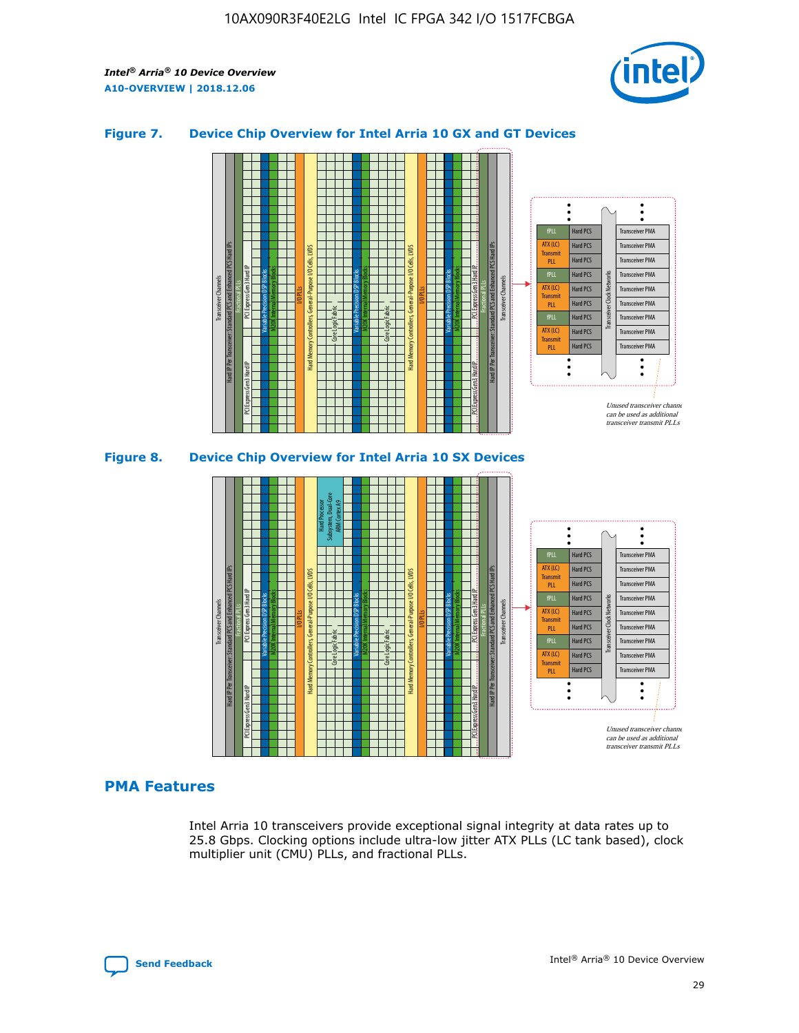### Figure 7. Device Chip Overview for Intel Arria 10 GX and GT Devices

Transceiver Channels
Hard IP Per Transceiver: Standard PCS and Enhanced PCS Hard IPs
Fractional PLLs
PCI Express Gen3 Hard IP
PCI Express Gen3 Hard IP
Variable Precision DSP Blocks
M20K Internal Memory Blocks
I/O PLLs
Hard Memory Controllers General-Purpose I/O Cells, LVDS
Core Logic Fabric
Variable Precision DSP Blocks
M20K Internal Memory Blocks
Core Logic Fabric
Hard Memory Controllers General-Purpose I/O Cells, LVDS
I/O PLLs
Variable Precision DSP Blocks
M20K Internal Memory Blocks
PCI Express Gen3 Hard IP
Fractional PLLs
PCI Express Gen3 Hard IP
Hard IP Per Transceiver: Standard PCS and Enhanced PCS Hard IPs
Transceiver Channels

fPLL
ATX (LC) Transmit PLL
Hard PCS
Transceiver PMA
Transceiver Clock Networks

Unused transceiver channels can be used as additional transceiver transmit PLLs

### Figure 8. Device Chip Overview for Intel Arria 10 SX Devices

Transceiver Channels
Hard IP Per Transceiver: Standard PCS and Enhanced PCS Hard IPs
Fractional PLLs
PCI Express Gen3 Hard IP
PCI Express Gen3 Hard IP
Variable Precision DSP Blocks
M20K Internal Memory Blocks
I/O PLLs
Hard Memory Controllers General-Purpose I/O Cells, LVDS
Hard Processor Subsystem, Dual-Core ARM Cortex A9
Core Logic Fabric
Variable Precision DSP Blocks
M20K Internal Memory Blocks
Core Logic Fabric
Hard Memory Controllers General-Purpose I/O Cells, LVDS
I/O PLLs
Variable Precision DSP Blocks
M20K Internal Memory Blocks
PCI Express Gen3 Hard IP
Fractional PLLs
PCI Express Gen3 Hard IP
Hard IP Per Transceiver: Standard PCS and Enhanced PCS Hard IPs
Transceiver Channels

fPLL
ATX (LC) Transmit PLL
Hard PCS
Transceiver PMA
Transceiver Clock Networks

Unused transceiver channels can be used as additional transceiver transmit PLLs

## PMA Features

Intel Arria 10 transceivers provide exceptional signal integrity at data rates up to 25.8 Gbps. Clocking options include ultra-low jitter ATX PLLs (LC tank based), clock multiplier unit (CMU) PLLs, and fractional PLLs.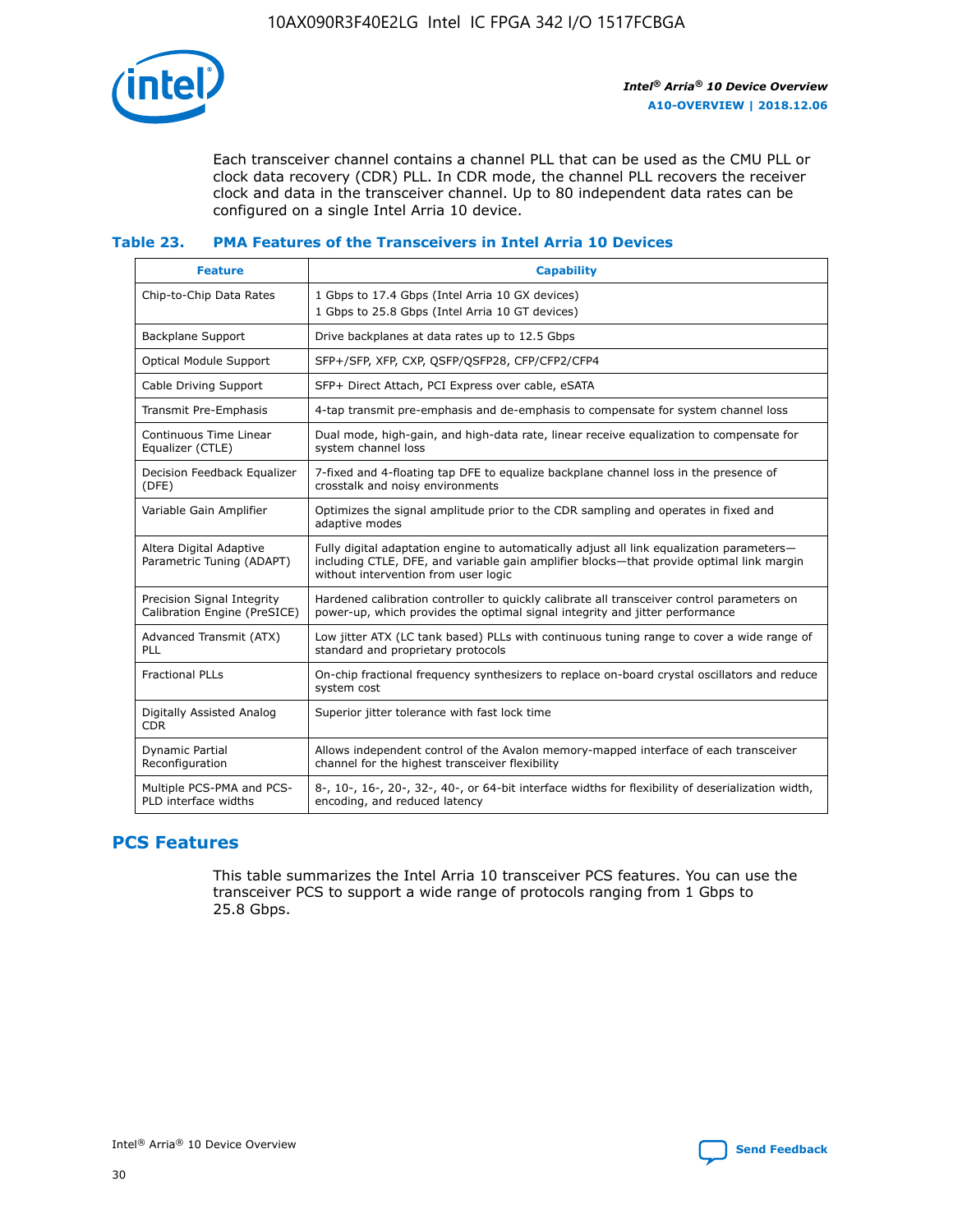Each transceiver channel contains a channel PLL that can be used as the CMU PLL or clock data recovery (CDR) PLL. In CDR mode, the channel PLL recovers the receiver clock and data in the transceiver channel. Up to 80 independent data rates can be configured on a single Intel Arria 10 device.

### Table 23. PMA Features of the Transceivers in Intel Arria 10 Devices

| Feature | Capability |
|---|---|
| Chip-to-Chip Data Rates | 1 Gbps to 17.4 Gbps (Intel Arria 10 GX devices)<br>1 Gbps to 25.8 Gbps (Intel Arria 10 GT devices) |
| Backplane Support | Drive backplanes at data rates up to 12.5 Gbps |
| Optical Module Support | SFP+/SFP, XFP, CXP, QSFP/QSFP28, CFP/CFP2/CFP4 |
| Cable Driving Support | SFP+ Direct Attach, PCI Express over cable, eSATA |
| Transmit Pre-Emphasis | 4-tap transmit pre-emphasis and de-emphasis to compensate for system channel loss |
| Continuous Time Linear Equalizer (CTLE) | Dual mode, high-gain, and high-data rate, linear receive equalization to compensate for system channel loss |
| Decision Feedback Equalizer (DFE) | 7-fixed and 4-floating tap DFE to equalize backplane channel loss in the presence of crosstalk and noisy environments |
| Variable Gain Amplifier | Optimizes the signal amplitude prior to the CDR sampling and operates in fixed and adaptive modes |
| Altera Digital Adaptive Parametric Tuning (ADAPT) | Fully digital adaptation engine to automatically adjust all link equalization parameters—including CTLE, DFE, and variable gain amplifier blocks—that provide optimal link margin without intervention from user logic |
| Precision Signal Integrity Calibration Engine (PreSICE) | Hardened calibration controller to quickly calibrate all transceiver control parameters on power-up, which provides the optimal signal integrity and jitter performance |
| Advanced Transmit (ATX) PLL | Low jitter ATX (LC tank based) PLLs with continuous tuning range to cover a wide range of standard and proprietary protocols |
| Fractional PLLs | On-chip fractional frequency synthesizers to replace on-board crystal oscillators and reduce system cost |
| Digitally Assisted Analog CDR | Superior jitter tolerance with fast lock time |
| Dynamic Partial Reconfiguration | Allows independent control of the Avalon memory-mapped interface of each transceiver channel for the highest transceiver flexibility |
| Multiple PCS-PMA and PCS-PLD interface widths | 8-, 10-, 16-, 20-, 32-, 40-, or 64-bit interface widths for flexibility of deserialization width, encoding, and reduced latency |

## PCS Features

This table summarizes the Intel Arria 10 transceiver PCS features. You can use the transceiver PCS to support a wide range of protocols ranging from 1 Gbps to 25.8 Gbps.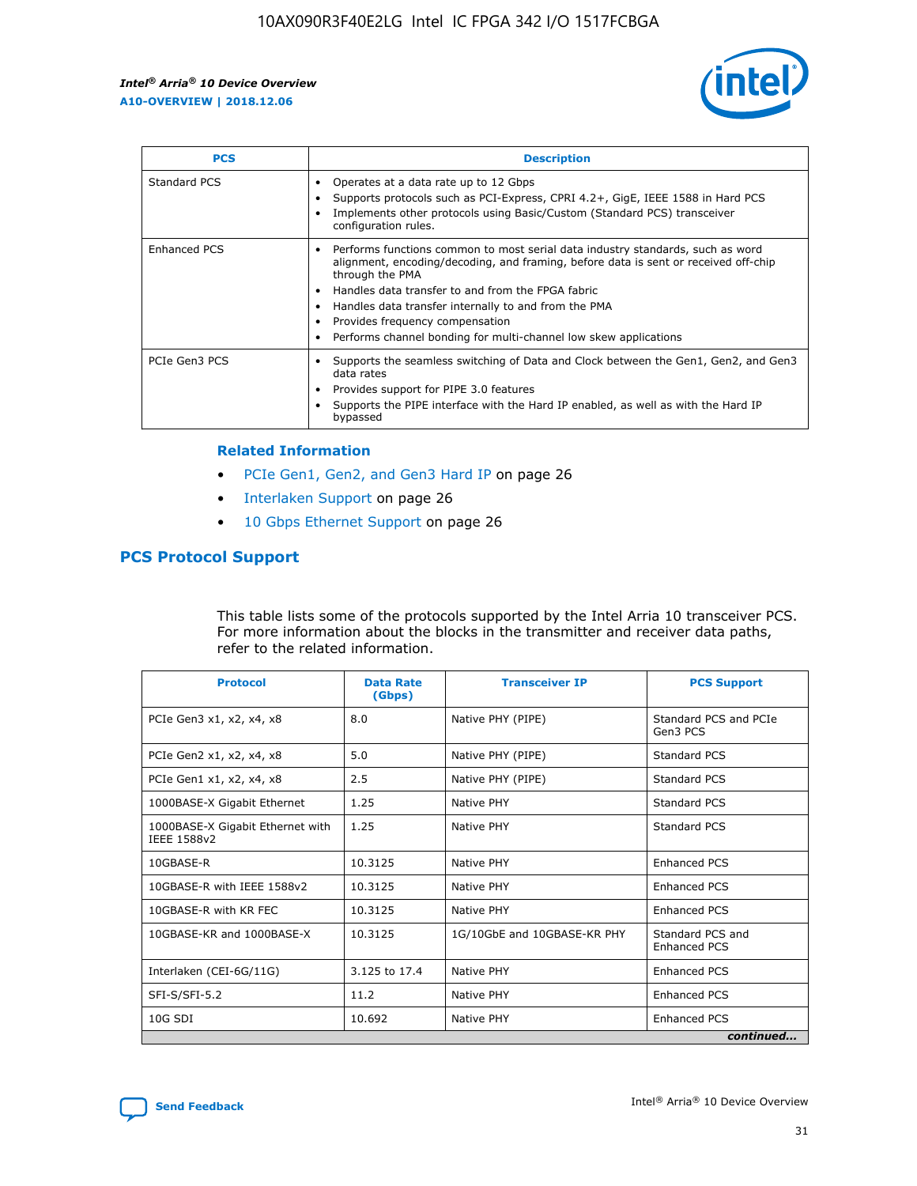| PCS | Description |
| --- | --- |
| Standard PCS | • Operates at a data rate up to 12 Gbps<br>• Supports protocols such as PCI-Express, CPRI 4.2+, GigE, IEEE 1588 in Hard PCS<br>• Implements other protocols using Basic/Custom (Standard PCS) transceiver configuration rules. |
| Enhanced PCS | • Performs functions common to most serial data industry standards, such as word alignment, encoding/decoding, and framing, before data is sent or received off-chip through the PMA<br>• Handles data transfer to and from the FPGA fabric<br>• Handles data transfer internally to and from the PMA<br>• Provides frequency compensation<br>• Performs channel bonding for multi-channel low skew applications |
| PCIe Gen3 PCS | • Supports the seamless switching of Data and Clock between the Gen1, Gen2, and Gen3 data rates<br>• Provides support for PIPE 3.0 features<br>• Supports the PIPE interface with the Hard IP enabled, as well as with the Hard IP bypassed |

### Related Information

- PCIe Gen1, Gen2, and Gen3 Hard IP on page 26
- Interlaken Support on page 26
- 10 Gbps Ethernet Support on page 26

## PCS Protocol Support

This table lists some of the protocols supported by the Intel Arria 10 transceiver PCS. For more information about the blocks in the transmitter and receiver data paths, refer to the related information.

| Protocol | Data Rate (Gbps) | Transceiver IP | PCS Support |
| --- | --- | --- | --- |
| PCIe Gen3 x1, x2, x4, x8 | 8.0 | Native PHY (PIPE) | Standard PCS and PCIe Gen3 PCS |
| PCIe Gen2 x1, x2, x4, x8 | 5.0 | Native PHY (PIPE) | Standard PCS |
| PCIe Gen1 x1, x2, x4, x8 | 2.5 | Native PHY (PIPE) | Standard PCS |
| 1000BASE-X Gigabit Ethernet | 1.25 | Native PHY | Standard PCS |
| 1000BASE-X Gigabit Ethernet with IEEE 1588v2 | 1.25 | Native PHY | Standard PCS |
| 10GBASE-R | 10.3125 | Native PHY | Enhanced PCS |
| 10GBASE-R with IEEE 1588v2 | 10.3125 | Native PHY | Enhanced PCS |
| 10GBASE-R with KR FEC | 10.3125 | Native PHY | Enhanced PCS |
| 10GBASE-KR and 1000BASE-X | 10.3125 | 1G/10GbE and 10GBASE-KR PHY | Standard PCS and Enhanced PCS |
| Interlaken (CEI-6G/11G) | 3.125 to 17.4 | Native PHY | Enhanced PCS |
| SFI-S/SFI-5.2 | 11.2 | Native PHY | Enhanced PCS |
| 10G SDI | 10.692 | Native PHY | Enhanced PCS |

*continued...*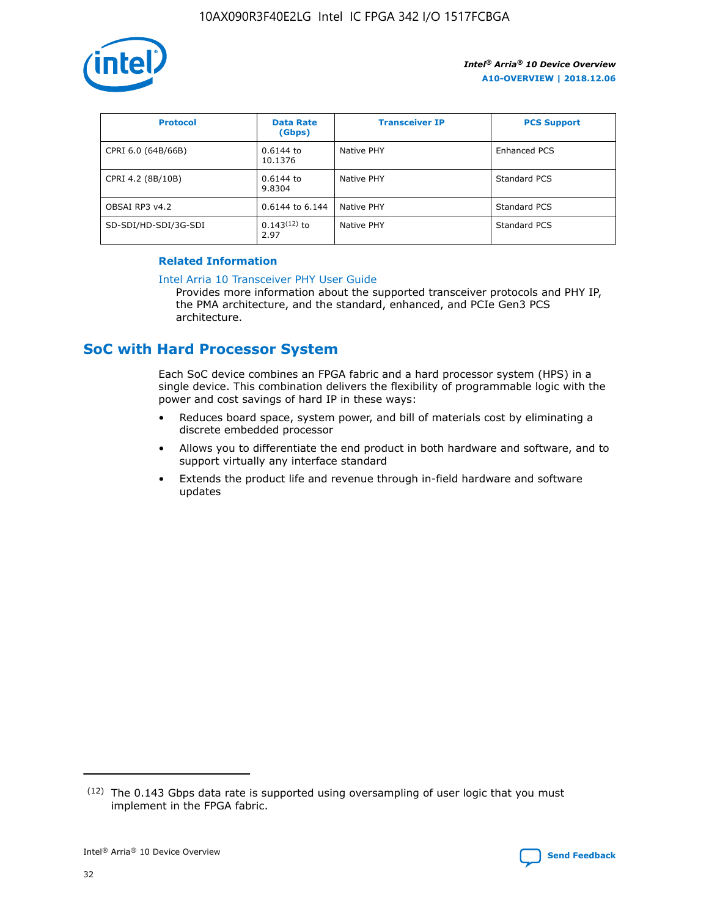| Protocol | Data Rate (Gbps) | Transceiver IP | PCS Support |
| --- | --- | --- | --- |
| CPRI 6.0 (64B/66B) | 0.6144 to 10.1376 | Native PHY | Enhanced PCS |
| CPRI 4.2 (8B/10B) | 0.6144 to 9.8304 | Native PHY | Standard PCS |
| OBSAI RP3 v4.2 | 0.6144 to 6.144 | Native PHY | Standard PCS |
| SD-SDI/HD-SDI/3G-SDI | 0.143[(12)] to 2.97 | Native PHY | Standard PCS |

### Related Information

Intel Arria 10 Transceiver PHY User Guide

Provides more information about the supported transceiver protocols and PHY IP, the PMA architecture, and the standard, enhanced, and PCIe Gen3 PCS architecture.

## SoC with Hard Processor System

Each SoC device combines an FPGA fabric and a hard processor system (HPS) in a single device. This combination delivers the flexibility of programmable logic with the power and cost savings of hard IP in these ways:

- Reduces board space, system power, and bill of materials cost by eliminating a discrete embedded processor
- Allows you to differentiate the end product in both hardware and software, and to support virtually any interface standard
- Extends the product life and revenue through in-field hardware and software updates

(12) The 0.143 Gbps data rate is supported using oversampling of user logic that you must implement in the FPGA fabric.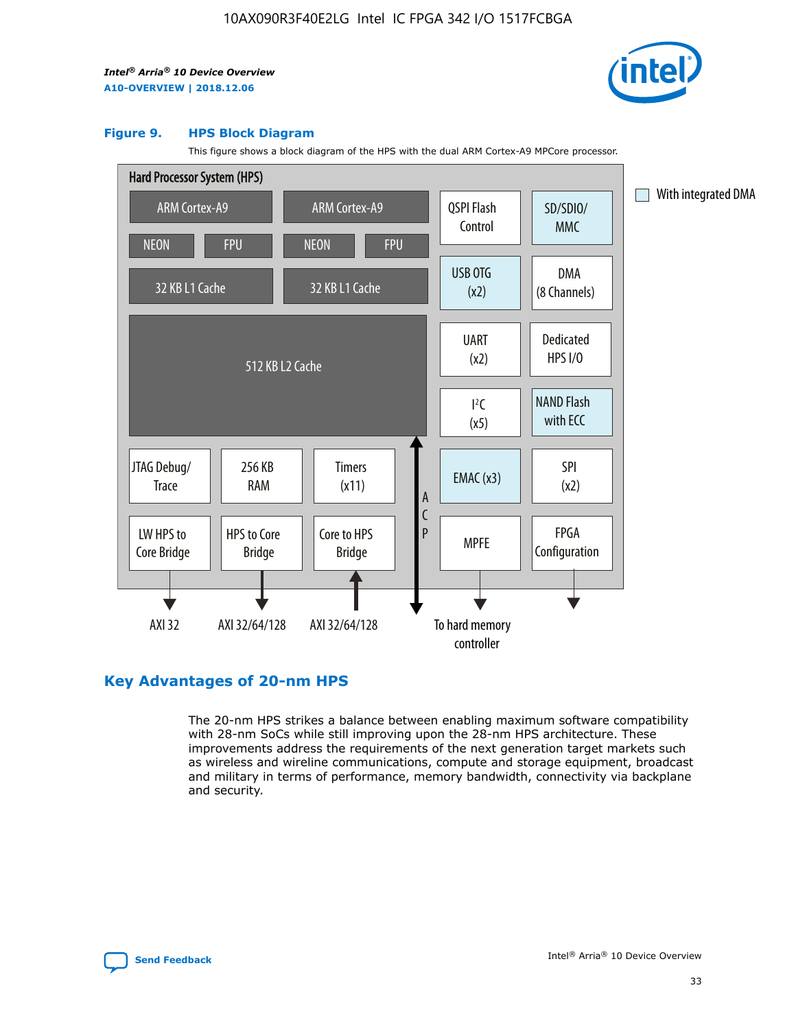#### Figure 9. HPS Block Diagram

This figure shows a block diagram of the HPS with the dual ARM Cortex-A9 MPCore processor.

Hard Processor System (HPS)

ARM Cortex-A9
ARM Cortex-A9
NEON
FPU
NEON
FPU
32 KB L1 Cache
32 KB L1 Cache
512 KB L2 Cache
QSPI Flash Control
SD/SDIO/ MMC
USB OTG (x2)
DMA (8 Channels)
UART (x2)
Dedicated HPS I/O
I²C (x5)
NAND Flash with ECC
JTAG Debug/ Trace
256 KB RAM
Timers (x11)
EMAC (x3)
SPI (x2)
LW HPS to Core Bridge
HPS to Core Bridge
Core to HPS Bridge
ACP
MPFE
FPGA Configuration
AXI 32
AXI 32/64/128
AXI 32/64/128
To hard memory controller

With integrated DMA

## Key Advantages of 20-nm HPS

The 20-nm HPS strikes a balance between enabling maximum software compatibility with 28-nm SoCs while still improving upon the 28-nm HPS architecture. These improvements address the requirements of the next generation target markets such as wireless and wireline communications, compute and storage equipment, broadcast and military in terms of performance, memory bandwidth, connectivity via backplane and security.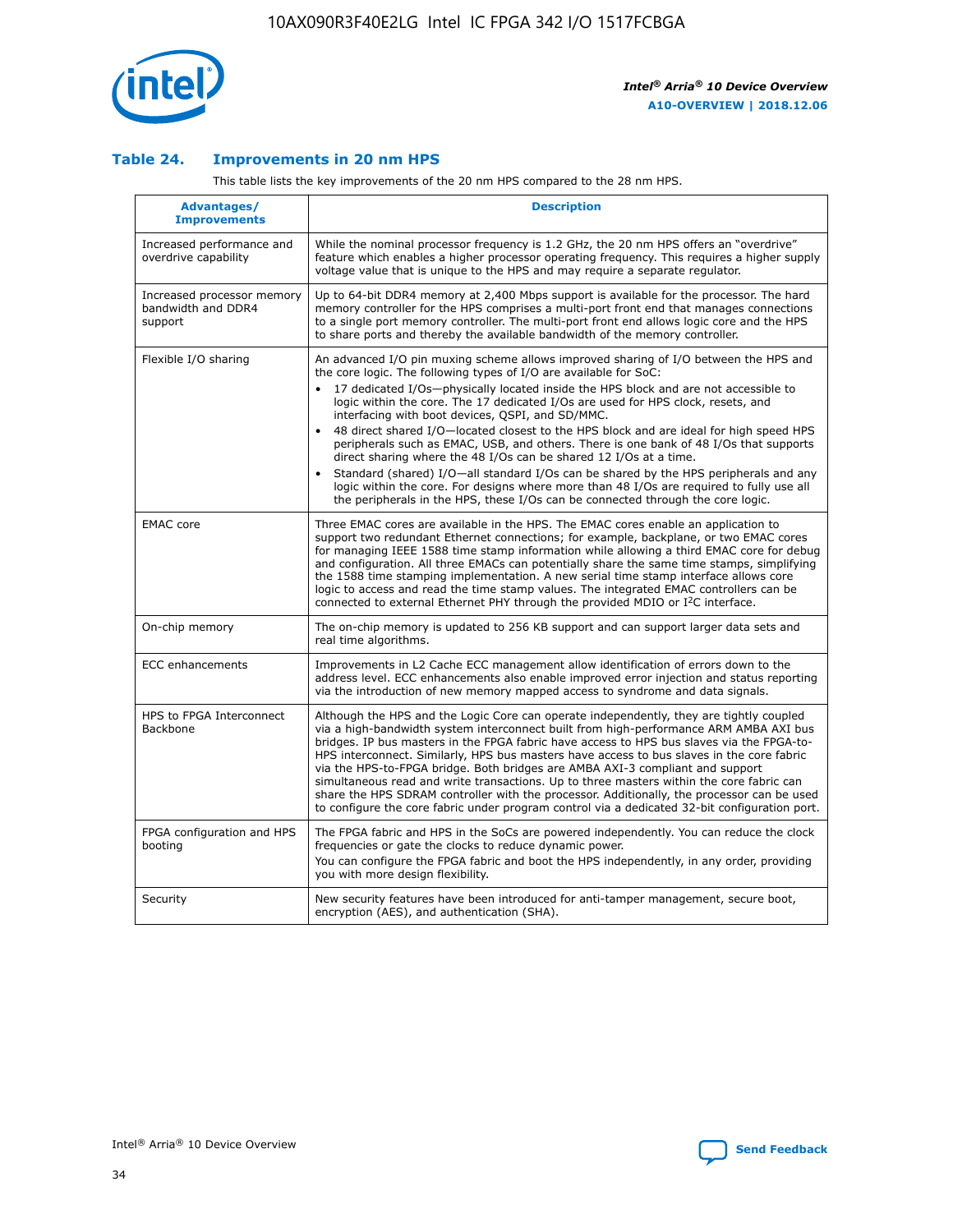### Table 24. Improvements in 20 nm HPS

This table lists the key improvements of the 20 nm HPS compared to the 28 nm HPS.

| Advantages/ Improvements | Description |
| --- | --- |
| Increased performance and overdrive capability | While the nominal processor frequency is 1.2 GHz, the 20 nm HPS offers an "overdrive" feature which enables a higher processor operating frequency. This requires a higher supply voltage value that is unique to the HPS and may require a separate regulator. |
| Increased processor memory bandwidth and DDR4 support | Up to 64-bit DDR4 memory at 2,400 Mbps support is available for the processor. The hard memory controller for the HPS comprises a multi-port front end that manages connections to a single port memory controller. The multi-port front end allows logic core and the HPS to share ports and thereby the available bandwidth of the memory controller. |
| Flexible I/O sharing | An advanced I/O pin muxing scheme allows improved sharing of I/O between the HPS and the core logic. The following types of I/O are available for SoC:<br>• 17 dedicated I/Os—physically located inside the HPS block and are not accessible to logic within the core. The 17 dedicated I/Os are used for HPS clock, resets, and interfacing with boot devices, QSPI, and SD/MMC.<br>• 48 direct shared I/O—located closest to the HPS block and are ideal for high speed HPS peripherals such as EMAC, USB, and others. There is one bank of 48 I/Os that supports direct sharing where the 48 I/Os can be shared 12 I/Os at a time.<br>• Standard (shared) I/O—all standard I/Os can be shared by the HPS peripherals and any logic within the core. For designs where more than 48 I/Os are required to fully use all the peripherals in the HPS, these I/Os can be connected through the core logic. |
| EMAC core | Three EMAC cores are available in the HPS. The EMAC cores enable an application to support two redundant Ethernet connections; for example, backplane, or two EMAC cores for managing IEEE 1588 time stamp information while allowing a third EMAC core for debug and configuration. All three EMACs can potentially share the same time stamps, simplifying the 1588 time stamping implementation. A new serial time stamp interface allows core logic to access and read the time stamp values. The integrated EMAC controllers can be connected to external Ethernet PHY through the provided MDIO or I$^2$C interface. |
| On-chip memory | The on-chip memory is updated to 256 KB support and can support larger data sets and real time algorithms. |
| ECC enhancements | Improvements in L2 Cache ECC management allow identification of errors down to the address level. ECC enhancements also enable improved error injection and status reporting via the introduction of new memory mapped access to syndrome and data signals. |
| HPS to FPGA Interconnect Backbone | Although the HPS and the Logic Core can operate independently, they are tightly coupled via a high-bandwidth system interconnect built from high-performance ARM AMBA AXI bus bridges. IP bus masters in the FPGA fabric have access to HPS bus slaves via the FPGA-to-HPS interconnect. Similarly, HPS bus masters have access to bus slaves in the core fabric via the HPS-to-FPGA bridge. Both bridges are AMBA AXI-3 compliant and support simultaneous read and write transactions. Up to three masters within the core fabric can share the HPS SDRAM controller with the processor. Additionally, the processor can be used to configure the core fabric under program control via a dedicated 32-bit configuration port. |
| FPGA configuration and HPS booting | The FPGA fabric and HPS in the SoCs are powered independently. You can reduce the clock frequencies or gate the clocks to reduce dynamic power.<br>You can configure the FPGA fabric and boot the HPS independently, in any order, providing you with more design flexibility. |
| Security | New security features have been introduced for anti-tamper management, secure boot, encryption (AES), and authentication (SHA). |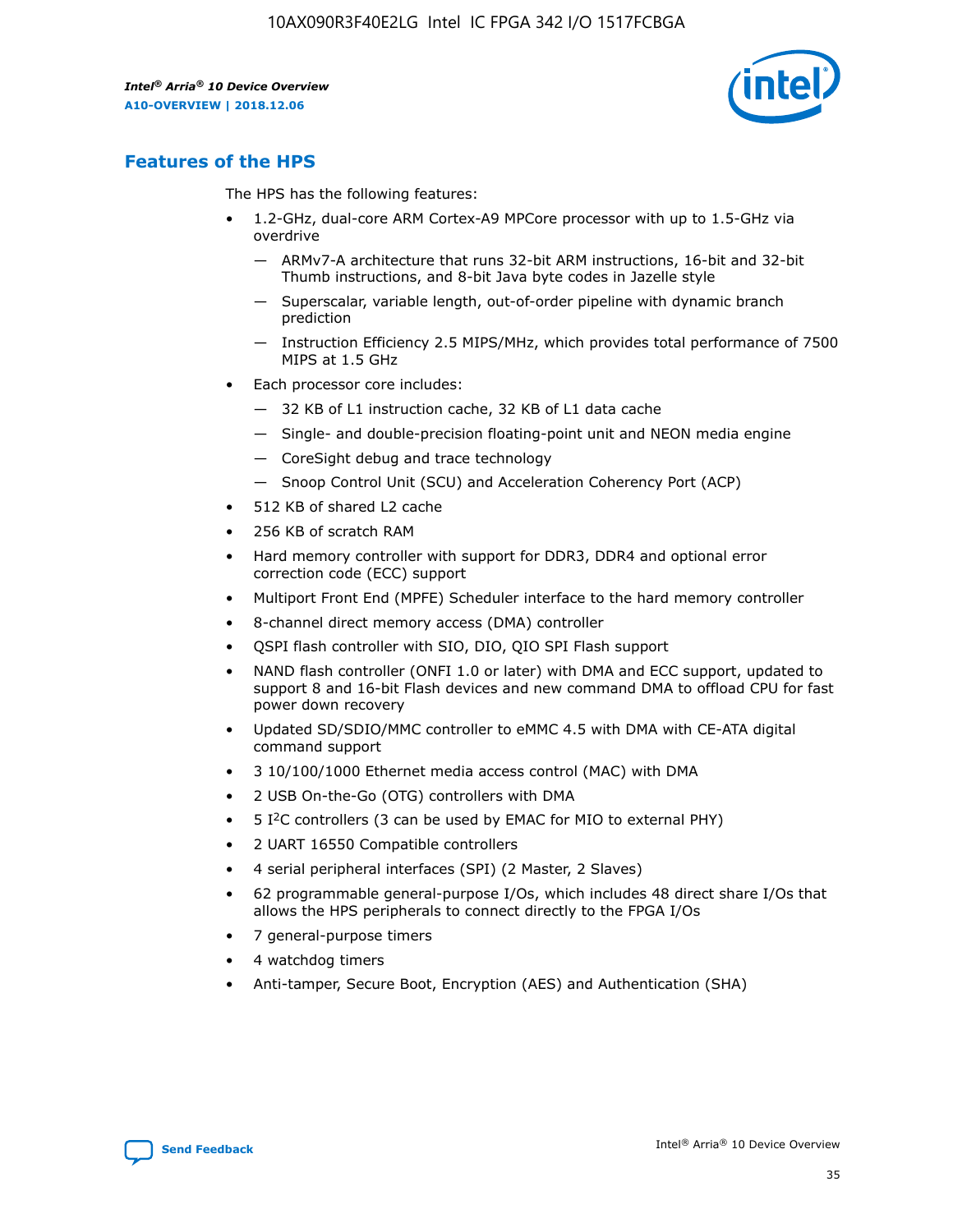## Features of the HPS

The HPS has the following features:

- 1.2-GHz, dual-core ARM Cortex-A9 MPCore processor with up to 1.5-GHz via overdrive
  - — ARMv7-A architecture that runs 32-bit ARM instructions, 16-bit and 32-bit Thumb instructions, and 8-bit Java byte codes in Jazelle style
  - — Superscalar, variable length, out-of-order pipeline with dynamic branch prediction
  - — Instruction Efficiency 2.5 MIPS/MHz, which provides total performance of 7500 MIPS at 1.5 GHz
- Each processor core includes:
  - — 32 KB of L1 instruction cache, 32 KB of L1 data cache
  - — Single- and double-precision floating-point unit and NEON media engine
  - — CoreSight debug and trace technology
  - — Snoop Control Unit (SCU) and Acceleration Coherency Port (ACP)
- 512 KB of shared L2 cache
- 256 KB of scratch RAM
- Hard memory controller with support for DDR3, DDR4 and optional error correction code (ECC) support
- Multiport Front End (MPFE) Scheduler interface to the hard memory controller
- 8-channel direct memory access (DMA) controller
- QSPI flash controller with SIO, DIO, QIO SPI Flash support
- NAND flash controller (ONFI 1.0 or later) with DMA and ECC support, updated to support 8 and 16-bit Flash devices and new command DMA to offload CPU for fast power down recovery
- Updated SD/SDIO/MMC controller to eMMC 4.5 with DMA with CE-ATA digital command support
- 3 10/100/1000 Ethernet media access control (MAC) with DMA
- 2 USB On-the-Go (OTG) controllers with DMA
- 5 I²C controllers (3 can be used by EMAC for MIO to external PHY)
- 2 UART 16550 Compatible controllers
- 4 serial peripheral interfaces (SPI) (2 Master, 2 Slaves)
- 62 programmable general-purpose I/Os, which includes 48 direct share I/Os that allows the HPS peripherals to connect directly to the FPGA I/Os
- 7 general-purpose timers
- 4 watchdog timers
- Anti-tamper, Secure Boot, Encryption (AES) and Authentication (SHA)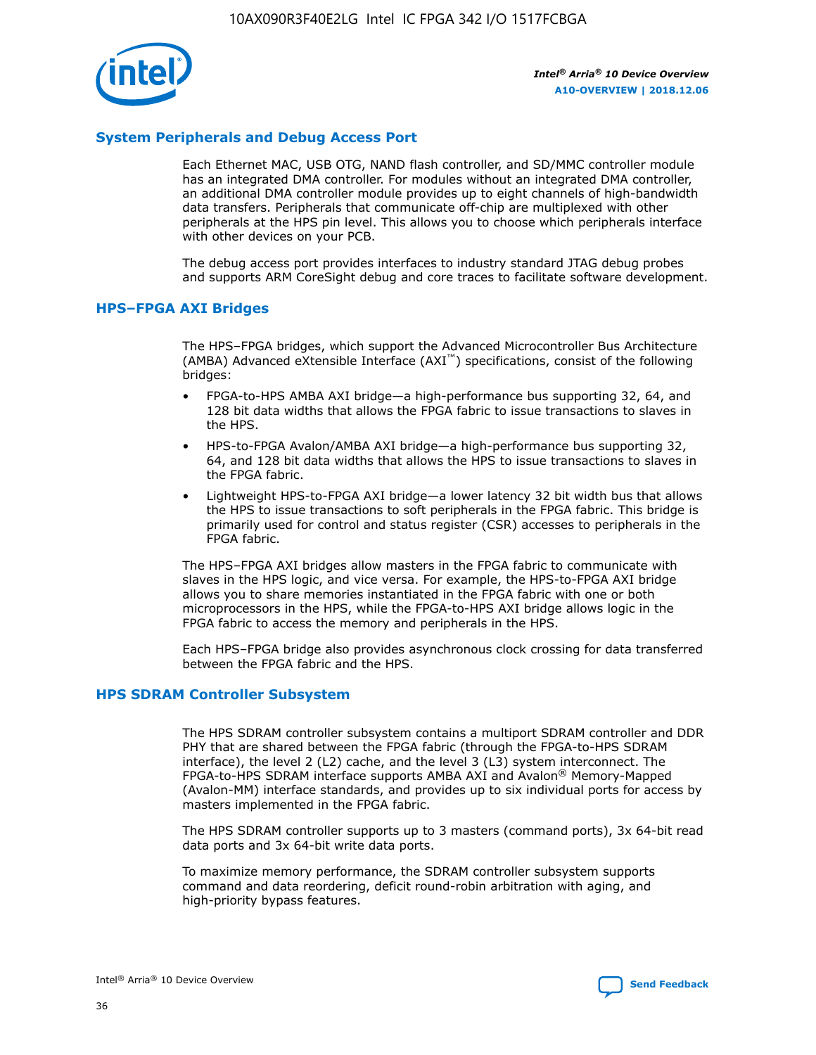## System Peripherals and Debug Access Port

Each Ethernet MAC, USB OTG, NAND flash controller, and SD/MMC controller module has an integrated DMA controller. For modules without an integrated DMA controller, an additional DMA controller module provides up to eight channels of high-bandwidth data transfers. Peripherals that communicate off-chip are multiplexed with other peripherals at the HPS pin level. This allows you to choose which peripherals interface with other devices on your PCB.

The debug access port provides interfaces to industry standard JTAG debug probes and supports ARM CoreSight debug and core traces to facilitate software development.

## HPS–FPGA AXI Bridges

The HPS–FPGA bridges, which support the Advanced Microcontroller Bus Architecture (AMBA) Advanced eXtensible Interface (AXI™) specifications, consist of the following bridges:

- FPGA-to-HPS AMBA AXI bridge—a high-performance bus supporting 32, 64, and 128 bit data widths that allows the FPGA fabric to issue transactions to slaves in the HPS.
- HPS-to-FPGA Avalon/AMBA AXI bridge—a high-performance bus supporting 32, 64, and 128 bit data widths that allows the HPS to issue transactions to slaves in the FPGA fabric.
- Lightweight HPS-to-FPGA AXI bridge—a lower latency 32 bit width bus that allows the HPS to issue transactions to soft peripherals in the FPGA fabric. This bridge is primarily used for control and status register (CSR) accesses to peripherals in the FPGA fabric.

The HPS–FPGA AXI bridges allow masters in the FPGA fabric to communicate with slaves in the HPS logic, and vice versa. For example, the HPS-to-FPGA AXI bridge allows you to share memories instantiated in the FPGA fabric with one or both microprocessors in the HPS, while the FPGA-to-HPS AXI bridge allows logic in the FPGA fabric to access the memory and peripherals in the HPS.

Each HPS–FPGA bridge also provides asynchronous clock crossing for data transferred between the FPGA fabric and the HPS.

## HPS SDRAM Controller Subsystem

The HPS SDRAM controller subsystem contains a multiport SDRAM controller and DDR PHY that are shared between the FPGA fabric (through the FPGA-to-HPS SDRAM interface), the level 2 (L2) cache, and the level 3 (L3) system interconnect. The FPGA-to-HPS SDRAM interface supports AMBA AXI and Avalon® Memory-Mapped (Avalon-MM) interface standards, and provides up to six individual ports for access by masters implemented in the FPGA fabric.

The HPS SDRAM controller supports up to 3 masters (command ports), 3x 64-bit read data ports and 3x 64-bit write data ports.

To maximize memory performance, the SDRAM controller subsystem supports command and data reordering, deficit round-robin arbitration with aging, and high-priority bypass features.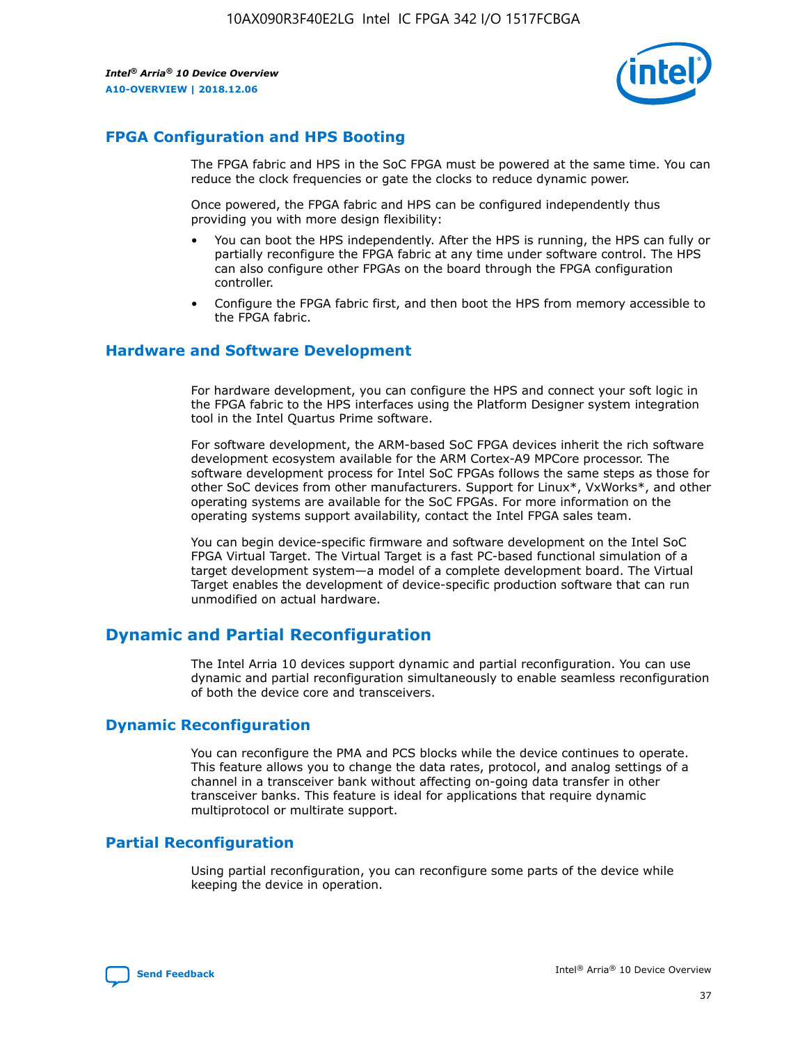## FPGA Configuration and HPS Booting

The FPGA fabric and HPS in the SoC FPGA must be powered at the same time. You can reduce the clock frequencies or gate the clocks to reduce dynamic power.

Once powered, the FPGA fabric and HPS can be configured independently thus providing you with more design flexibility:

- You can boot the HPS independently. After the HPS is running, the HPS can fully or partially reconfigure the FPGA fabric at any time under software control. The HPS can also configure other FPGAs on the board through the FPGA configuration controller.
- Configure the FPGA fabric first, and then boot the HPS from memory accessible to the FPGA fabric.

## Hardware and Software Development

For hardware development, you can configure the HPS and connect your soft logic in the FPGA fabric to the HPS interfaces using the Platform Designer system integration tool in the Intel Quartus Prime software.

For software development, the ARM-based SoC FPGA devices inherit the rich software development ecosystem available for the ARM Cortex-A9 MPCore processor. The software development process for Intel SoC FPGAs follows the same steps as those for other SoC devices from other manufacturers. Support for Linux*, VxWorks*, and other operating systems are available for the SoC FPGAs. For more information on the operating systems support availability, contact the Intel FPGA sales team.

You can begin device-specific firmware and software development on the Intel SoC FPGA Virtual Target. The Virtual Target is a fast PC-based functional simulation of a target development system—a model of a complete development board. The Virtual Target enables the development of device-specific production software that can run unmodified on actual hardware.

## Dynamic and Partial Reconfiguration

The Intel Arria 10 devices support dynamic and partial reconfiguration. You can use dynamic and partial reconfiguration simultaneously to enable seamless reconfiguration of both the device core and transceivers.

## Dynamic Reconfiguration

You can reconfigure the PMA and PCS blocks while the device continues to operate. This feature allows you to change the data rates, protocol, and analog settings of a channel in a transceiver bank without affecting on-going data transfer in other transceiver banks. This feature is ideal for applications that require dynamic multiprotocol or multirate support.

## Partial Reconfiguration

Using partial reconfiguration, you can reconfigure some parts of the device while keeping the device in operation.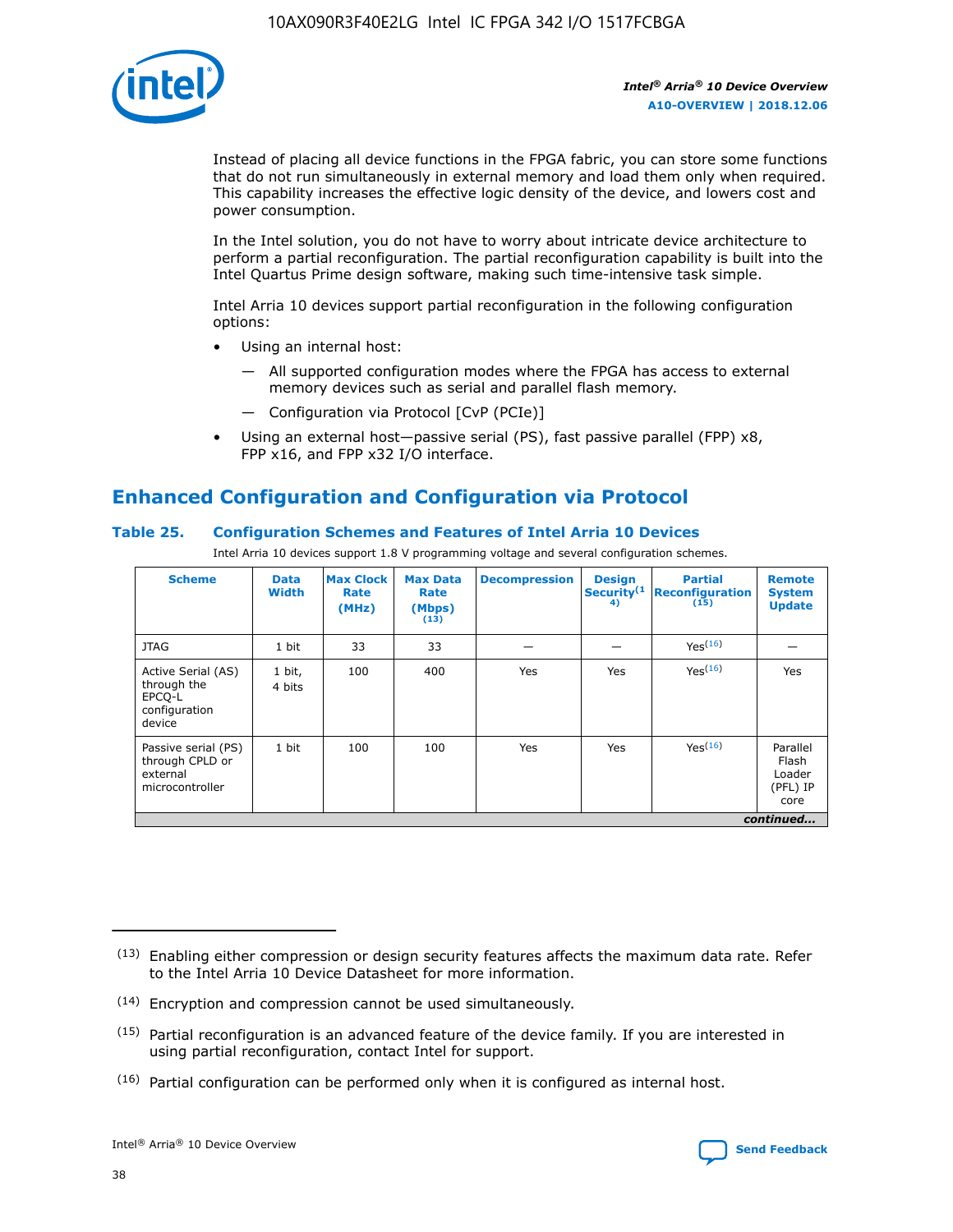Instead of placing all device functions in the FPGA fabric, you can store some functions that do not run simultaneously in external memory and load them only when required. This capability increases the effective logic density of the device, and lowers cost and power consumption.

In the Intel solution, you do not have to worry about intricate device architecture to perform a partial reconfiguration. The partial reconfiguration capability is built into the Intel Quartus Prime design software, making such time-intensive task simple.

Intel Arria 10 devices support partial reconfiguration in the following configuration options:

- Using an internal host:
  - — All supported configuration modes where the FPGA has access to external memory devices such as serial and parallel flash memory.
  - — Configuration via Protocol [CvP (PCIe)]
- Using an external host—passive serial (PS), fast passive parallel (FPP) x8, FPP x16, and FPP x32 I/O interface.

## Enhanced Configuration and Configuration via Protocol

### Table 25. Configuration Schemes and Features of Intel Arria 10 Devices

Intel Arria 10 devices support 1.8 V programming voltage and several configuration schemes.

| Scheme | Data Width | Max Clock Rate (MHz) | Max Data Rate (Mbps) (13) | Decompression | Design Security (14) | Partial Reconfiguration (15) | Remote System Update |
|---|---|---|---|---|---|---|---|
| JTAG | 1 bit | 33 | 33 | — | — | Yes (16) | — |
| Active Serial (AS) through the EPCQ-L configuration device | 1 bit, 4 bits | 100 | 400 | Yes | Yes | Yes (16) | Yes |
| Passive serial (PS) through CPLD or external microcontroller | 1 bit | 100 | 100 | Yes | Yes | Yes (16) | Parallel Flash Loader (PFL) IP core |

*continued...*

(13) Enabling either compression or design security features affects the maximum data rate. Refer to the Intel Arria 10 Device Datasheet for more information.

(14) Encryption and compression cannot be used simultaneously.

(15) Partial reconfiguration is an advanced feature of the device family. If you are interested in using partial reconfiguration, contact Intel for support.

(16) Partial configuration can be performed only when it is configured as internal host.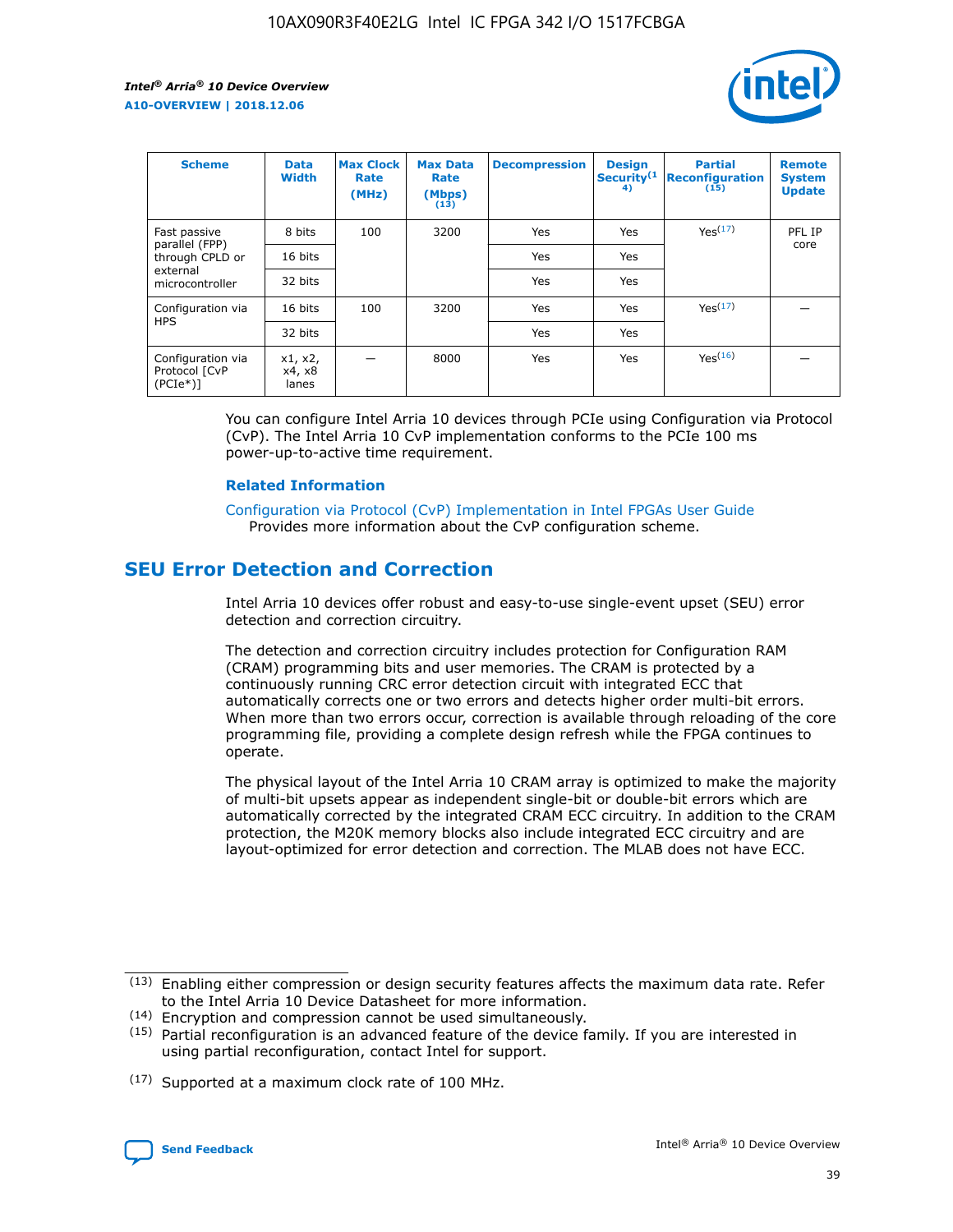| Scheme | Data Width | Max Clock Rate (MHz) | Max Data Rate (Mbps) (13) | Decompression | Design Security(14) | Partial Reconfiguration (15) | Remote System Update |
|---|---|---|---|---|---|---|---|
| Fast passive parallel (FPP) through CPLD or external microcontroller | 8 bits | 100 | 3200 | Yes | Yes | Yes(17) | PFL IP core |
| | 16 bits | | | Yes | Yes | | |
| | 32 bits | | | Yes | Yes | | |
| Configuration via HPS | 16 bits | 100 | 3200 | Yes | Yes | Yes(17) | — |
| | 32 bits | | | Yes | Yes | | |
| Configuration via Protocol [CvP (PCIe*)] | x1, x2, x4, x8 lanes | — | 8000 | Yes | Yes | Yes(16) | — |

You can configure Intel Arria 10 devices through PCIe using Configuration via Protocol (CvP). The Intel Arria 10 CvP implementation conforms to the PCIe 100 ms power-up-to-active time requirement.

### Related Information

Configuration via Protocol (CvP) Implementation in Intel FPGAs User Guide
Provides more information about the CvP configuration scheme.

## SEU Error Detection and Correction

Intel Arria 10 devices offer robust and easy-to-use single-event upset (SEU) error detection and correction circuitry.

The detection and correction circuitry includes protection for Configuration RAM (CRAM) programming bits and user memories. The CRAM is protected by a continuously running CRC error detection circuit with integrated ECC that automatically corrects one or two errors and detects higher order multi-bit errors. When more than two errors occur, correction is available through reloading of the core programming file, providing a complete design refresh while the FPGA continues to operate.

The physical layout of the Intel Arria 10 CRAM array is optimized to make the majority of multi-bit upsets appear as independent single-bit or double-bit errors which are automatically corrected by the integrated CRAM ECC circuitry. In addition to the CRAM protection, the M20K memory blocks also include integrated ECC circuitry and are layout-optimized for error detection and correction. The MLAB does not have ECC.

(13) Enabling either compression or design security features affects the maximum data rate. Refer to the Intel Arria 10 Device Datasheet for more information.

(14) Encryption and compression cannot be used simultaneously.

(15) Partial reconfiguration is an advanced feature of the device family. If you are interested in using partial reconfiguration, contact Intel for support.

(17) Supported at a maximum clock rate of 100 MHz.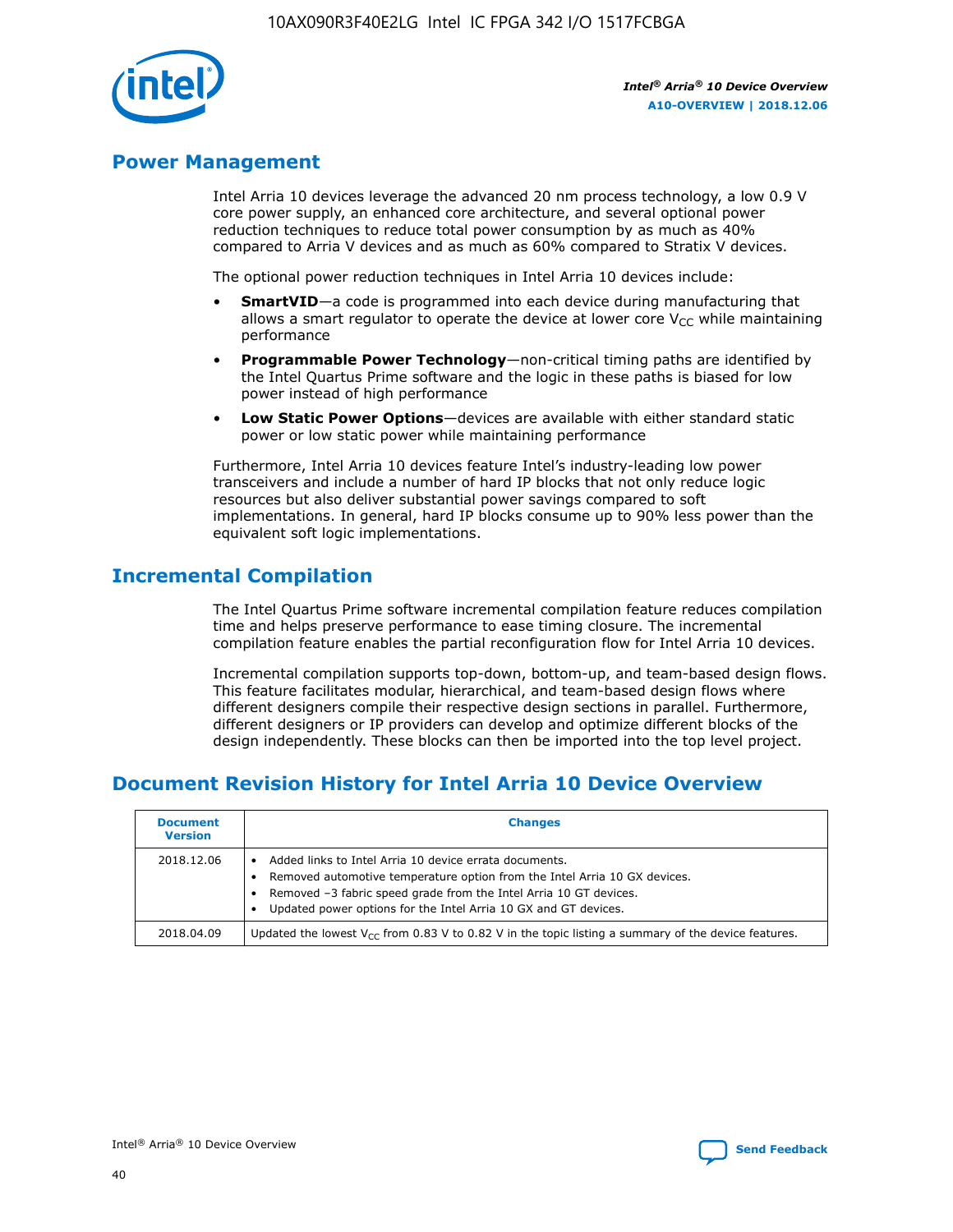## Power Management

Intel Arria 10 devices leverage the advanced 20 nm process technology, a low 0.9 V core power supply, an enhanced core architecture, and several optional power reduction techniques to reduce total power consumption by as much as 40% compared to Arria V devices and as much as 60% compared to Stratix V devices.

The optional power reduction techniques in Intel Arria 10 devices include:

- **SmartVID**—a code is programmed into each device during manufacturing that allows a smart regulator to operate the device at lower core $V_{CC}$ while maintaining performance
- **Programmable Power Technology**—non-critical timing paths are identified by the Intel Quartus Prime software and the logic in these paths is biased for low power instead of high performance
- **Low Static Power Options**—devices are available with either standard static power or low static power while maintaining performance

Furthermore, Intel Arria 10 devices feature Intel's industry-leading low power transceivers and include a number of hard IP blocks that not only reduce logic resources but also deliver substantial power savings compared to soft implementations. In general, hard IP blocks consume up to 90% less power than the equivalent soft logic implementations.

## Incremental Compilation

The Intel Quartus Prime software incremental compilation feature reduces compilation time and helps preserve performance to ease timing closure. The incremental compilation feature enables the partial reconfiguration flow for Intel Arria 10 devices.

Incremental compilation supports top-down, bottom-up, and team-based design flows. This feature facilitates modular, hierarchical, and team-based design flows where different designers compile their respective design sections in parallel. Furthermore, different designers or IP providers can develop and optimize different blocks of the design independently. These blocks can then be imported into the top level project.

## Document Revision History for Intel Arria 10 Device Overview

| Document Version | Changes |
|---|---|
| 2018.12.06 | • Added links to Intel Arria 10 device errata documents.<br>• Removed automotive temperature option from the Intel Arria 10 GX devices.<br>• Removed –3 fabric speed grade from the Intel Arria 10 GT devices.<br>• Updated power options for the Intel Arria 10 GX and GT devices. |
| 2018.04.09 | Updated the lowest $V_{CC}$ from 0.83 V to 0.82 V in the topic listing a summary of the device features. |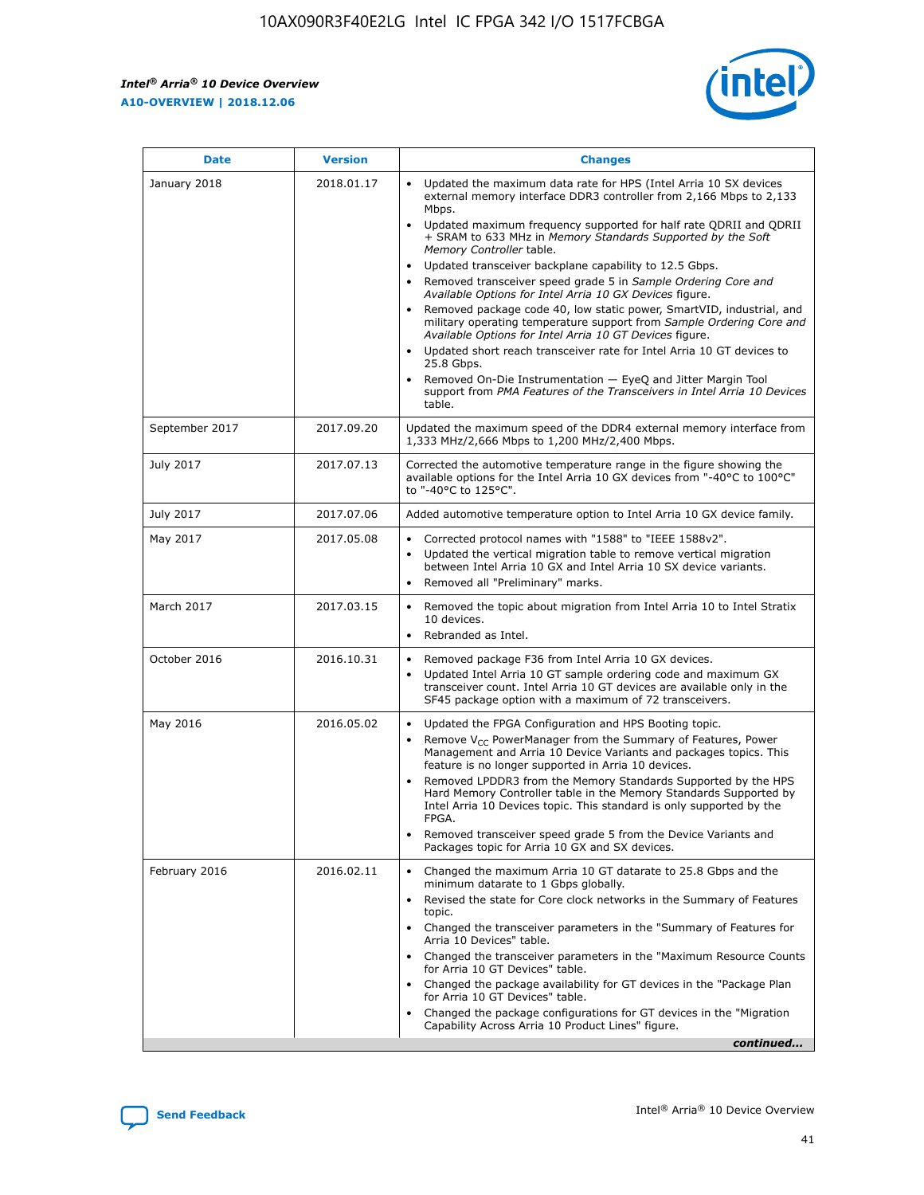| Date | Version | Changes |
| --- | --- | --- |
| January 2018 | 2018.01.17 | • Updated the maximum data rate for HPS (Intel Arria 10 SX devices external memory interface DDR3 controller from 2,166 Mbps to 2,133 Mbps.<br>• Updated maximum frequency supported for half rate QDRII and QDRII + SRAM to 633 MHz in *Memory Standards Supported by the Soft Memory Controller* table.<br>• Updated transceiver backplane capability to 12.5 Gbps.<br>• Removed transceiver speed grade 5 in *Sample Ordering Core and Available Options for Intel Arria 10 GX Devices* figure.<br>• Removed package code 40, low static power, SmartVID, industrial, and military operating temperature support from *Sample Ordering Core and Available Options for Intel Arria 10 GT Devices* figure.<br>• Updated short reach transceiver rate for Intel Arria 10 GT devices to 25.8 Gbps.<br>• Removed On-Die Instrumentation — EyeQ and Jitter Margin Tool support from *PMA Features of the Transceivers in Intel Arria 10 Devices* table. |
| September 2017 | 2017.09.20 | Updated the maximum speed of the DDR4 external memory interface from 1,333 MHz/2,666 Mbps to 1,200 MHz/2,400 Mbps. |
| July 2017 | 2017.07.13 | Corrected the automotive temperature range in the figure showing the available options for the Intel Arria 10 GX devices from "-40°C to 100°C" to "-40°C to 125°C". |
| July 2017 | 2017.07.06 | Added automotive temperature option to Intel Arria 10 GX device family. |
| May 2017 | 2017.05.08 | • Corrected protocol names with "1588" to "IEEE 1588v2".<br>• Updated the vertical migration table to remove vertical migration between Intel Arria 10 GX and Intel Arria 10 SX device variants.<br>• Removed all "Preliminary" marks. |
| March 2017 | 2017.03.15 | • Removed the topic about migration from Intel Arria 10 to Intel Stratix 10 devices.<br>• Rebranded as Intel. |
| October 2016 | 2016.10.31 | • Removed package F36 from Intel Arria 10 GX devices.<br>• Updated Intel Arria 10 GT sample ordering code and maximum GX transceiver count. Intel Arria 10 GT devices are available only in the SF45 package option with a maximum of 72 transceivers. |
| May 2016 | 2016.05.02 | • Updated the FPGA Configuration and HPS Booting topic.<br>• Remove $V_{CC}$ PowerManager from the Summary of Features, Power Management and Arria 10 Device Variants and packages topics. This feature is no longer supported in Arria 10 devices.<br>• Removed LPDDR3 from the Memory Standards Supported by the HPS Hard Memory Controller table in the Memory Standards Supported by Intel Arria 10 Devices topic. This standard is only supported by the FPGA.<br>• Removed transceiver speed grade 5 from the Device Variants and Packages topic for Arria 10 GX and SX devices. |
| February 2016 | 2016.02.11 | • Changed the maximum Arria 10 GT datarate to 25.8 Gbps and the minimum datarate to 1 Gbps globally.<br>• Revised the state for Core clock networks in the Summary of Features topic.<br>• Changed the transceiver parameters in the "Summary of Features for Arria 10 Devices" table.<br>• Changed the transceiver parameters in the "Maximum Resource Counts for Arria 10 GT Devices" table.<br>• Changed the package availability for GT devices in the "Package Plan for Arria 10 GT Devices" table.<br>• Changed the package configurations for GT devices in the "Migration Capability Across Arria 10 Product Lines" figure. |

*continued...*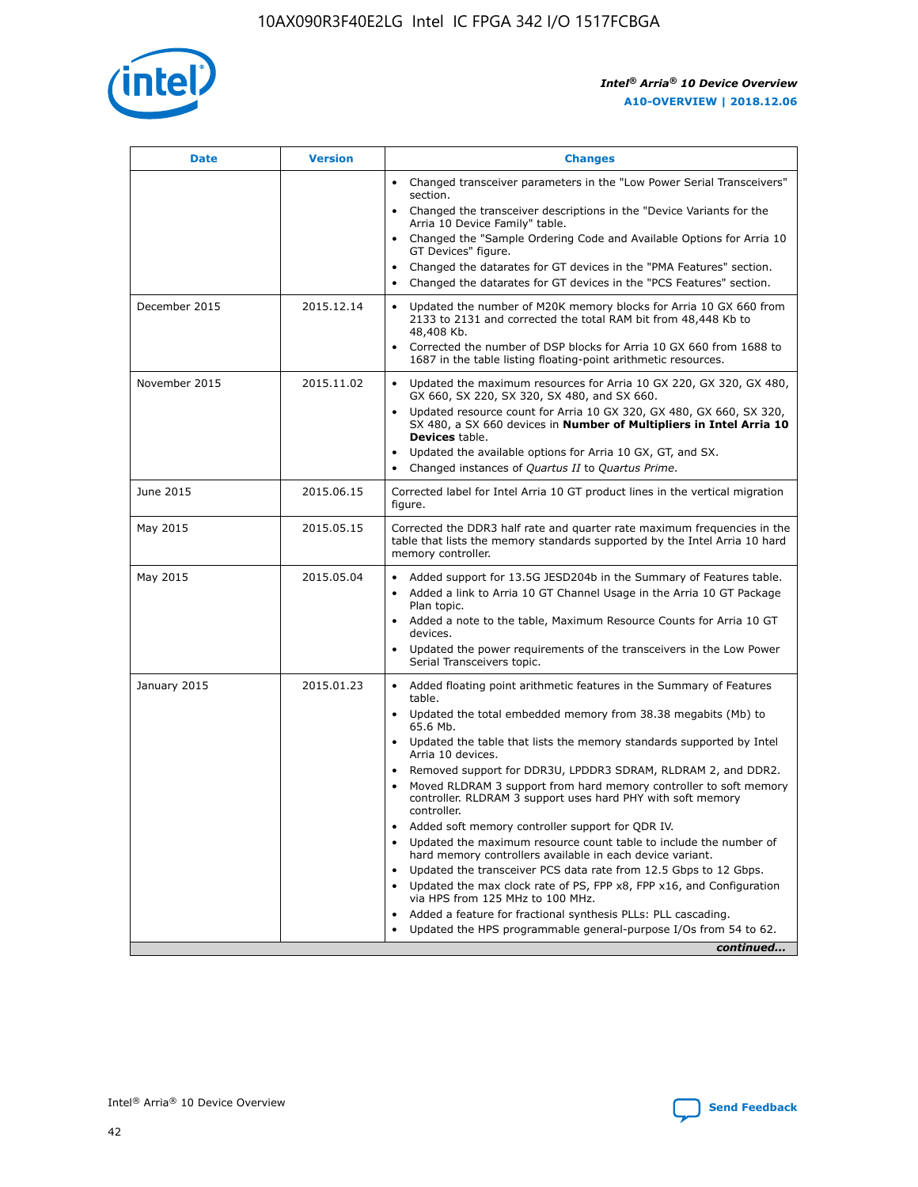| Date | Version | Changes |
| --- | --- | --- |
| | | • Changed transceiver parameters in the "Low Power Serial Transceivers" section.<br>• Changed the transceiver descriptions in the "Device Variants for the Arria 10 Device Family" table.<br>• Changed the "Sample Ordering Code and Available Options for Arria 10 GT Devices" figure.<br>• Changed the datarates for GT devices in the "PMA Features" section.<br>• Changed the datarates for GT devices in the "PCS Features" section. |
| December 2015 | 2015.12.14 | • Updated the number of M20K memory blocks for Arria 10 GX 660 from 2133 to 2131 and corrected the total RAM bit from 48,448 Kb to 48,408 Kb.<br>• Corrected the number of DSP blocks for Arria 10 GX 660 from 1688 to 1687 in the table listing floating-point arithmetic resources. |
| November 2015 | 2015.11.02 | • Updated the maximum resources for Arria 10 GX 220, GX 320, GX 480, GX 660, SX 220, SX 320, SX 480, and SX 660.<br>• Updated resource count for Arria 10 GX 320, GX 480, GX 660, SX 320, SX 480, a SX 660 devices in **Number of Multipliers in Intel Arria 10 Devices** table.<br>• Updated the available options for Arria 10 GX, GT, and SX.<br>• Changed instances of *Quartus II* to *Quartus Prime*. |
| June 2015 | 2015.06.15 | Corrected label for Intel Arria 10 GT product lines in the vertical migration figure. |
| May 2015 | 2015.05.15 | Corrected the DDR3 half rate and quarter rate maximum frequencies in the table that lists the memory standards supported by the Intel Arria 10 hard memory controller. |
| May 2015 | 2015.05.04 | • Added support for 13.5G JESD204b in the Summary of Features table.<br>• Added a link to Arria 10 GT Channel Usage in the Arria 10 GT Package Plan topic.<br>• Added a note to the table, Maximum Resource Counts for Arria 10 GT devices.<br>• Updated the power requirements of the transceivers in the Low Power Serial Transceivers topic. |
| January 2015 | 2015.01.23 | • Added floating point arithmetic features in the Summary of Features table.<br>• Updated the total embedded memory from 38.38 megabits (Mb) to 65.6 Mb.<br>• Updated the table that lists the memory standards supported by Intel Arria 10 devices.<br>• Removed support for DDR3U, LPDDR3 SDRAM, RLDRAM 2, and DDR2.<br>• Moved RLDRAM 3 support from hard memory controller to soft memory controller. RLDRAM 3 support uses hard PHY with soft memory controller.<br>• Added soft memory controller support for QDR IV.<br>• Updated the maximum resource count table to include the number of hard memory controllers available in each device variant.<br>• Updated the transceiver PCS data rate from 12.5 Gbps to 12 Gbps.<br>• Updated the max clock rate of PS, FPP x8, FPP x16, and Configuration via HPS from 125 MHz to 100 MHz.<br>• Added a feature for fractional synthesis PLLs: PLL cascading.<br>• Updated the HPS programmable general-purpose I/Os from 54 to 62. |

*continued...*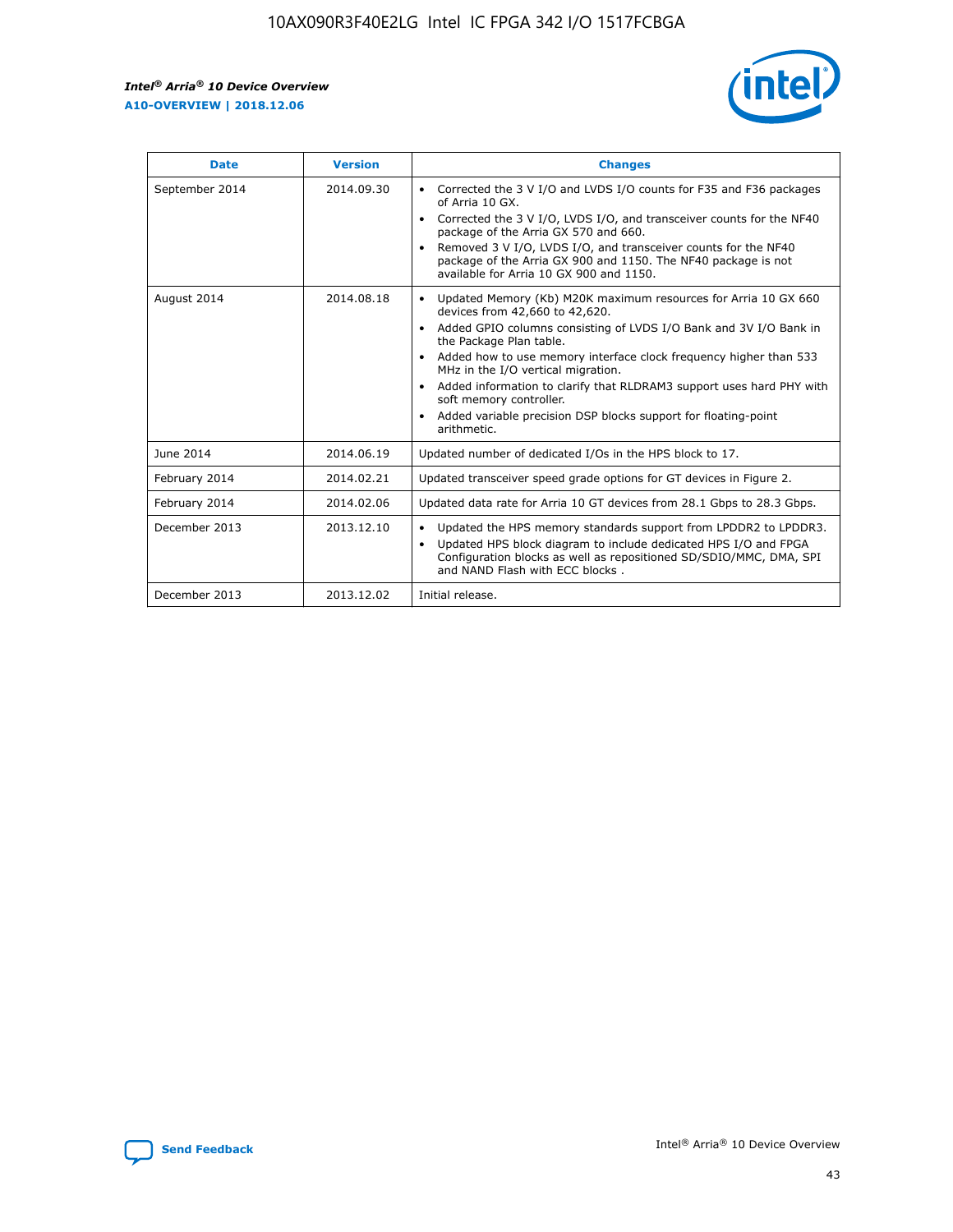| Date | Version | Changes |
| --- | --- | --- |
| September 2014 | 2014.09.30 | • Corrected the 3 V I/O and LVDS I/O counts for F35 and F36 packages of Arria 10 GX. • Corrected the 3 V I/O, LVDS I/O, and transceiver counts for the NF40 package of the Arria GX 570 and 660. • Removed 3 V I/O, LVDS I/O, and transceiver counts for the NF40 package of the Arria GX 900 and 1150. The NF40 package is not available for Arria 10 GX 900 and 1150. |
| August 2014 | 2014.08.18 | • Updated Memory (Kb) M20K maximum resources for Arria 10 GX 660 devices from 42,660 to 42,620. • Added GPIO columns consisting of LVDS I/O Bank and 3V I/O Bank in the Package Plan table. • Added how to use memory interface clock frequency higher than 533 MHz in the I/O vertical migration. • Added information to clarify that RLDRAM3 support uses hard PHY with soft memory controller. • Added variable precision DSP blocks support for floating-point arithmetic. |
| June 2014 | 2014.06.19 | Updated number of dedicated I/Os in the HPS block to 17. |
| February 2014 | 2014.02.21 | Updated transceiver speed grade options for GT devices in Figure 2. |
| February 2014 | 2014.02.06 | Updated data rate for Arria 10 GT devices from 28.1 Gbps to 28.3 Gbps. |
| December 2013 | 2013.12.10 | • Updated the HPS memory standards support from LPDDR2 to LPDDR3. • Updated HPS block diagram to include dedicated HPS I/O and FPGA Configuration blocks as well as repositioned SD/SDIO/MMC, DMA, SPI and NAND Flash with ECC blocks . |
| December 2013 | 2013.12.02 | Initial release. |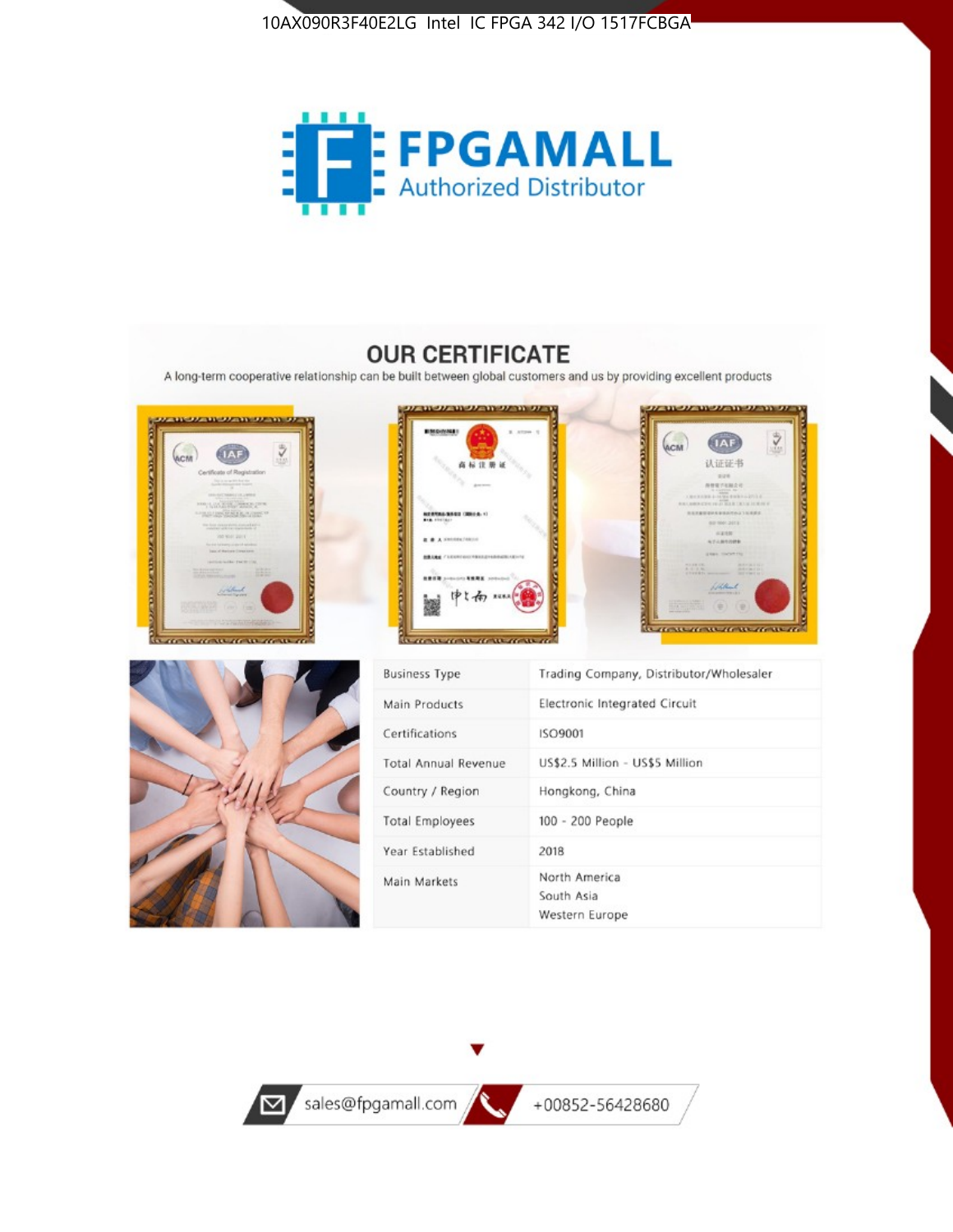FPGAMALL

Authorized Distributor

# OUR CERTIFICATE

A long-term cooperative relationship can be built between global customers and us by providing excellent products

| | |
|---|---|
| Business Type | Trading Company, Distributor/Wholesaler |
| Main Products | Electronic Integrated Circuit |
| Certifications | ISO9001 |
| Total Annual Revenue | US$2.5 Million - US$5 Million |
| Country / Region | Hongkong, China |
| Total Employees | 100 - 200 People |
| Year Established | 2018 |
| Main Markets | North America<br>South Asia<br>Western Europe |

sales@fpgamall.com

+00852-56428680